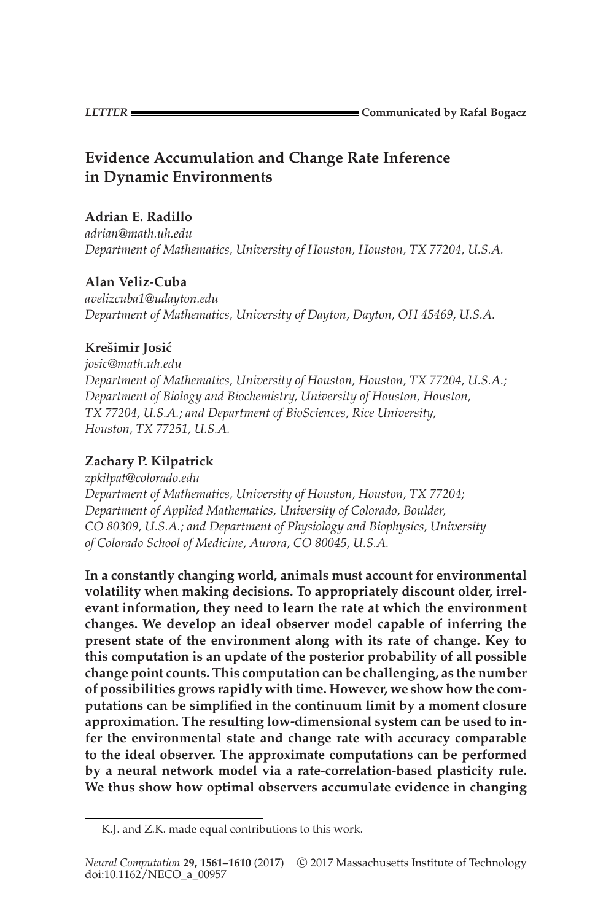*LETTER* **Communicated by Rafal Bogacz**

# Evidence Accumulation and Change Rate Inference in Dynamic Environments

**Adrian E. Radillo**
*adrian@math.uh.edu*
*Department of Mathematics, University of Houston, Houston, TX 77204, U.S.A.*

**Alan Veliz-Cuba**
*avelizcuba1@udayton.edu*
*Department of Mathematics, University of Dayton, Dayton, OH 45469, U.S.A.*

**Krešimir Josić**
*josic@math.uh.edu*
*Department of Mathematics, University of Houston, Houston, TX 77204, U.S.A.; Department of Biology and Biochemistry, University of Houston, Houston, TX 77204, U.S.A.; and Department of BioSciences, Rice University, Houston, TX 77251, U.S.A.*

**Zachary P. Kilpatrick**
*zpkilpat@colorado.edu*
*Department of Mathematics, University of Houston, Houston, TX 77204; Department of Applied Mathematics, University of Colorado, Boulder, CO 80309, U.S.A.; and Department of Physiology and Biophysics, University of Colorado School of Medicine, Aurora, CO 80045, U.S.A.*

**In a constantly changing world, animals must account for environmental volatility when making decisions. To appropriately discount older, irrelevant information, they need to learn the rate at which the environment changes. We develop an ideal observer model capable of inferring the present state of the environment along with its rate of change. Key to this computation is an update of the posterior probability of all possible change point counts. This computation can be challenging, as the number of possibilities grows rapidly with time. However, we show how the computations can be simplified in the continuum limit by a moment closure approximation. The resulting low-dimensional system can be used to infer the environmental state and change rate with accuracy comparable to the ideal observer. The approximate computations can be performed by a neural network model via a rate-correlation-based plasticity rule. We thus show how optimal observers accumulate evidence in changing**

K.J. and Z.K. made equal contributions to this work.

*Neural Computation* **29, 1561–1610** (2017) © 2017 Massachusetts Institute of Technology
doi:10.1162/NECO_a_00957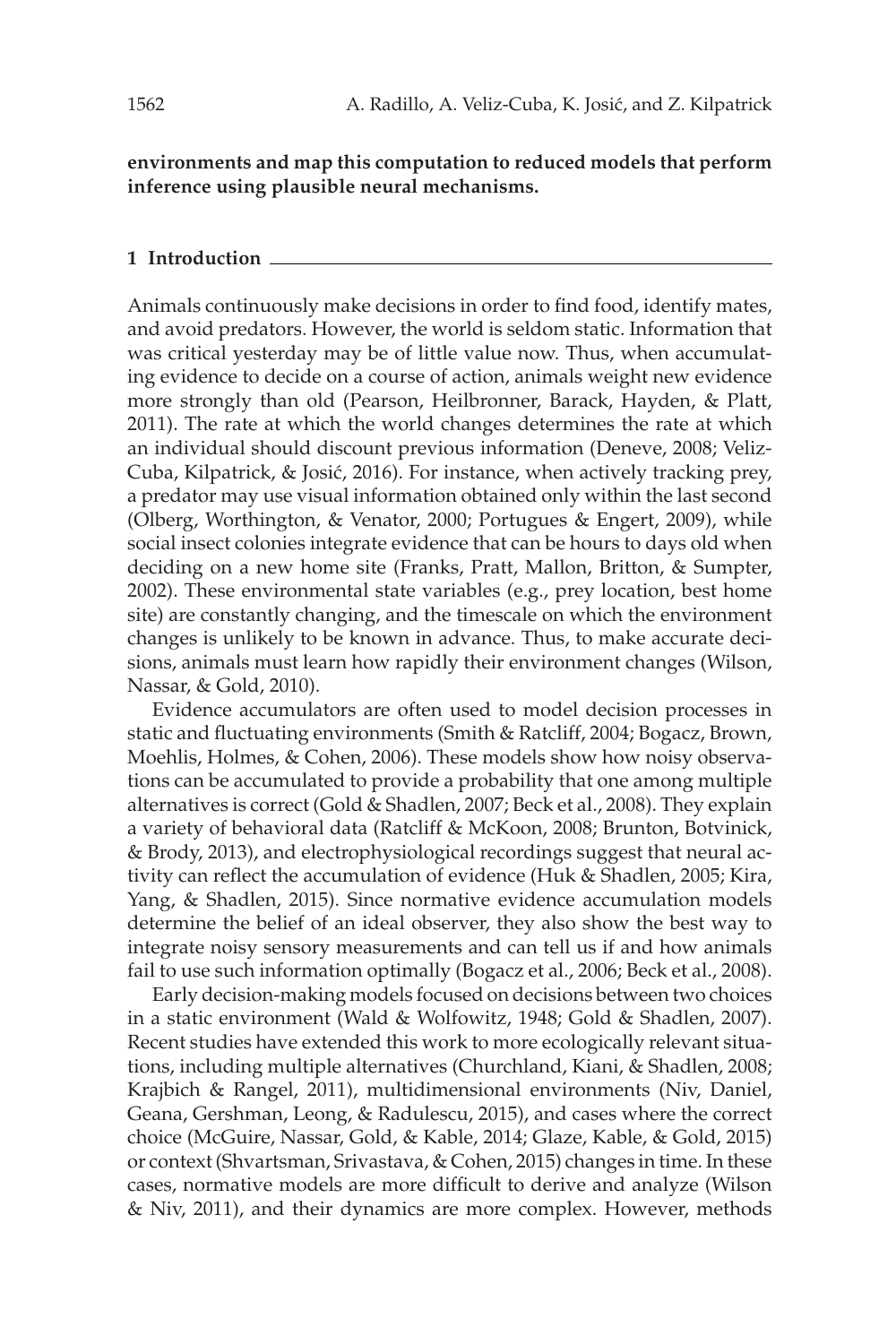**environments and map this computation to reduced models that perform inference using plausible neural mechanisms.**

## 1 Introduction

Animals continuously make decisions in order to find food, identify mates, and avoid predators. However, the world is seldom static. Information that was critical yesterday may be of little value now. Thus, when accumulating evidence to decide on a course of action, animals weight new evidence more strongly than old (Pearson, Heilbronner, Barack, Hayden, & Platt, 2011). The rate at which the world changes determines the rate at which an individual should discount previous information (Deneve, 2008; Veliz-Cuba, Kilpatrick, & Josić, 2016). For instance, when actively tracking prey, a predator may use visual information obtained only within the last second (Olberg, Worthington, & Venator, 2000; Portugues & Engert, 2009), while social insect colonies integrate evidence that can be hours to days old when deciding on a new home site (Franks, Pratt, Mallon, Britton, & Sumpter, 2002). These environmental state variables (e.g., prey location, best home site) are constantly changing, and the timescale on which the environment changes is unlikely to be known in advance. Thus, to make accurate decisions, animals must learn how rapidly their environment changes (Wilson, Nassar, & Gold, 2010).

Evidence accumulators are often used to model decision processes in static and fluctuating environments (Smith & Ratcliff, 2004; Bogacz, Brown, Moehlis, Holmes, & Cohen, 2006). These models show how noisy observations can be accumulated to provide a probability that one among multiple alternatives is correct (Gold & Shadlen, 2007; Beck et al., 2008). They explain a variety of behavioral data (Ratcliff & McKoon, 2008; Brunton, Botvinick, & Brody, 2013), and electrophysiological recordings suggest that neural activity can reflect the accumulation of evidence (Huk & Shadlen, 2005; Kira, Yang, & Shadlen, 2015). Since normative evidence accumulation models determine the belief of an ideal observer, they also show the best way to integrate noisy sensory measurements and can tell us if and how animals fail to use such information optimally (Bogacz et al., 2006; Beck et al., 2008).

Early decision-making models focused on decisions between two choices in a static environment (Wald & Wolfowitz, 1948; Gold & Shadlen, 2007). Recent studies have extended this work to more ecologically relevant situations, including multiple alternatives (Churchland, Kiani, & Shadlen, 2008; Krajbich & Rangel, 2011), multidimensional environments (Niv, Daniel, Geana, Gershman, Leong, & Radulescu, 2015), and cases where the correct choice (McGuire, Nassar, Gold, & Kable, 2014; Glaze, Kable, & Gold, 2015) or context (Shvartsman, Srivastava, & Cohen, 2015) changes in time. In these cases, normative models are more difficult to derive and analyze (Wilson & Niv, 2011), and their dynamics are more complex. However, methods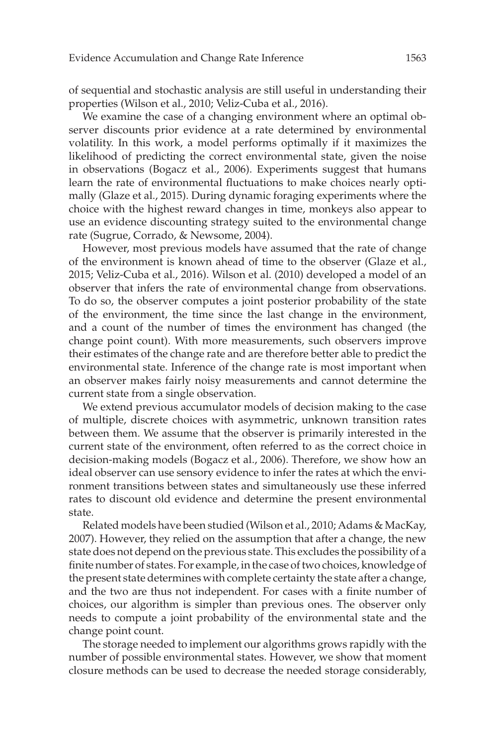of sequential and stochastic analysis are still useful in understanding their properties (Wilson et al., 2010; Veliz-Cuba et al., 2016).

We examine the case of a changing environment where an optimal observer discounts prior evidence at a rate determined by environmental volatility. In this work, a model performs optimally if it maximizes the likelihood of predicting the correct environmental state, given the noise in observations (Bogacz et al., 2006). Experiments suggest that humans learn the rate of environmental fluctuations to make choices nearly optimally (Glaze et al., 2015). During dynamic foraging experiments where the choice with the highest reward changes in time, monkeys also appear to use an evidence discounting strategy suited to the environmental change rate (Sugrue, Corrado, & Newsome, 2004).

However, most previous models have assumed that the rate of change of the environment is known ahead of time to the observer (Glaze et al., 2015; Veliz-Cuba et al., 2016). Wilson et al. (2010) developed a model of an observer that infers the rate of environmental change from observations. To do so, the observer computes a joint posterior probability of the state of the environment, the time since the last change in the environment, and a count of the number of times the environment has changed (the change point count). With more measurements, such observers improve their estimates of the change rate and are therefore better able to predict the environmental state. Inference of the change rate is most important when an observer makes fairly noisy measurements and cannot determine the current state from a single observation.

We extend previous accumulator models of decision making to the case of multiple, discrete choices with asymmetric, unknown transition rates between them. We assume that the observer is primarily interested in the current state of the environment, often referred to as the correct choice in decision-making models (Bogacz et al., 2006). Therefore, we show how an ideal observer can use sensory evidence to infer the rates at which the environment transitions between states and simultaneously use these inferred rates to discount old evidence and determine the present environmental state.

Related models have been studied (Wilson et al., 2010; Adams & MacKay, 2007). However, they relied on the assumption that after a change, the new state does not depend on the previous state. This excludes the possibility of a finite number of states. For example, in the case of two choices, knowledge of the present state determines with complete certainty the state after a change, and the two are thus not independent. For cases with a finite number of choices, our algorithm is simpler than previous ones. The observer only needs to compute a joint probability of the environmental state and the change point count.

The storage needed to implement our algorithms grows rapidly with the number of possible environmental states. However, we show that moment closure methods can be used to decrease the needed storage considerably,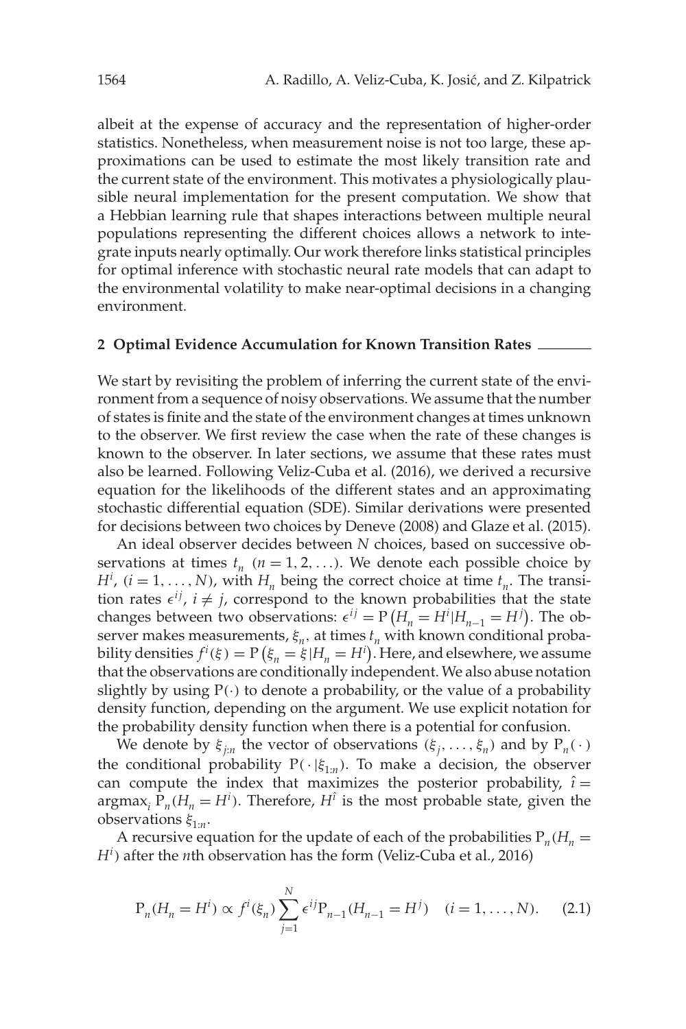albeit at the expense of accuracy and the representation of higher-order statistics. Nonetheless, when measurement noise is not too large, these approximations can be used to estimate the most likely transition rate and the current state of the environment. This motivates a physiologically plausible neural implementation for the present computation. We show that a Hebbian learning rule that shapes interactions between multiple neural populations representing the different choices allows a network to integrate inputs nearly optimally. Our work therefore links statistical principles for optimal inference with stochastic neural rate models that can adapt to the environmental volatility to make near-optimal decisions in a changing environment.

## 2 Optimal Evidence Accumulation for Known Transition Rates

We start by revisiting the problem of inferring the current state of the environment from a sequence of noisy observations. We assume that the number of states is finite and the state of the environment changes at times unknown to the observer. We first review the case when the rate of these changes is known to the observer. In later sections, we assume that these rates must also be learned. Following Veliz-Cuba et al. (2016), we derived a recursive equation for the likelihoods of the different states and an approximating stochastic differential equation (SDE). Similar derivations were presented for decisions between two choices by Deneve (2008) and Glaze et al. (2015).

An ideal observer decides between $N$ choices, based on successive observations at times $t_n$ $(n = 1, 2, \ldots)$. We denote each possible choice by $H^i$, $(i = 1, \ldots, N)$, with $H_n$ being the correct choice at time $t_n$. The transition rates $\epsilon^{ij}$, $i \neq j$, correspond to the known probabilities that the state changes between two observations: $\epsilon^{ij} = \mathrm{P}\left(H_n = H^i | H_{n-1} = H^j\right)$. The observer makes measurements, $\xi_n$, at times $t_n$ with known conditional probability densities $f^i(\xi) = \mathrm{P}\left(\xi_n = \xi | H_n = H^i\right)$. Here, and elsewhere, we assume that the observations are conditionally independent. We also abuse notation slightly by using $\mathrm{P}(\cdot)$ to denote a probability, or the value of a probability density function, depending on the argument. We use explicit notation for the probability density function when there is a potential for confusion.

We denote by $\xi_{j:n}$ the vector of observations $(\xi_j, \ldots, \xi_n)$ and by $\mathrm{P}_n(\cdot)$ the conditional probability $\mathrm{P}(\cdot | \xi_{1:n})$. To make a decision, the observer can compute the index that maximizes the posterior probability, $\hat{\imath} = \mathrm{argmax}_i \, \mathrm{P}_n(H_n = H^i)$. Therefore, $H^{\hat{\imath}}$ is the most probable state, given the observations $\xi_{1:n}$.

A recursive equation for the update of each of the probabilities $\mathrm{P}_n(H_n = H^i)$ after the $n$th observation has the form (Veliz-Cuba et al., 2016)

$$\mathrm{P}_n(H_n = H^i) \propto f^i(\xi_n) \sum_{j=1}^{N} \epsilon^{ij} \mathrm{P}_{n-1}(H_{n-1} = H^j) \quad (i = 1, \ldots, N). \tag{2.1}$$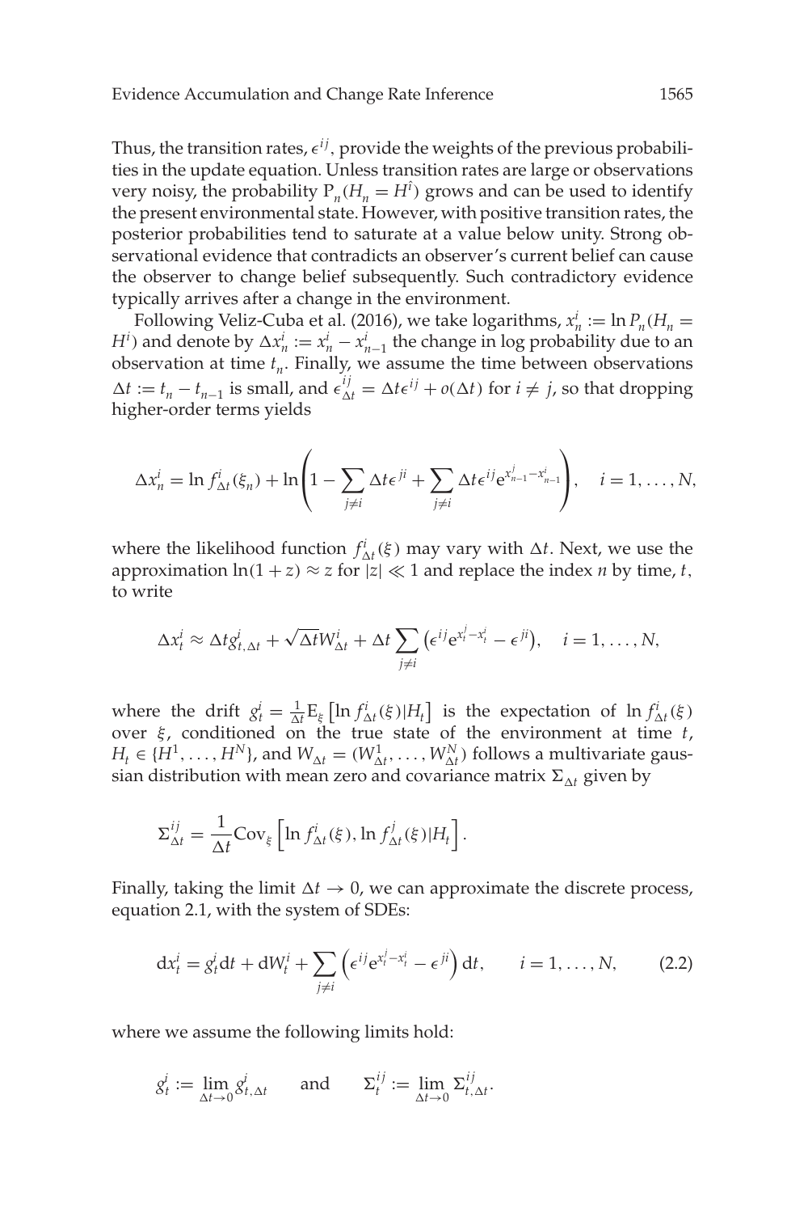Thus, the transition rates, $\epsilon^{ij}$, provide the weights of the previous probabilities in the update equation. Unless transition rates are large or observations very noisy, the probability $P_n(H_n = H^i)$ grows and can be used to identify the present environmental state. However, with positive transition rates, the posterior probabilities tend to saturate at a value below unity. Strong observational evidence that contradicts an observer's current belief can cause the observer to change belief subsequently. Such contradictory evidence typically arrives after a change in the environment.

Following Veliz-Cuba et al. (2016), we take logarithms, $x_n^i := \ln P_n(H_n = H^i)$ and denote by $\Delta x_n^i := x_n^i - x_{n-1}^i$ the change in log probability due to an observation at time $t_n$. Finally, we assume the time between observations $\Delta t := t_n - t_{n-1}$ is small, and $\epsilon_{\Delta t}^{ij} = \Delta t \epsilon^{ij} + o(\Delta t)$ for $i \neq j$, so that dropping higher-order terms yields

$$\Delta x_n^i = \ln f_{\Delta t}^i(\xi_n) + \ln\left(1 - \sum_{j \neq i} \Delta t \epsilon^{ji} + \sum_{j \neq i} \Delta t \epsilon^{ij} e^{x_{n-1}^j - x_{n-1}^i}\right), \quad i = 1, \ldots, N,$$

where the likelihood function $f_{\Delta t}^i(\xi)$ may vary with $\Delta t$. Next, we use the approximation $\ln(1+z) \approx z$ for $|z| \ll 1$ and replace the index $n$ by time, $t$, to write

$$\Delta x_t^i \approx \Delta t g_{t,\Delta t}^i + \sqrt{\Delta t} W_{\Delta t}^i + \Delta t \sum_{j \neq i} \left(\epsilon^{ij} e^{x_t^j - x_t^i} - \epsilon^{ji}\right), \quad i = 1, \ldots, N,$$

where the drift $g_t^i = \frac{1}{\Delta t} \mathrm{E}_\xi \left[\ln f_{\Delta t}^i(\xi) | H_t\right]$ is the expectation of $\ln f_{\Delta t}^i(\xi)$ over $\xi$, conditioned on the true state of the environment at time $t$, $H_t \in \{H^1, \ldots, H^N\}$, and $W_{\Delta t} = (W_{\Delta t}^1, \ldots, W_{\Delta t}^N)$ follows a multivariate gaussian distribution with mean zero and covariance matrix $\Sigma_{\Delta t}$ given by

$$\Sigma_{\Delta t}^{ij} = \frac{1}{\Delta t} \mathrm{Cov}_\xi \left[\ln f_{\Delta t}^i(\xi), \ln f_{\Delta t}^j(\xi) | H_t\right].$$

Finally, taking the limit $\Delta t \to 0$, we can approximate the discrete process, equation 2.1, with the system of SDEs:

$$\mathrm{d}x_t^i = g_t^i \mathrm{d}t + \mathrm{d}W_t^i + \sum_{j \neq i} \left(\epsilon^{ij} e^{x_t^j - x_t^i} - \epsilon^{ji}\right) \mathrm{d}t, \qquad i = 1, \ldots, N, \tag{2.2}$$

where we assume the following limits hold:

$$g_t^i := \lim_{\Delta t \to 0} g_{t,\Delta t}^i \qquad \text{and} \qquad \Sigma_t^{ij} := \lim_{\Delta t \to 0} \Sigma_{t,\Delta t}^{ij}.$$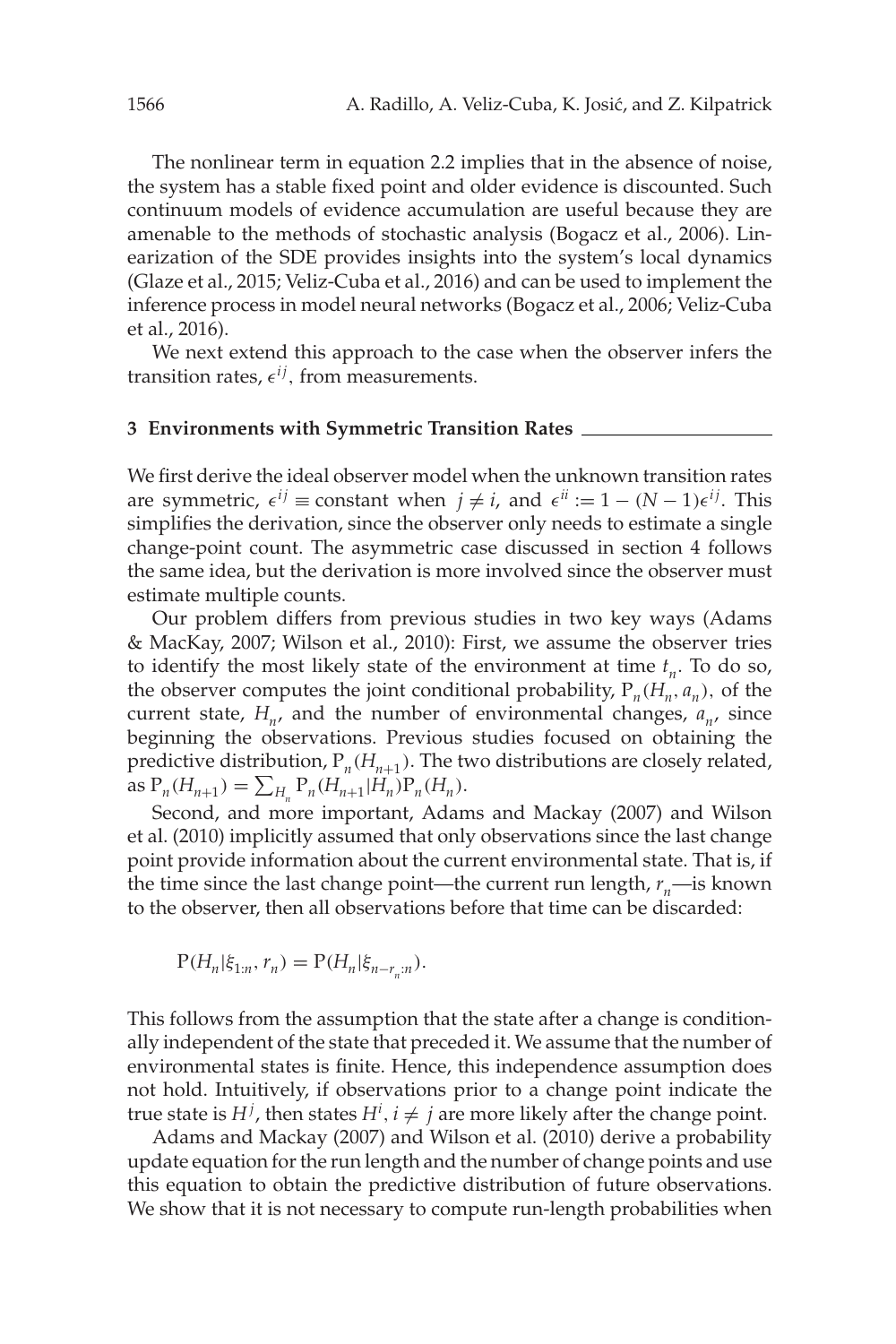The nonlinear term in equation 2.2 implies that in the absence of noise, the system has a stable fixed point and older evidence is discounted. Such continuum models of evidence accumulation are useful because they are amenable to the methods of stochastic analysis (Bogacz et al., 2006). Linearization of the SDE provides insights into the system's local dynamics (Glaze et al., 2015; Veliz-Cuba et al., 2016) and can be used to implement the inference process in model neural networks (Bogacz et al., 2006; Veliz-Cuba et al., 2016).

We next extend this approach to the case when the observer infers the transition rates, $\epsilon^{ij}$, from measurements.

## 3 Environments with Symmetric Transition Rates

We first derive the ideal observer model when the unknown transition rates are symmetric, $\epsilon^{ij} \equiv$ constant when $j \neq i$, and $\epsilon^{ii} := 1 - (N-1)\epsilon^{ij}$. This simplifies the derivation, since the observer only needs to estimate a single change-point count. The asymmetric case discussed in section 4 follows the same idea, but the derivation is more involved since the observer must estimate multiple counts.

Our problem differs from previous studies in two key ways (Adams & MacKay, 2007; Wilson et al., 2010): First, we assume the observer tries to identify the most likely state of the environment at time $t_n$. To do so, the observer computes the joint conditional probability, $\mathrm{P}_n(H_n, a_n)$, of the current state, $H_n$, and the number of environmental changes, $a_n$, since beginning the observations. Previous studies focused on obtaining the predictive distribution, $\mathrm{P}_n(H_{n+1})$. The two distributions are closely related, as $\mathrm{P}_n(H_{n+1}) = \sum_{H_n} \mathrm{P}_n(H_{n+1}|H_n)\mathrm{P}_n(H_n)$.

Second, and more important, Adams and Mackay (2007) and Wilson et al. (2010) implicitly assumed that only observations since the last change point provide information about the current environmental state. That is, if the time since the last change point—the current run length, $r_n$—is known to the observer, then all observations before that time can be discarded:

$$\mathrm{P}(H_n|\xi_{1:n}, r_n) = \mathrm{P}(H_n|\xi_{n-r_n:n}).$$

This follows from the assumption that the state after a change is conditionally independent of the state that preceded it. We assume that the number of environmental states is finite. Hence, this independence assumption does not hold. Intuitively, if observations prior to a change point indicate the true state is $H^j$, then states $H^i$, $i \neq j$ are more likely after the change point.

Adams and Mackay (2007) and Wilson et al. (2010) derive a probability update equation for the run length and the number of change points and use this equation to obtain the predictive distribution of future observations. We show that it is not necessary to compute run-length probabilities when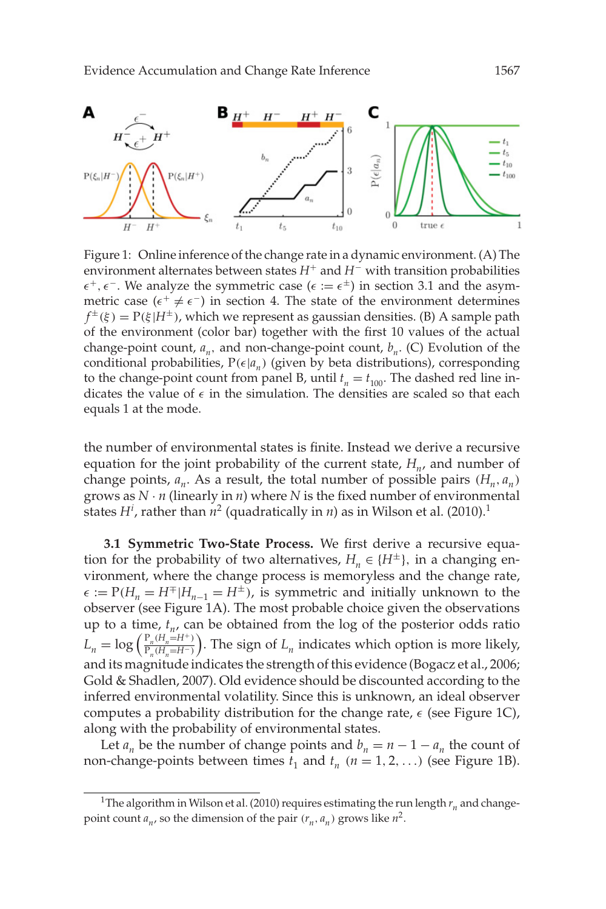Figure 1: Online inference of the change rate in a dynamic environment. (A) The environment alternates between states $H^+$ and $H^-$ with transition probabilities $\epsilon^+, \epsilon^-$. We analyze the symmetric case ($\epsilon := \epsilon^\pm$) in section 3.1 and the asymmetric case ($\epsilon^+ \neq \epsilon^-$) in section 4. The state of the environment determines $f^\pm(\xi) = \mathrm{P}(\xi|H^\pm)$, which we represent as gaussian densities. (B) A sample path of the environment (color bar) together with the first 10 values of the actual change-point count, $a_n$, and non-change-point count, $b_n$. (C) Evolution of the conditional probabilities, $\mathrm{P}(\epsilon|a_n)$ (given by beta distributions), corresponding to the change-point count from panel B, until $t_n = t_{100}$. The dashed red line indicates the value of $\epsilon$ in the simulation. The densities are scaled so that each equals 1 at the mode.

the number of environmental states is finite. Instead we derive a recursive equation for the joint probability of the current state, $H_n$, and number of change points, $a_n$. As a result, the total number of possible pairs $(H_n, a_n)$ grows as $N \cdot n$ (linearly in $n$) where $N$ is the fixed number of environmental states $H^i$, rather than $n^2$ (quadratically in $n$) as in Wilson et al. (2010).[1]

**3.1 Symmetric Two-State Process.** We first derive a recursive equation for the probability of two alternatives, $H_n \in \{H^\pm\}$, in a changing environment, where the change process is memoryless and the change rate, $\epsilon := \mathrm{P}(H_n = H^\mp | H_{n-1} = H^\pm)$, is symmetric and initially unknown to the observer (see Figure 1A). The most probable choice given the observations up to a time, $t_n$, can be obtained from the log of the posterior odds ratio $L_n = \log\left(\frac{\mathrm{P}_n(H_n=H^+)}{\mathrm{P}_n(H_n=H^-)}\right)$. The sign of $L_n$ indicates which option is more likely, and its magnitude indicates the strength of this evidence (Bogacz et al., 2006; Gold & Shadlen, 2007). Old evidence should be discounted according to the inferred environmental volatility. Since this is unknown, an ideal observer computes a probability distribution for the change rate, $\epsilon$ (see Figure 1C), along with the probability of environmental states.

Let $a_n$ be the number of change points and $b_n = n - 1 - a_n$ the count of non-change-points between times $t_1$ and $t_n$ $(n = 1, 2, \ldots)$ (see Figure 1B).

[1] The algorithm in Wilson et al. (2010) requires estimating the run length $r_n$ and change-point count $a_n$, so the dimension of the pair $(r_n, a_n)$ grows like $n^2$.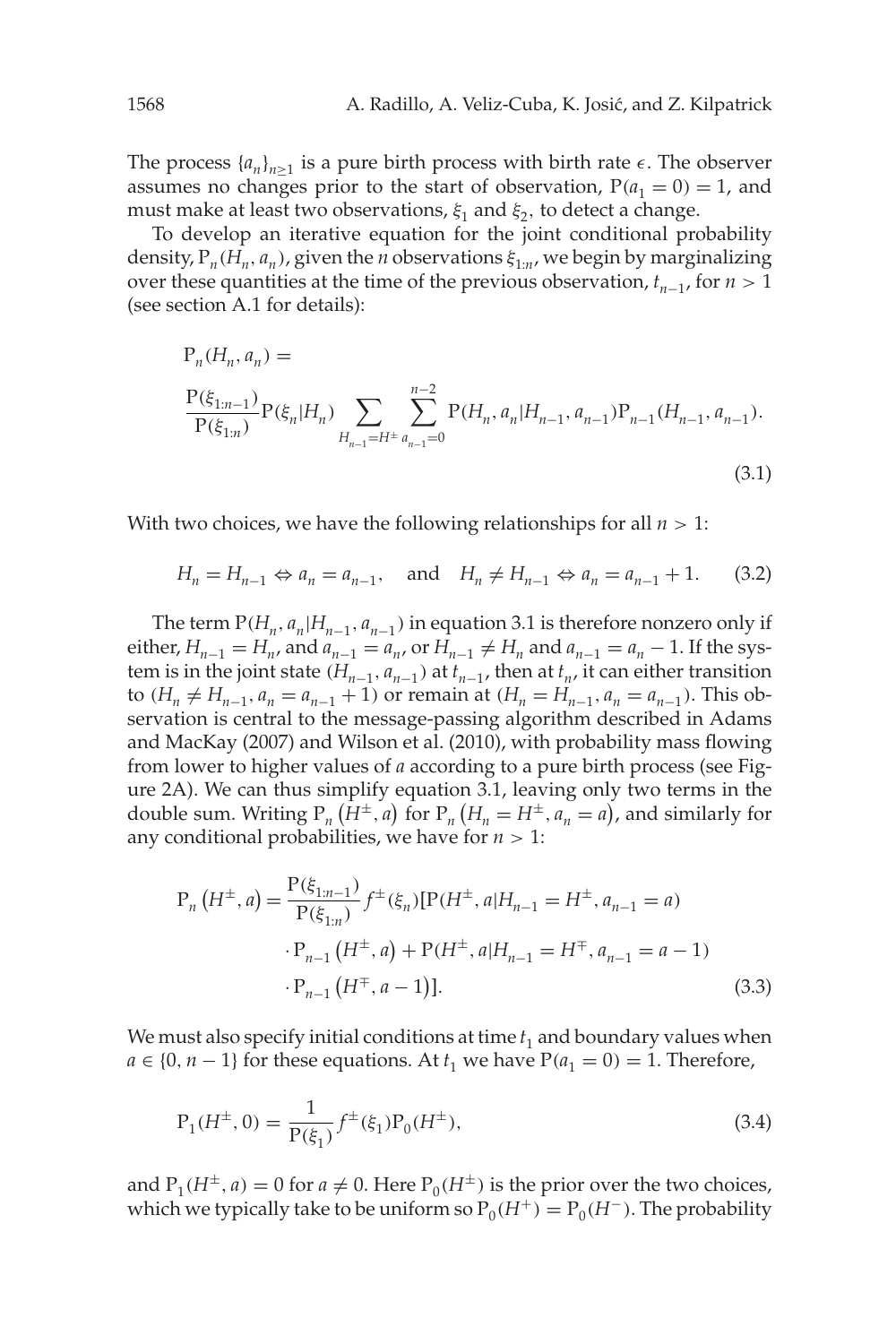The process $\{a_n\}_{n\geq 1}$ is a pure birth process with birth rate $\epsilon$. The observer assumes no changes prior to the start of observation, $\mathrm{P}(a_1 = 0) = 1$, and must make at least two observations, $\xi_1$ and $\xi_2$, to detect a change.

To develop an iterative equation for the joint conditional probability density, $\mathrm{P}_n(H_n, a_n)$, given the $n$ observations $\xi_{1:n}$, we begin by marginalizing over these quantities at the time of the previous observation, $t_{n-1}$, for $n > 1$ (see section A.1 for details):

$$\mathrm{P}_n(H_n, a_n) = \frac{\mathrm{P}(\xi_{1:n-1})}{\mathrm{P}(\xi_{1:n})}\mathrm{P}(\xi_n|H_n)\sum_{H_{n-1}=H^{\pm}}\sum_{a_{n-1}=0}^{n-2}\mathrm{P}(H_n, a_n|H_{n-1}, a_{n-1})\mathrm{P}_{n-1}(H_{n-1}, a_{n-1}). \tag{3.1}$$

With two choices, we have the following relationships for all $n > 1$:

$$H_n = H_{n-1} \Leftrightarrow a_n = a_{n-1}, \quad \text{and} \quad H_n \neq H_{n-1} \Leftrightarrow a_n = a_{n-1} + 1. \tag{3.2}$$

The term $\mathrm{P}(H_n, a_n|H_{n-1}, a_{n-1})$ in equation 3.1 is therefore nonzero only if either, $H_{n-1} = H_n$, and $a_{n-1} = a_n$, or $H_{n-1} \neq H_n$ and $a_{n-1} = a_n - 1$. If the system is in the joint state $(H_{n-1}, a_{n-1})$ at $t_{n-1}$, then at $t_n$, it can either transition to $(H_n \neq H_{n-1}, a_n = a_{n-1} + 1)$ or remain at $(H_n = H_{n-1}, a_n = a_{n-1})$. This observation is central to the message-passing algorithm described in Adams and MacKay (2007) and Wilson et al. (2010), with probability mass flowing from lower to higher values of $a$ according to a pure birth process (see Figure 2A). We can thus simplify equation 3.1, leaving only two terms in the double sum. Writing $\mathrm{P}_n\left(H^{\pm}, a\right)$ for $\mathrm{P}_n\left(H_n = H^{\pm}, a_n = a\right)$, and similarly for any conditional probabilities, we have for $n > 1$:

$$\begin{aligned}\mathrm{P}_n\left(H^{\pm}, a\right) = \frac{\mathrm{P}(\xi_{1:n-1})}{\mathrm{P}(\xi_{1:n})} f^{\pm}(\xi_n)[&\mathrm{P}(H^{\pm}, a|H_{n-1} = H^{\pm}, a_{n-1} = a) \\ &\cdot \mathrm{P}_{n-1}\left(H^{\pm}, a\right) + \mathrm{P}(H^{\pm}, a|H_{n-1} = H^{\mp}, a_{n-1} = a - 1) \\ &\cdot \mathrm{P}_{n-1}\left(H^{\mp}, a - 1\right)].\end{aligned} \tag{3.3}$$

We must also specify initial conditions at time $t_1$ and boundary values when $a \in \{0, n-1\}$ for these equations. At $t_1$ we have $\mathrm{P}(a_1 = 0) = 1$. Therefore,

$$\mathrm{P}_1(H^{\pm}, 0) = \frac{1}{\mathrm{P}(\xi_1)} f^{\pm}(\xi_1)\mathrm{P}_0(H^{\pm}), \tag{3.4}$$

and $\mathrm{P}_1(H^{\pm}, a) = 0$ for $a \neq 0$. Here $\mathrm{P}_0(H^{\pm})$ is the prior over the two choices, which we typically take to be uniform so $\mathrm{P}_0(H^+) = \mathrm{P}_0(H^-)$. The probability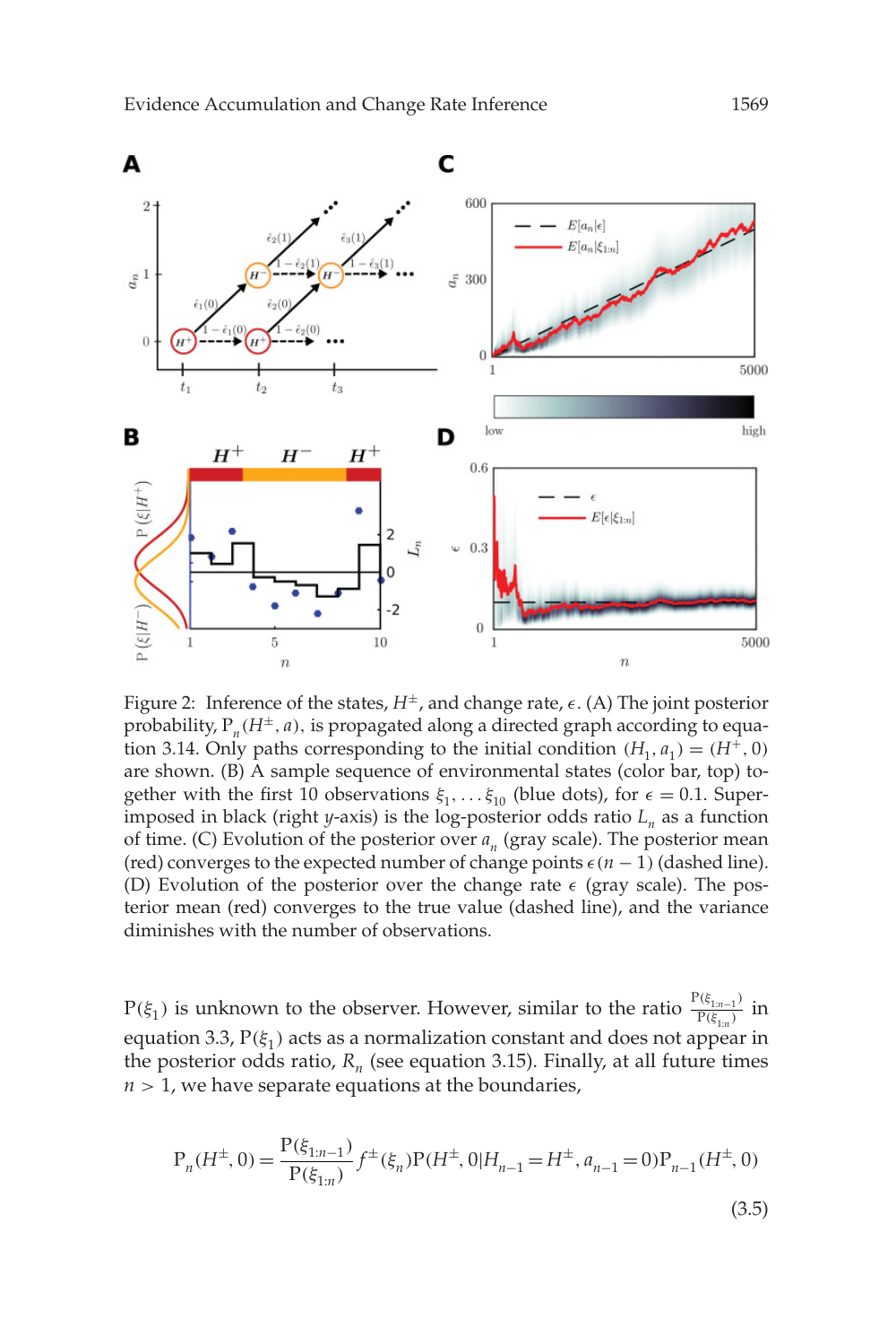Figure 2: Inference of the states, $H^{\pm}$, and change rate, $\epsilon$. (A) The joint posterior probability, $P_n(H^{\pm}, a)$, is propagated along a directed graph according to equation 3.14. Only paths corresponding to the initial condition $(H_1, a_1) = (H^+, 0)$ are shown. (B) A sample sequence of environmental states (color bar, top) together with the first 10 observations $\xi_1, \ldots \xi_{10}$ (blue dots), for $\epsilon = 0.1$. Superimposed in black (right $y$-axis) is the log-posterior odds ratio $L_n$ as a function of time. (C) Evolution of the posterior over $a_n$ (gray scale). The posterior mean (red) converges to the expected number of change points $\epsilon(n-1)$ (dashed line). (D) Evolution of the posterior over the change rate $\epsilon$ (gray scale). The posterior mean (red) converges to the true value (dashed line), and the variance diminishes with the number of observations.

$P(\xi_1)$ is unknown to the observer. However, similar to the ratio $\frac{P(\xi_{1:n-1})}{P(\xi_{1:n})}$ in equation 3.3, $P(\xi_1)$ acts as a normalization constant and does not appear in the posterior odds ratio, $R_n$ (see equation 3.15). Finally, at all future times $n > 1$, we have separate equations at the boundaries,

$$P_n(H^{\pm}, 0) = \frac{P(\xi_{1:n-1})}{P(\xi_{1:n})} f^{\pm}(\xi_n) P(H^{\pm}, 0 | H_{n-1} = H^{\pm}, a_{n-1} = 0) P_{n-1}(H^{\pm}, 0) \tag{3.5}$$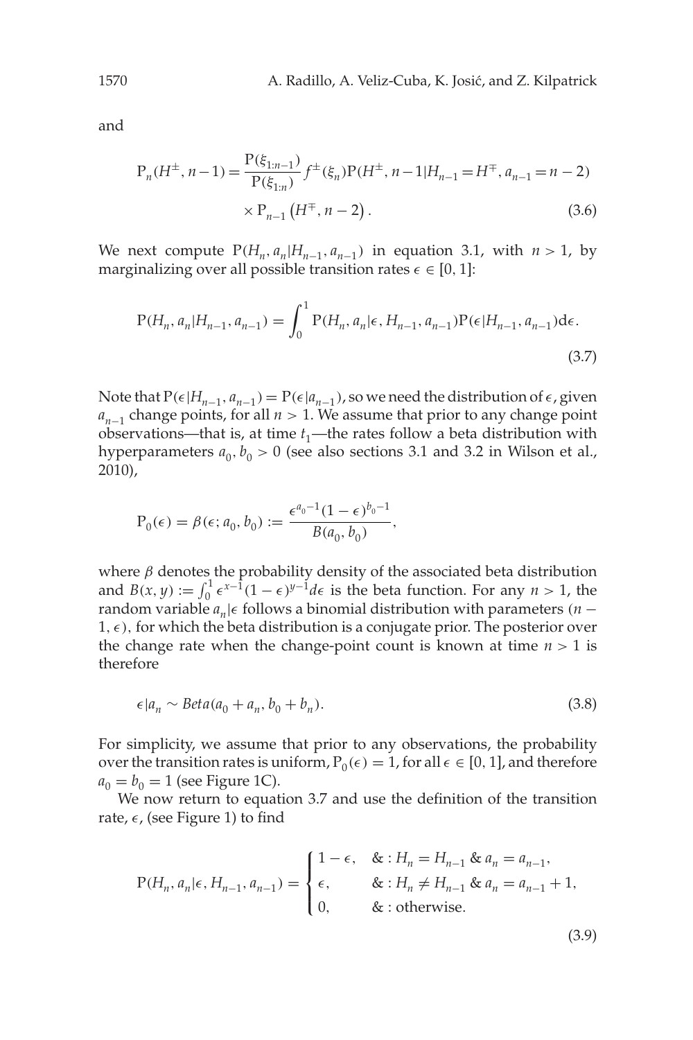and

$$
\mathrm{P}_n(H^{\pm}, n-1) = \frac{\mathrm{P}(\xi_{1:n-1})}{\mathrm{P}(\xi_{1:n})} f^{\pm}(\xi_n) \mathrm{P}(H^{\pm}, n-1 | H_{n-1} = H^{\mp}, a_{n-1} = n-2) \times \mathrm{P}_{n-1}\left(H^{\mp}, n-2\right). \tag{3.6}
$$

We next compute $\mathrm{P}(H_n, a_n | H_{n-1}, a_{n-1})$ in equation 3.1, with $n > 1$, by marginalizing over all possible transition rates $\epsilon \in [0, 1]$:

$$
\mathrm{P}(H_n, a_n | H_{n-1}, a_{n-1}) = \int_0^1 \mathrm{P}(H_n, a_n | \epsilon, H_{n-1}, a_{n-1}) \mathrm{P}(\epsilon | H_{n-1}, a_{n-1}) \mathrm{d}\epsilon. \tag{3.7}
$$

Note that $\mathrm{P}(\epsilon | H_{n-1}, a_{n-1}) = \mathrm{P}(\epsilon | a_{n-1})$, so we need the distribution of $\epsilon$, given $a_{n-1}$ change points, for all $n > 1$. We assume that prior to any change point observations—that is, at time $t_1$—the rates follow a beta distribution with hyperparameters $a_0, b_0 > 0$ (see also sections 3.1 and 3.2 in Wilson et al., 2010),

$$
\mathrm{P}_0(\epsilon) = \beta(\epsilon; a_0, b_0) := \frac{\epsilon^{a_0 - 1}(1-\epsilon)^{b_0 - 1}}{B(a_0, b_0)},
$$

where $\beta$ denotes the probability density of the associated beta distribution and $B(x, y) := \int_0^1 \epsilon^{x-1}(1-\epsilon)^{y-1} d\epsilon$ is the beta function. For any $n > 1$, the random variable $a_n | \epsilon$ follows a binomial distribution with parameters $(n-1, \epsilon)$, for which the beta distribution is a conjugate prior. The posterior over the change rate when the change-point count is known at time $n > 1$ is therefore

$$
\epsilon | a_n \sim Beta(a_0 + a_n, b_0 + b_n). \tag{3.8}
$$

For simplicity, we assume that prior to any observations, the probability over the transition rates is uniform, $\mathrm{P}_0(\epsilon) = 1$, for all $\epsilon \in [0, 1]$, and therefore $a_0 = b_0 = 1$ (see Figure 1C).

We now return to equation 3.7 and use the definition of the transition rate, $\epsilon$, (see Figure 1) to find

$$
\mathrm{P}(H_n, a_n | \epsilon, H_{n-1}, a_{n-1}) = \begin{cases} 1 - \epsilon, & \&: H_n = H_{n-1} \;\&\; a_n = a_{n-1}, \\ \epsilon, & \&: H_n \neq H_{n-1} \;\&\; a_n = a_{n-1} + 1, \\ 0, & \&: \text{otherwise.} \end{cases} \tag{3.9}
$$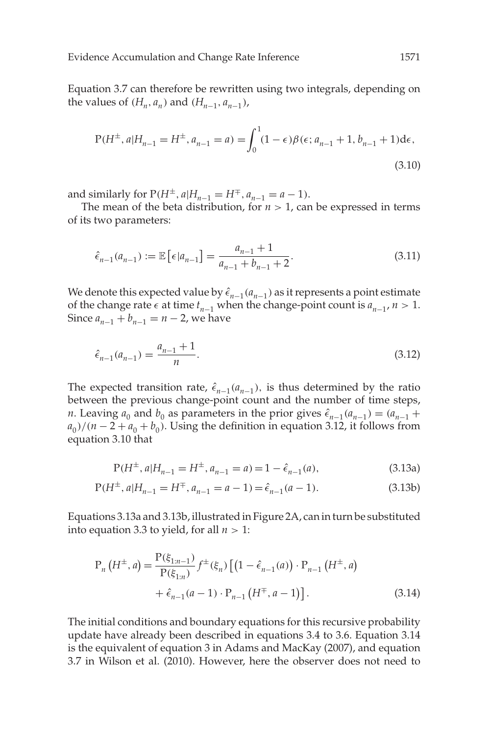Equation 3.7 can therefore be rewritten using two integrals, depending on the values of $(H_n, a_n)$ and $(H_{n-1}, a_{n-1})$,

$$\mathrm{P}(H^{\pm}, a | H_{n-1} = H^{\pm}, a_{n-1} = a) = \int_0^1 (1 - \epsilon) \beta(\epsilon; a_{n-1} + 1, b_{n-1} + 1) \mathrm{d}\epsilon, \tag{3.10}$$

and similarly for $\mathrm{P}(H^{\pm}, a | H_{n-1} = H^{\mp}, a_{n-1} = a - 1)$.

The mean of the beta distribution, for $n > 1$, can be expressed in terms of its two parameters:

$$\hat{\epsilon}_{n-1}(a_{n-1}) := \mathbb{E}\left[\epsilon | a_{n-1}\right] = \frac{a_{n-1} + 1}{a_{n-1} + b_{n-1} + 2}. \tag{3.11}$$

We denote this expected value by $\hat{\epsilon}_{n-1}(a_{n-1})$ as it represents a point estimate of the change rate $\epsilon$ at time $t_{n-1}$ when the change-point count is $a_{n-1}$, $n > 1$. Since $a_{n-1} + b_{n-1} = n - 2$, we have

$$\hat{\epsilon}_{n-1}(a_{n-1}) = \frac{a_{n-1} + 1}{n}. \tag{3.12}$$

The expected transition rate, $\hat{\epsilon}_{n-1}(a_{n-1})$, is thus determined by the ratio between the previous change-point count and the number of time steps, $n$. Leaving $a_0$ and $b_0$ as parameters in the prior gives $\hat{\epsilon}_{n-1}(a_{n-1}) = (a_{n-1} + a_0)/(n - 2 + a_0 + b_0)$. Using the definition in equation 3.12, it follows from equation 3.10 that

$$\mathrm{P}(H^{\pm}, a | H_{n-1} = H^{\pm}, a_{n-1} = a) = 1 - \hat{\epsilon}_{n-1}(a), \tag{3.13a}$$

$$\mathrm{P}(H^{\pm}, a | H_{n-1} = H^{\mp}, a_{n-1} = a - 1) = \hat{\epsilon}_{n-1}(a - 1). \tag{3.13b}$$

Equations 3.13a and 3.13b, illustrated in Figure 2A, can in turn be substituted into equation 3.3 to yield, for all $n > 1$:

$$\mathrm{P}_n\left(H^{\pm}, a\right) = \frac{\mathrm{P}(\xi_{1:n-1})}{\mathrm{P}(\xi_{1:n})} f^{\pm}(\xi_n) \left[\left(1 - \hat{\epsilon}_{n-1}(a)\right) \cdot \mathrm{P}_{n-1}\left(H^{\pm}, a\right) + \hat{\epsilon}_{n-1}(a - 1) \cdot \mathrm{P}_{n-1}\left(H^{\mp}, a - 1\right)\right]. \tag{3.14}$$

The initial conditions and boundary equations for this recursive probability update have already been described in equations 3.4 to 3.6. Equation 3.14 is the equivalent of equation 3 in Adams and MacKay (2007), and equation 3.7 in Wilson et al. (2010). However, here the observer does not need to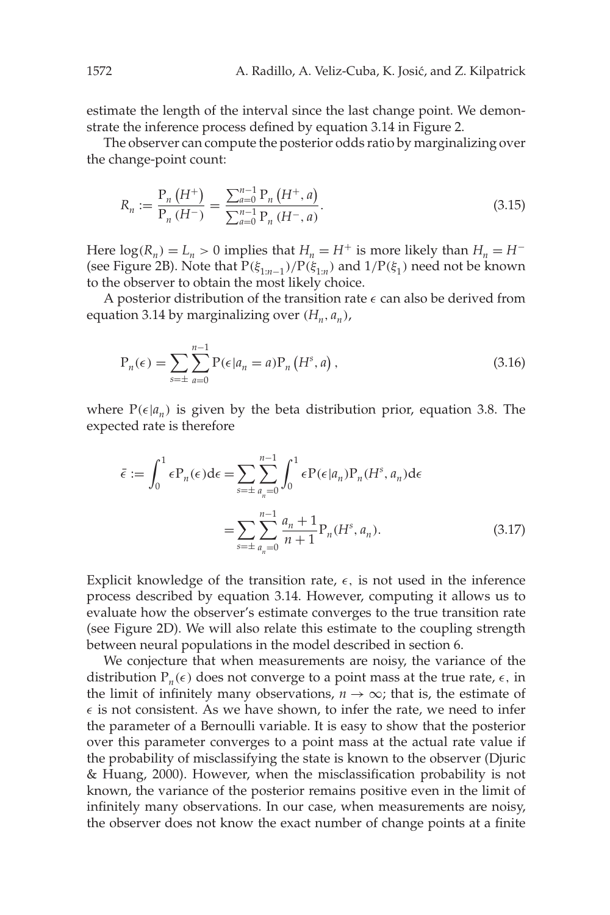estimate the length of the interval since the last change point. We demonstrate the inference process defined by equation 3.14 in Figure 2.

The observer can compute the posterior odds ratio by marginalizing over the change-point count:

$$R_n := \frac{\mathrm{P}_n\left(H^+\right)}{\mathrm{P}_n\left(H^-\right)} = \frac{\sum_{a=0}^{n-1} \mathrm{P}_n\left(H^+, a\right)}{\sum_{a=0}^{n-1} \mathrm{P}_n\left(H^-, a\right)}. \tag{3.15}$$

Here $\log(R_n) = L_n > 0$ implies that $H_n = H^+$ is more likely than $H_n = H^-$ (see Figure 2B). Note that $\mathrm{P}(\xi_{1:n-1})/\mathrm{P}(\xi_{1:n})$ and $1/\mathrm{P}(\xi_1)$ need not be known to the observer to obtain the most likely choice.

A posterior distribution of the transition rate $\epsilon$ can also be derived from equation 3.14 by marginalizing over $(H_n, a_n)$,

$$\mathrm{P}_n(\epsilon) = \sum_{s=\pm} \sum_{a=0}^{n-1} \mathrm{P}(\epsilon | a_n = a) \mathrm{P}_n\left(H^s, a\right), \tag{3.16}$$

where $\mathrm{P}(\epsilon | a_n)$ is given by the beta distribution prior, equation 3.8. The expected rate is therefore

$$\begin{aligned}\bar{\epsilon} := \int_0^1 \epsilon \mathrm{P}_n(\epsilon) \mathrm{d}\epsilon &= \sum_{s=\pm} \sum_{a_n=0}^{n-1} \int_0^1 \epsilon \mathrm{P}(\epsilon | a_n) \mathrm{P}_n(H^s, a_n) \mathrm{d}\epsilon \\ &= \sum_{s=\pm} \sum_{a_n=0}^{n-1} \frac{a_n + 1}{n+1} \mathrm{P}_n(H^s, a_n).\end{aligned} \tag{3.17}$$

Explicit knowledge of the transition rate, $\epsilon$, is not used in the inference process described by equation 3.14. However, computing it allows us to evaluate how the observer's estimate converges to the true transition rate (see Figure 2D). We will also relate this estimate to the coupling strength between neural populations in the model described in section 6.

We conjecture that when measurements are noisy, the variance of the distribution $\mathrm{P}_n(\epsilon)$ does not converge to a point mass at the true rate, $\epsilon$, in the limit of infinitely many observations, $n \to \infty$; that is, the estimate of $\epsilon$ is not consistent. As we have shown, to infer the rate, we need to infer the parameter of a Bernoulli variable. It is easy to show that the posterior over this parameter converges to a point mass at the actual rate value if the probability of misclassifying the state is known to the observer (Djuric & Huang, 2000). However, when the misclassification probability is not known, the variance of the posterior remains positive even in the limit of infinitely many observations. In our case, when measurements are noisy, the observer does not know the exact number of change points at a finite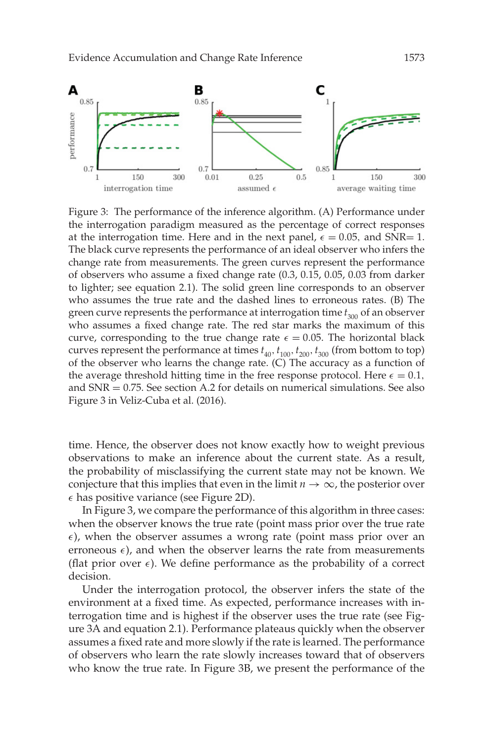Figure 3: The performance of the inference algorithm. (A) Performance under the interrogation paradigm measured as the percentage of correct responses at the interrogation time. Here and in the next panel, $\epsilon = 0.05$, and SNR$= 1$. The black curve represents the performance of an ideal observer who infers the change rate from measurements. The green curves represent the performance of observers who assume a fixed change rate (0.3, 0.15, 0.05, 0.03 from darker to lighter; see equation 2.1). The solid green line corresponds to an observer who assumes the true rate and the dashed lines to erroneous rates. (B) The green curve represents the performance at interrogation time $t_{300}$ of an observer who assumes a fixed change rate. The red star marks the maximum of this curve, corresponding to the true change rate $\epsilon = 0.05$. The horizontal black curves represent the performance at times $t_{40}, t_{100}, t_{200}, t_{300}$ (from bottom to top) of the observer who learns the change rate. (C) The accuracy as a function of the average threshold hitting time in the free response protocol. Here $\epsilon = 0.1$, and SNR $= 0.75$. See section A.2 for details on numerical simulations. See also Figure 3 in Veliz-Cuba et al. (2016).

time. Hence, the observer does not know exactly how to weight previous observations to make an inference about the current state. As a result, the probability of misclassifying the current state may not be known. We conjecture that this implies that even in the limit $n \to \infty$, the posterior over $\epsilon$ has positive variance (see Figure 2D).

In Figure 3, we compare the performance of this algorithm in three cases: when the observer knows the true rate (point mass prior over the true rate $\epsilon$), when the observer assumes a wrong rate (point mass prior over an erroneous $\epsilon$), and when the observer learns the rate from measurements (flat prior over $\epsilon$). We define performance as the probability of a correct decision.

Under the interrogation protocol, the observer infers the state of the environment at a fixed time. As expected, performance increases with interrogation time and is highest if the observer uses the true rate (see Figure 3A and equation 2.1). Performance plateaus quickly when the observer assumes a fixed rate and more slowly if the rate is learned. The performance of observers who learn the rate slowly increases toward that of observers who know the true rate. In Figure 3B, we present the performance of the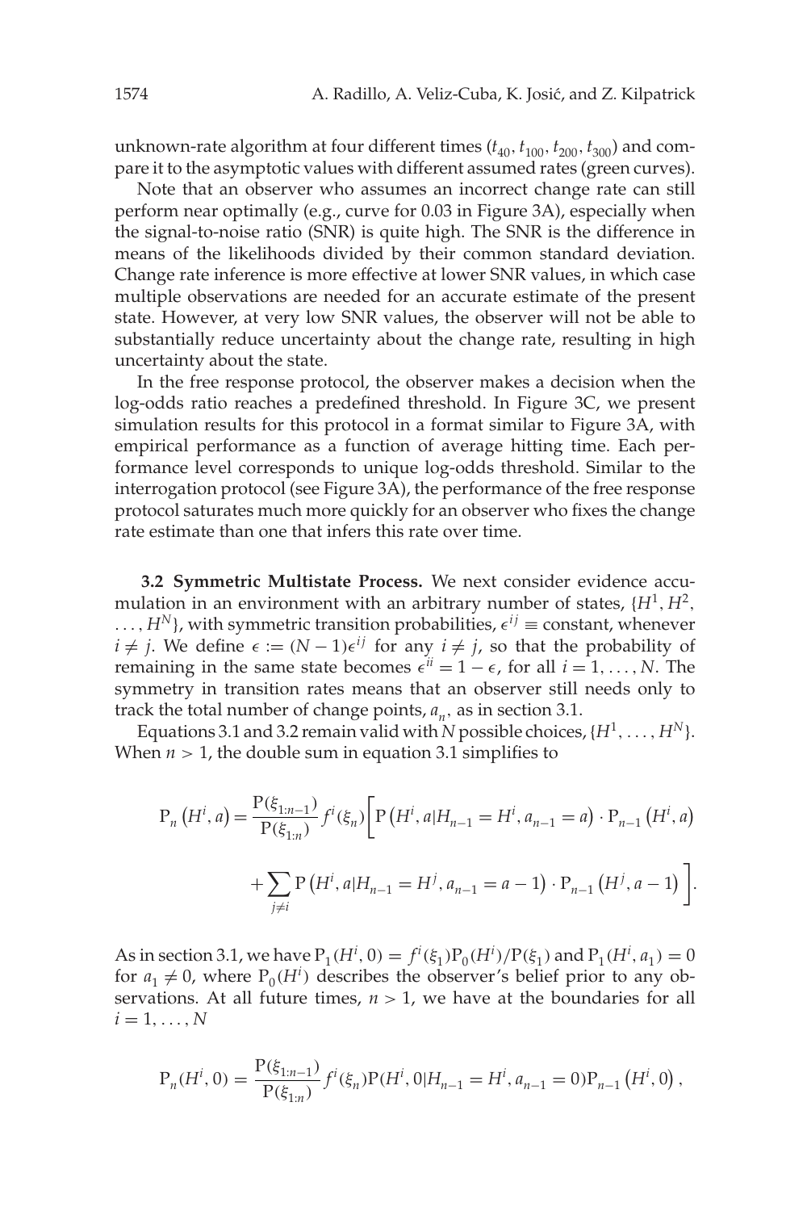unknown-rate algorithm at four different times ($t_{40}$, $t_{100}$, $t_{200}$, $t_{300}$) and compare it to the asymptotic values with different assumed rates (green curves).

Note that an observer who assumes an incorrect change rate can still perform near optimally (e.g., curve for 0.03 in Figure 3A), especially when the signal-to-noise ratio (SNR) is quite high. The SNR is the difference in means of the likelihoods divided by their common standard deviation. Change rate inference is more effective at lower SNR values, in which case multiple observations are needed for an accurate estimate of the present state. However, at very low SNR values, the observer will not be able to substantially reduce uncertainty about the change rate, resulting in high uncertainty about the state.

In the free response protocol, the observer makes a decision when the log-odds ratio reaches a predefined threshold. In Figure 3C, we present simulation results for this protocol in a format similar to Figure 3A, with empirical performance as a function of average hitting time. Each performance level corresponds to unique log-odds threshold. Similar to the interrogation protocol (see Figure 3A), the performance of the free response protocol saturates much more quickly for an observer who fixes the change rate estimate than one that infers this rate over time.

### 3.2 Symmetric Multistate Process.

We next consider evidence accumulation in an environment with an arbitrary number of states, $\{H^1, H^2, \ldots, H^N\}$, with symmetric transition probabilities, $\epsilon^{ij} \equiv$ constant, whenever $i \neq j$. We define $\epsilon := (N-1)\epsilon^{ij}$ for any $i \neq j$, so that the probability of remaining in the same state becomes $\epsilon^{ii} = 1 - \epsilon$, for all $i = 1, \ldots, N$. The symmetry in transition rates means that an observer still needs only to track the total number of change points, $a_n$, as in section 3.1.

Equations 3.1 and 3.2 remain valid with $N$ possible choices, $\{H^1, \ldots, H^N\}$. When $n > 1$, the double sum in equation 3.1 simplifies to

$$\mathrm{P}_n\left(H^i, a\right) = \frac{\mathrm{P}(\xi_{1:n-1})}{\mathrm{P}(\xi_{1:n})} f^i(\xi_n) \Bigg[ \mathrm{P}\left(H^i, a | H_{n-1} = H^i, a_{n-1} = a\right) \cdot \mathrm{P}_{n-1}\left(H^i, a\right) + \sum_{j \neq i} \mathrm{P}\left(H^i, a | H_{n-1} = H^j, a_{n-1} = a - 1\right) \cdot \mathrm{P}_{n-1}\left(H^j, a-1\right) \Bigg].$$

As in section 3.1, we have $\mathrm{P}_1(H^i, 0) = f^i(\xi_1)\mathrm{P}_0(H^i)/\mathrm{P}(\xi_1)$ and $\mathrm{P}_1(H^i, a_1) = 0$ for $a_1 \neq 0$, where $\mathrm{P}_0(H^i)$ describes the observer's belief prior to any observations. At all future times, $n > 1$, we have at the boundaries for all $i = 1, \ldots, N$

$$\mathrm{P}_n(H^i, 0) = \frac{\mathrm{P}(\xi_{1:n-1})}{\mathrm{P}(\xi_{1:n})} f^i(\xi_n) \mathrm{P}(H^i, 0 | H_{n-1} = H^i, a_{n-1} = 0) \mathrm{P}_{n-1}\left(H^i, 0\right),$$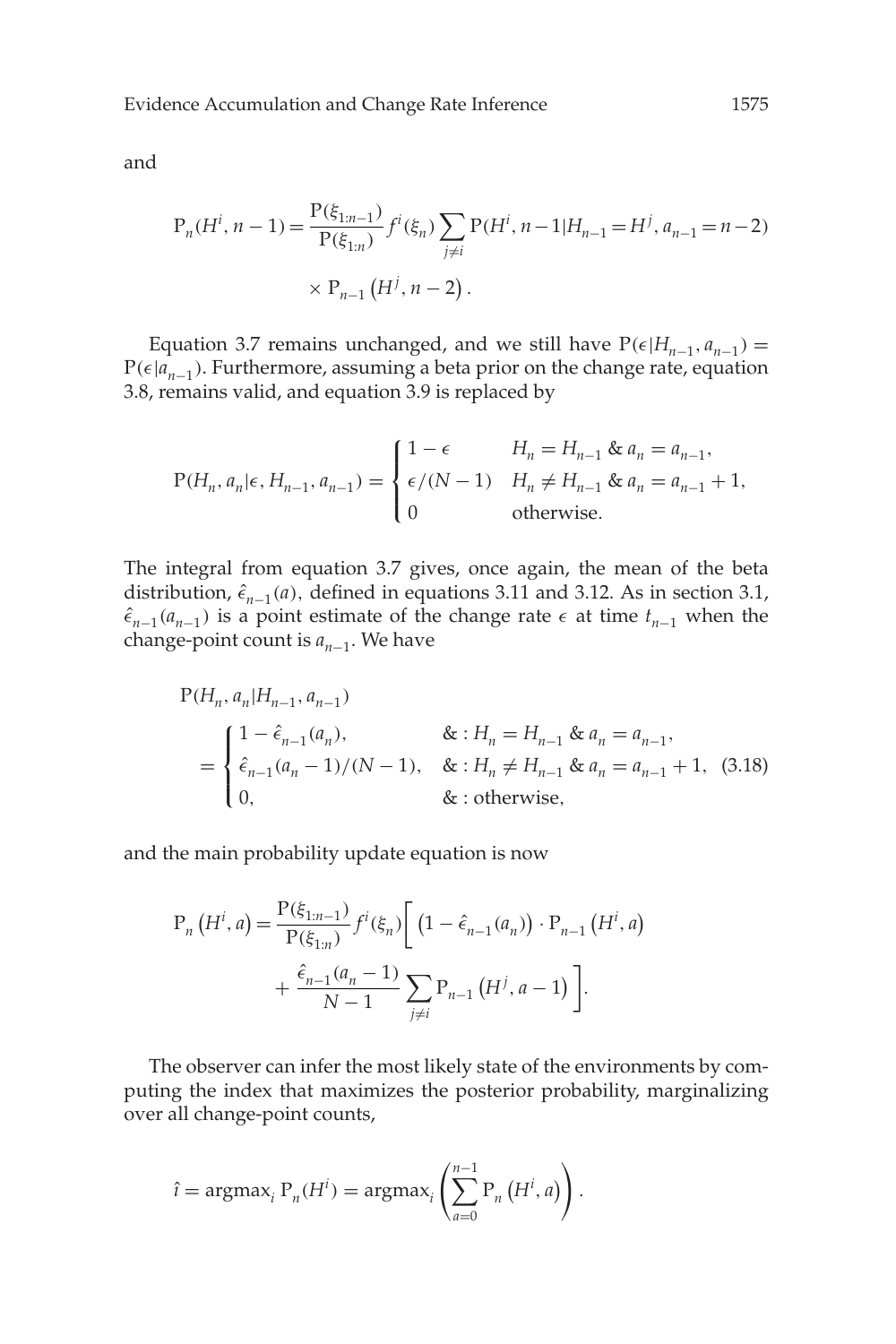and

$$\mathrm{P}_n(H^i, n-1) = \frac{\mathrm{P}(\xi_{1:n-1})}{\mathrm{P}(\xi_{1:n})} f^i(\xi_n) \sum_{j \neq i} \mathrm{P}(H^i, n-1 | H_{n-1} = H^j, a_{n-1} = n-2) \times \mathrm{P}_{n-1}\left(H^j, n-2\right).$$

Equation 3.7 remains unchanged, and we still have $\mathrm{P}(\epsilon | H_{n-1}, a_{n-1}) = \mathrm{P}(\epsilon | a_{n-1})$. Furthermore, assuming a beta prior on the change rate, equation 3.8, remains valid, and equation 3.9 is replaced by

$$\mathrm{P}(H_n, a_n | \epsilon, H_{n-1}, a_{n-1}) = \begin{cases} 1 - \epsilon & H_n = H_{n-1} \text{ \& } a_n = a_{n-1}, \\ \epsilon/(N-1) & H_n \neq H_{n-1} \text{ \& } a_n = a_{n-1} + 1, \\ 0 & \text{otherwise.} \end{cases}$$

The integral from equation 3.7 gives, once again, the mean of the beta distribution, $\hat{\epsilon}_{n-1}(a)$, defined in equations 3.11 and 3.12. As in section 3.1, $\hat{\epsilon}_{n-1}(a_{n-1})$ is a point estimate of the change rate $\epsilon$ at time $t_{n-1}$ when the change-point count is $a_{n-1}$. We have

$$\mathrm{P}(H_n, a_n | H_{n-1}, a_{n-1}) = \begin{cases} 1 - \hat{\epsilon}_{n-1}(a_n), & \text{\&} : H_n = H_{n-1} \text{ \& } a_n = a_{n-1}, \\ \hat{\epsilon}_{n-1}(a_n - 1)/(N-1), & \text{\&} : H_n \neq H_{n-1} \text{ \& } a_n = a_{n-1} + 1, \\ 0, & \text{\&} : \text{otherwise,} \end{cases} \tag{3.18}$$

and the main probability update equation is now

$$\mathrm{P}_n\left(H^i, a\right) = \frac{\mathrm{P}(\xi_{1:n-1})}{\mathrm{P}(\xi_{1:n})} f^i(\xi_n) \left[ \left(1 - \hat{\epsilon}_{n-1}(a_n)\right) \cdot \mathrm{P}_{n-1}\left(H^i, a\right) + \frac{\hat{\epsilon}_{n-1}(a_n - 1)}{N-1} \sum_{j \neq i} \mathrm{P}_{n-1}\left(H^j, a-1\right) \right].$$

The observer can infer the most likely state of the environments by computing the index that maximizes the posterior probability, marginalizing over all change-point counts,

$$\hat{\imath} = \mathrm{argmax}_i \, \mathrm{P}_n(H^i) = \mathrm{argmax}_i \left( \sum_{a=0}^{n-1} \mathrm{P}_n\left(H^i, a\right) \right).$$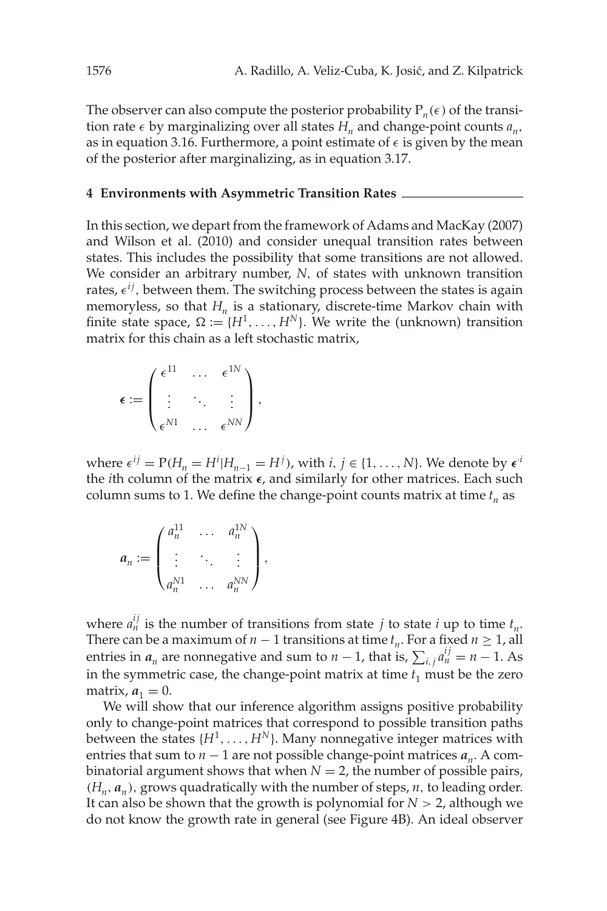The observer can also compute the posterior probability $\mathrm{P}_n(\epsilon)$ of the transition rate $\epsilon$ by marginalizing over all states $H_n$ and change-point counts $a_n$, as in equation 3.16. Furthermore, a point estimate of $\epsilon$ is given by the mean of the posterior after marginalizing, as in equation 3.17.

## 4 Environments with Asymmetric Transition Rates

In this section, we depart from the framework of Adams and MacKay (2007) and Wilson et al. (2010) and consider unequal transition rates between states. This includes the possibility that some transitions are not allowed. We consider an arbitrary number, $N$, of states with unknown transition rates, $\epsilon^{ij}$, between them. The switching process between the states is again memoryless, so that $H_n$ is a stationary, discrete-time Markov chain with finite state space, $\Omega := \{H^1, \dots, H^N\}$. We write the (unknown) transition matrix for this chain as a left stochastic matrix,

$$\boldsymbol{\epsilon} := \begin{pmatrix} \epsilon^{11} & \dots & \epsilon^{1N} \\ \vdots & \ddots & \vdots \\ \epsilon^{N1} & \dots & \epsilon^{NN} \end{pmatrix},$$

where $\epsilon^{ij} = \mathrm{P}(H_n = H^i | H_{n-1} = H^j)$, with $i, j \in \{1, \dots, N\}$. We denote by $\boldsymbol{\epsilon}^{\cdot i}$ the $i$th column of the matrix $\boldsymbol{\epsilon}$, and similarly for other matrices. Each such column sums to 1. We define the change-point counts matrix at time $t_n$ as

$$\boldsymbol{a}_n := \begin{pmatrix} a_n^{11} & \dots & a_n^{1N} \\ \vdots & \ddots & \vdots \\ a_n^{N1} & \dots & a_n^{NN} \end{pmatrix},$$

where $a_n^{ij}$ is the number of transitions from state $j$ to state $i$ up to time $t_n$. There can be a maximum of $n-1$ transitions at time $t_n$. For a fixed $n \geq 1$, all entries in $\boldsymbol{a}_n$ are nonnegative and sum to $n-1$, that is, $\sum_{i,j} a_n^{ij} = n-1$. As in the symmetric case, the change-point matrix at time $t_1$ must be the zero matrix, $\boldsymbol{a}_1 = 0$.

We will show that our inference algorithm assigns positive probability only to change-point matrices that correspond to possible transition paths between the states $\{H^1, \dots, H^N\}$. Many nonnegative integer matrices with entries that sum to $n-1$ are not possible change-point matrices $\boldsymbol{a}_n$. A combinatorial argument shows that when $N = 2$, the number of possible pairs, $(H_n, \boldsymbol{a}_n)$, grows quadratically with the number of steps, $n$, to leading order. It can also be shown that the growth is polynomial for $N > 2$, although we do not know the growth rate in general (see Figure 4B). An ideal observer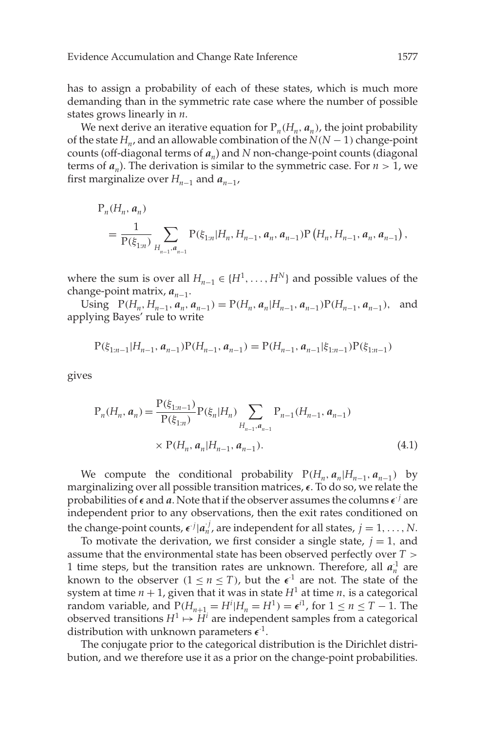has to assign a probability of each of these states, which is much more demanding than in the symmetric rate case where the number of possible states grows linearly in $n$.

We next derive an iterative equation for $\mathrm{P}_n(H_n, \boldsymbol{a}_n)$, the joint probability of the state $H_n$, and an allowable combination of the $N(N-1)$ change-point counts (off-diagonal terms of $\boldsymbol{a}_n$) and $N$ non-change-point counts (diagonal terms of $\boldsymbol{a}_n$). The derivation is similar to the symmetric case. For $n > 1$, we first marginalize over $H_{n-1}$ and $\boldsymbol{a}_{n-1}$,

$$
\begin{aligned}
&\mathrm{P}_n(H_n, \boldsymbol{a}_n) \\
&\quad = \frac{1}{\mathrm{P}(\xi_{1:n})} \sum_{H_{n-1}, \boldsymbol{a}_{n-1}} \mathrm{P}(\xi_{1:n} | H_n, H_{n-1}, \boldsymbol{a}_n, \boldsymbol{a}_{n-1}) \mathrm{P}\left(H_n, H_{n-1}, \boldsymbol{a}_n, \boldsymbol{a}_{n-1}\right),
\end{aligned}
$$

where the sum is over all $H_{n-1} \in \{H^1, \ldots, H^N\}$ and possible values of the change-point matrix, $\boldsymbol{a}_{n-1}$.

Using $\mathrm{P}(H_n, H_{n-1}, \boldsymbol{a}_n, \boldsymbol{a}_{n-1}) = \mathrm{P}(H_n, \boldsymbol{a}_n | H_{n-1}, \boldsymbol{a}_{n-1}) \mathrm{P}(H_{n-1}, \boldsymbol{a}_{n-1})$, and applying Bayes' rule to write

$$
\mathrm{P}(\xi_{1:n-1} | H_{n-1}, \boldsymbol{a}_{n-1}) \mathrm{P}(H_{n-1}, \boldsymbol{a}_{n-1}) = \mathrm{P}(H_{n-1}, \boldsymbol{a}_{n-1} | \xi_{1:n-1}) \mathrm{P}(\xi_{1:n-1})
$$

gives

$$
\begin{aligned}
\mathrm{P}_n(H_n, \boldsymbol{a}_n) = \frac{\mathrm{P}(\xi_{1:n-1})}{\mathrm{P}(\xi_{1:n})} \mathrm{P}(\xi_n | H_n) &\sum_{H_{n-1}, \boldsymbol{a}_{n-1}} \mathrm{P}_{n-1}(H_{n-1}, \boldsymbol{a}_{n-1}) \\
&\times \mathrm{P}(H_n, \boldsymbol{a}_n | H_{n-1}, \boldsymbol{a}_{n-1}). \qquad (4.1)
\end{aligned}
$$

We compute the conditional probability $\mathrm{P}(H_n, \boldsymbol{a}_n | H_{n-1}, \boldsymbol{a}_{n-1})$ by marginalizing over all possible transition matrices, $\boldsymbol{\epsilon}$. To do so, we relate the probabilities of $\boldsymbol{\epsilon}$ and $\boldsymbol{a}$. Note that if the observer assumes the columns $\boldsymbol{\epsilon}^{\cdot j}$ are independent prior to any observations, then the exit rates conditioned on the change-point counts, $\boldsymbol{\epsilon}^{\cdot j} | \boldsymbol{a}_n^{\cdot j}$, are independent for all states, $j = 1, \ldots, N$.

To motivate the derivation, we first consider a single state, $j = 1$, and assume that the environmental state has been observed perfectly over $T > 1$ time steps, but the transition rates are unknown. Therefore, all $\boldsymbol{a}_n^{\cdot 1}$ are known to the observer ($1 \leq n \leq T$), but the $\boldsymbol{\epsilon}^{\cdot 1}$ are not. The state of the system at time $n+1$, given that it was in state $H^1$ at time $n$, is a categorical random variable, and $\mathrm{P}(H_{n+1} = H^i | H_n = H^1) = \boldsymbol{\epsilon}^{i1}$, for $1 \leq n \leq T-1$. The observed transitions $H^1 \mapsto H^i$ are independent samples from a categorical distribution with unknown parameters $\boldsymbol{\epsilon}^{\cdot 1}$.

The conjugate prior to the categorical distribution is the Dirichlet distribution, and we therefore use it as a prior on the change-point probabilities.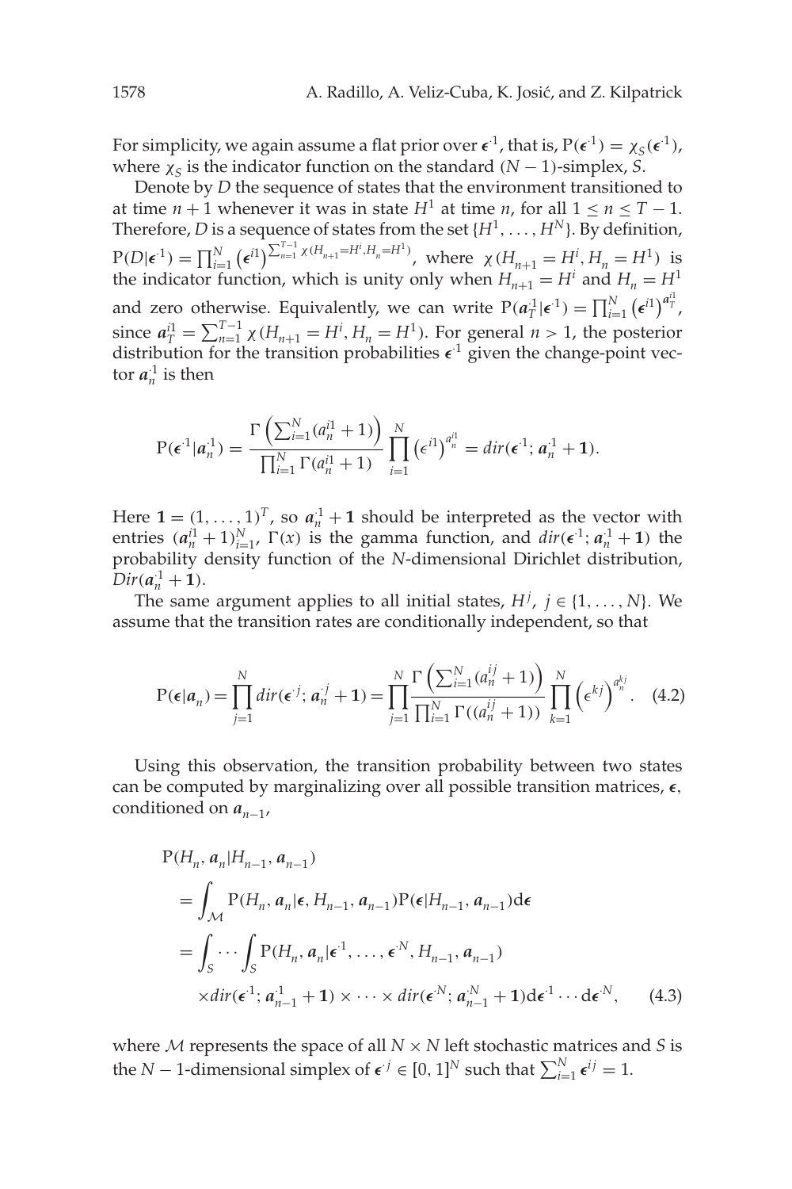For simplicity, we again assume a flat prior over $\boldsymbol{\epsilon}^{\cdot 1}$, that is, $\mathrm{P}(\boldsymbol{\epsilon}^{\cdot 1}) = \chi_S(\boldsymbol{\epsilon}^{\cdot 1})$, where $\chi_S$ is the indicator function on the standard $(N-1)$-simplex, $S$.

Denote by $D$ the sequence of states that the environment transitioned to at time $n+1$ whenever it was in state $H^1$ at time $n$, for all $1 \leq n \leq T-1$. Therefore, $D$ is a sequence of states from the set $\{H^1, \ldots, H^N\}$. By definition, $\mathrm{P}(D|\boldsymbol{\epsilon}^{\cdot 1}) = \prod_{i=1}^N \left(\epsilon^{i1}\right)^{\sum_{n=1}^{T-1} \chi(H_{n+1}=H^i, H_n=H^1)}$, where $\chi(H_{n+1} = H^i, H_n = H^1)$ is the indicator function, which is unity only when $H_{n+1} = H^i$ and $H_n = H^1$ and zero otherwise. Equivalently, we can write $\mathrm{P}(\boldsymbol{a}_T^{\cdot 1}|\boldsymbol{\epsilon}^{\cdot 1}) = \prod_{i=1}^N \left(\epsilon^{i1}\right)^{a_T^{i1}}$, since $a_T^{i1} = \sum_{n=1}^{T-1} \chi(H_{n+1} = H^i, H_n = H^1)$. For general $n > 1$, the posterior distribution for the transition probabilities $\boldsymbol{\epsilon}^{\cdot 1}$ given the change-point vector $\boldsymbol{a}_n^{\cdot 1}$ is then

$$\mathrm{P}(\boldsymbol{\epsilon}^{\cdot 1}|\boldsymbol{a}_n^{\cdot 1}) = \frac{\Gamma\left(\sum_{i=1}^N (a_n^{i1}+1)\right)}{\prod_{i=1}^N \Gamma(a_n^{i1}+1)} \prod_{i=1}^N \left(\epsilon^{i1}\right)^{a_n^{i1}} = dir(\boldsymbol{\epsilon}^{\cdot 1}; \boldsymbol{a}_n^{\cdot 1} + \mathbf{1}).$$

Here $\mathbf{1} = (1, \ldots, 1)^T$, so $\boldsymbol{a}_n^{\cdot 1} + \mathbf{1}$ should be interpreted as the vector with entries $(a_n^{i1}+1)_{i=1}^N$, $\Gamma(x)$ is the gamma function, and $dir(\boldsymbol{\epsilon}^{\cdot 1}; \boldsymbol{a}_n^{\cdot 1} + \mathbf{1})$ the probability density function of the $N$-dimensional Dirichlet distribution, $Dir(\boldsymbol{a}_n^{\cdot 1} + \mathbf{1})$.

The same argument applies to all initial states, $H^j$, $j \in \{1, \ldots, N\}$. We assume that the transition rates are conditionally independent, so that

$$\mathrm{P}(\boldsymbol{\epsilon}|\boldsymbol{a}_n) = \prod_{j=1}^N dir(\boldsymbol{\epsilon}^{\cdot j}; \boldsymbol{a}_n^{\cdot j} + \mathbf{1}) = \prod_{j=1}^N \frac{\Gamma\left(\sum_{i=1}^N (a_n^{ij}+1)\right)}{\prod_{i=1}^N \Gamma((a_n^{ij}+1))} \prod_{k=1}^N \left(\epsilon^{kj}\right)^{a_n^{kj}}. \quad (4.2)$$

Using this observation, the transition probability between two states can be computed by marginalizing over all possible transition matrices, $\boldsymbol{\epsilon}$, conditioned on $\boldsymbol{a}_{n-1}$,

$$\begin{aligned}
&\mathrm{P}(H_n, \boldsymbol{a}_n|H_{n-1}, \boldsymbol{a}_{n-1}) \\
&= \int_{\mathcal{M}} \mathrm{P}(H_n, \boldsymbol{a}_n|\boldsymbol{\epsilon}, H_{n-1}, \boldsymbol{a}_{n-1}) \mathrm{P}(\boldsymbol{\epsilon}|H_{n-1}, \boldsymbol{a}_{n-1}) \mathrm{d}\boldsymbol{\epsilon} \\
&= \int_S \cdots \int_S \mathrm{P}(H_n, \boldsymbol{a}_n|\boldsymbol{\epsilon}^{\cdot 1}, \ldots, \boldsymbol{\epsilon}^{\cdot N}, H_{n-1}, \boldsymbol{a}_{n-1}) \\
&\quad \times dir(\boldsymbol{\epsilon}^{\cdot 1}; \boldsymbol{a}_{n-1}^{\cdot 1} + \mathbf{1}) \times \cdots \times dir(\boldsymbol{\epsilon}^{\cdot N}; \boldsymbol{a}_{n-1}^{\cdot N} + \mathbf{1}) \mathrm{d}\boldsymbol{\epsilon}^{\cdot 1} \cdots \mathrm{d}\boldsymbol{\epsilon}^{\cdot N}, \quad (4.3)
\end{aligned}$$

where $\mathcal{M}$ represents the space of all $N \times N$ left stochastic matrices and $S$ is the $N-1$-dimensional simplex of $\boldsymbol{\epsilon}^{\cdot j} \in [0,1]^N$ such that $\sum_{i=1}^N \epsilon^{ij} = 1$.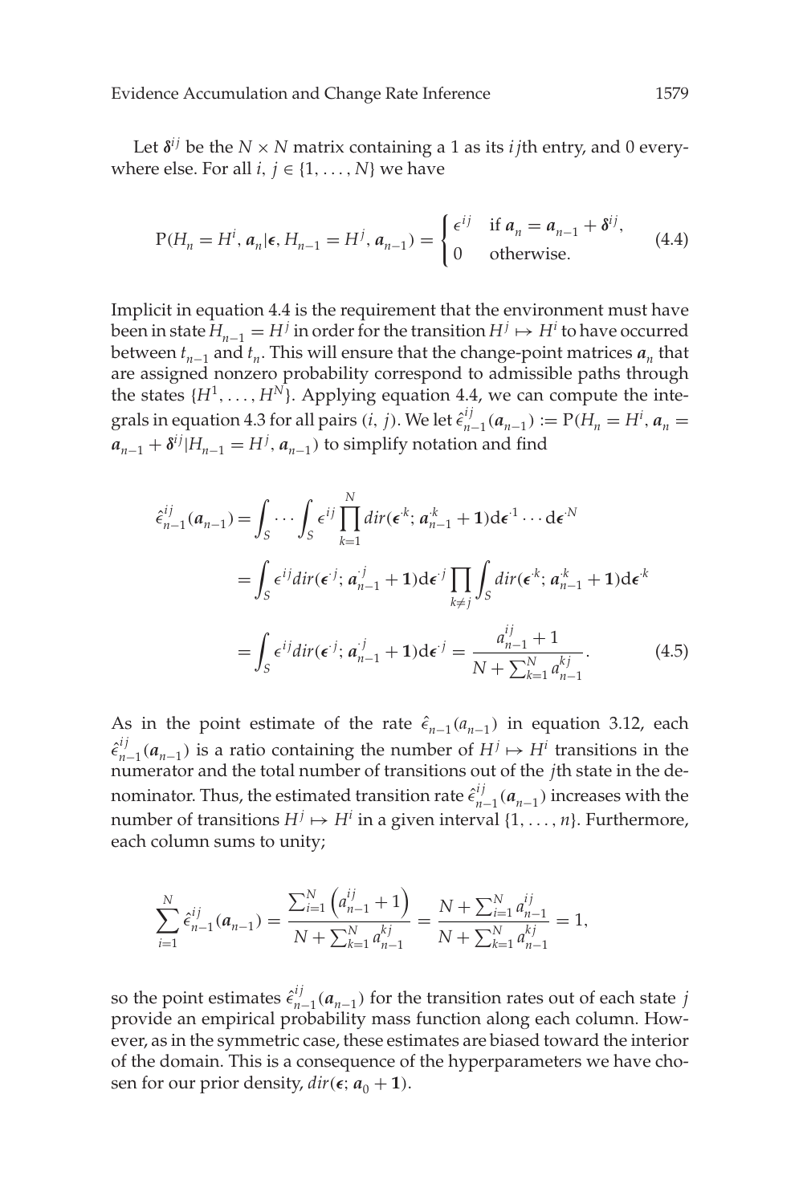Let $\boldsymbol{\delta}^{ij}$ be the $N \times N$ matrix containing a 1 as its $ij$th entry, and 0 everywhere else. For all $i, j \in \{1, \ldots, N\}$ we have

$$\mathrm{P}(H_n = H^i, \boldsymbol{a}_n | \boldsymbol{\epsilon}, H_{n-1} = H^j, \boldsymbol{a}_{n-1}) = \begin{cases} \epsilon^{ij} & \text{if } \boldsymbol{a}_n = \boldsymbol{a}_{n-1} + \boldsymbol{\delta}^{ij}, \\ 0 & \text{otherwise.} \end{cases} \tag{4.4}$$

Implicit in equation 4.4 is the requirement that the environment must have been in state $H_{n-1} = H^j$ in order for the transition $H^j \mapsto H^i$ to have occurred between $t_{n-1}$ and $t_n$. This will ensure that the change-point matrices $\boldsymbol{a}_n$ that are assigned nonzero probability correspond to admissible paths through the states $\{H^1, \ldots, H^N\}$. Applying equation 4.4, we can compute the integrals in equation 4.3 for all pairs $(i, j)$. We let $\hat{\epsilon}^{ij}_{n-1}(\boldsymbol{a}_{n-1}) := \mathrm{P}(H_n = H^i, \boldsymbol{a}_n = \boldsymbol{a}_{n-1} + \boldsymbol{\delta}^{ij} | H_{n-1} = H^j, \boldsymbol{a}_{n-1})$ to simplify notation and find

$$\begin{aligned}
\hat{\epsilon}^{ij}_{n-1}(\boldsymbol{a}_{n-1}) &= \int_S \cdots \int_S \epsilon^{ij} \prod_{k=1}^{N} dir(\boldsymbol{\epsilon}^{\cdot k}; \boldsymbol{a}^{\cdot k}_{n-1} + \mathbf{1}) \mathrm{d}\boldsymbol{\epsilon}^{\cdot 1} \cdots \mathrm{d}\boldsymbol{\epsilon}^{\cdot N} \\
&= \int_S \epsilon^{ij} dir(\boldsymbol{\epsilon}^{\cdot j}; \boldsymbol{a}^{\cdot j}_{n-1} + \mathbf{1}) \mathrm{d}\boldsymbol{\epsilon}^{\cdot j} \prod_{k \neq j} \int_S dir(\boldsymbol{\epsilon}^{\cdot k}; \boldsymbol{a}^{\cdot k}_{n-1} + \mathbf{1}) \mathrm{d}\boldsymbol{\epsilon}^{\cdot k} \\
&= \int_S \epsilon^{ij} dir(\boldsymbol{\epsilon}^{\cdot j}; \boldsymbol{a}^{\cdot j}_{n-1} + \mathbf{1}) \mathrm{d}\boldsymbol{\epsilon}^{\cdot j} = \frac{a^{ij}_{n-1} + 1}{N + \sum_{k=1}^{N} a^{kj}_{n-1}}.
\end{aligned} \tag{4.5}$$

As in the point estimate of the rate $\hat{\epsilon}_{n-1}(a_{n-1})$ in equation 3.12, each $\hat{\epsilon}^{ij}_{n-1}(\boldsymbol{a}_{n-1})$ is a ratio containing the number of $H^j \mapsto H^i$ transitions in the numerator and the total number of transitions out of the $j$th state in the denominator. Thus, the estimated transition rate $\hat{\epsilon}^{ij}_{n-1}(\boldsymbol{a}_{n-1})$ increases with the number of transitions $H^j \mapsto H^i$ in a given interval $\{1, \ldots, n\}$. Furthermore, each column sums to unity;

$$\sum_{i=1}^{N} \hat{\epsilon}^{ij}_{n-1}(\boldsymbol{a}_{n-1}) = \frac{\sum_{i=1}^{N} \left( a^{ij}_{n-1} + 1 \right)}{N + \sum_{k=1}^{N} a^{kj}_{n-1}} = \frac{N + \sum_{i=1}^{N} a^{ij}_{n-1}}{N + \sum_{k=1}^{N} a^{kj}_{n-1}} = 1,$$

so the point estimates $\hat{\epsilon}^{ij}_{n-1}(\boldsymbol{a}_{n-1})$ for the transition rates out of each state $j$ provide an empirical probability mass function along each column. However, as in the symmetric case, these estimates are biased toward the interior of the domain. This is a consequence of the hyperparameters we have chosen for our prior density, $dir(\boldsymbol{\epsilon}; \boldsymbol{a}_0 + \mathbf{1})$.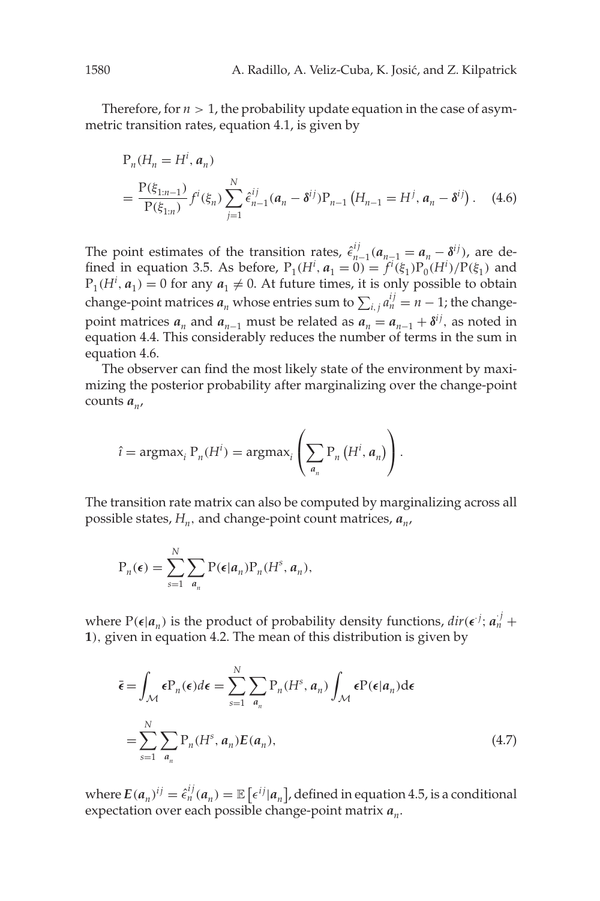Therefore, for $n > 1$, the probability update equation in the case of asymmetric transition rates, equation 4.1, is given by

$$
\begin{aligned}
&\mathrm{P}_n(H_n = H^i, \boldsymbol{a}_n) \\
&= \frac{\mathrm{P}(\xi_{1:n-1})}{\mathrm{P}(\xi_{1:n})} f^i(\xi_n) \sum_{j=1}^{N} \hat{\epsilon}_{n-1}^{ij}(\boldsymbol{a}_n - \boldsymbol{\delta}^{ij}) \mathrm{P}_{n-1}\left(H_{n-1} = H^j, \boldsymbol{a}_n - \boldsymbol{\delta}^{ij}\right). \quad (4.6)
\end{aligned}
$$

The point estimates of the transition rates, $\hat{\epsilon}_{n-1}^{ij}(\boldsymbol{a}_{n-1} = \boldsymbol{a}_n - \boldsymbol{\delta}^{ij})$, are defined in equation 3.5. As before, $\mathrm{P}_1(H^i, \boldsymbol{a}_1 = 0) = f^i(\xi_1)\mathrm{P}_0(H^i)/\mathrm{P}(\xi_1)$ and $\mathrm{P}_1(H^i, \boldsymbol{a}_1) = 0$ for any $\boldsymbol{a}_1 \neq 0$. At future times, it is only possible to obtain change-point matrices $\boldsymbol{a}_n$ whose entries sum to $\sum_{i,j} a_n^{ij} = n - 1$; the change-point matrices $\boldsymbol{a}_n$ and $\boldsymbol{a}_{n-1}$ must be related as $\boldsymbol{a}_n = \boldsymbol{a}_{n-1} + \boldsymbol{\delta}^{ij}$, as noted in equation 4.4. This considerably reduces the number of terms in the sum in equation 4.6.

The observer can find the most likely state of the environment by maximizing the posterior probability after marginalizing over the change-point counts $\boldsymbol{a}_n$,

$$
\hat{\imath} = \mathrm{argmax}_i\, \mathrm{P}_n(H^i) = \mathrm{argmax}_i \left( \sum_{\boldsymbol{a}_n} \mathrm{P}_n\left(H^i, \boldsymbol{a}_n\right) \right).
$$

The transition rate matrix can also be computed by marginalizing across all possible states, $H_n$, and change-point count matrices, $\boldsymbol{a}_n$,

$$
\mathrm{P}_n(\boldsymbol{\epsilon}) = \sum_{s=1}^{N} \sum_{\boldsymbol{a}_n} \mathrm{P}(\boldsymbol{\epsilon}|\boldsymbol{a}_n) \mathrm{P}_n(H^s, \boldsymbol{a}_n),
$$

where $\mathrm{P}(\boldsymbol{\epsilon}|\boldsymbol{a}_n)$ is the product of probability density functions, $dir(\boldsymbol{\epsilon}^{\cdot j}; \boldsymbol{a}_n^{\cdot j} + \mathbf{1})$, given in equation 4.2. The mean of this distribution is given by

$$
\begin{aligned}
\bar{\boldsymbol{\epsilon}} &= \int_{\mathcal{M}} \boldsymbol{\epsilon} \mathrm{P}_n(\boldsymbol{\epsilon}) d\boldsymbol{\epsilon} = \sum_{s=1}^{N} \sum_{\boldsymbol{a}_n} \mathrm{P}_n(H^s, \boldsymbol{a}_n) \int_{\mathcal{M}} \boldsymbol{\epsilon} \mathrm{P}(\boldsymbol{\epsilon}|\boldsymbol{a}_n) \mathrm{d}\boldsymbol{\epsilon} \\
&= \sum_{s=1}^{N} \sum_{\boldsymbol{a}_n} \mathrm{P}_n(H^s, \boldsymbol{a}_n) \boldsymbol{E}(\boldsymbol{a}_n), \quad (4.7)
\end{aligned}
$$

where $\boldsymbol{E}(\boldsymbol{a}_n)^{ij} = \hat{\epsilon}_n^{ij}(\boldsymbol{a}_n) = \mathbb{E}\left[\epsilon^{ij}|\boldsymbol{a}_n\right]$, defined in equation 4.5, is a conditional expectation over each possible change-point matrix $\boldsymbol{a}_n$.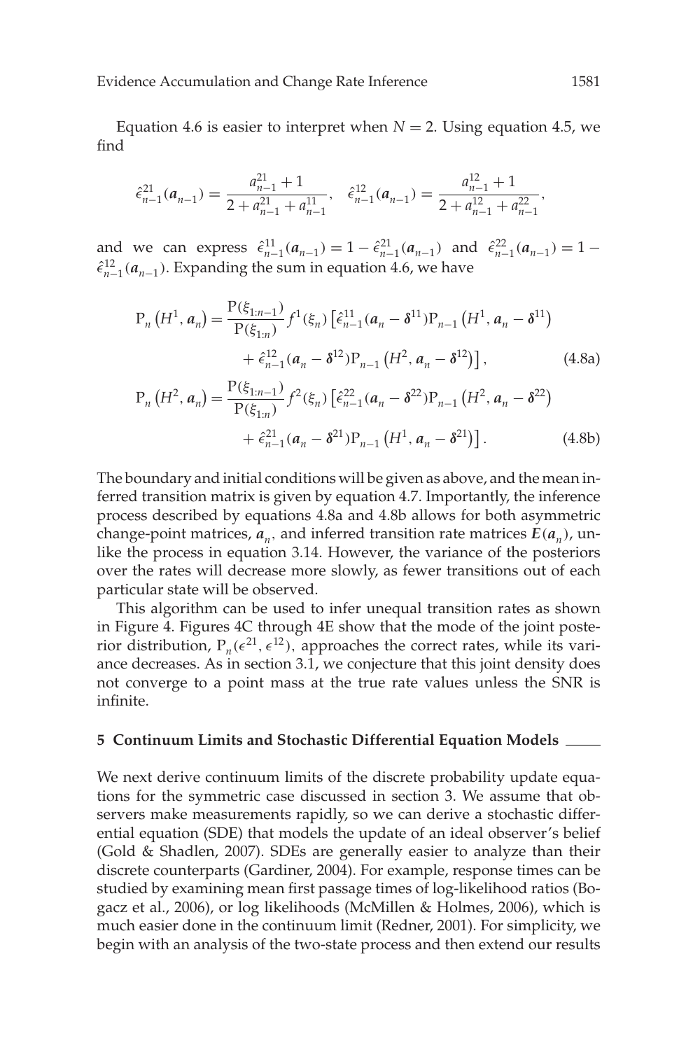Equation 4.6 is easier to interpret when $N = 2$. Using equation 4.5, we find

$$\hat{\epsilon}_{n-1}^{21}(\boldsymbol{a}_{n-1}) = \frac{a_{n-1}^{21} + 1}{2 + a_{n-1}^{21} + a_{n-1}^{11}}, \quad \hat{\epsilon}_{n-1}^{12}(\boldsymbol{a}_{n-1}) = \frac{a_{n-1}^{12} + 1}{2 + a_{n-1}^{12} + a_{n-1}^{22}},$$

and we can express $\hat{\epsilon}_{n-1}^{11}(\boldsymbol{a}_{n-1}) = 1 - \hat{\epsilon}_{n-1}^{21}(\boldsymbol{a}_{n-1})$ and $\hat{\epsilon}_{n-1}^{22}(\boldsymbol{a}_{n-1}) = 1 - \hat{\epsilon}_{n-1}^{12}(\boldsymbol{a}_{n-1})$. Expanding the sum in equation 4.6, we have

$$\begin{aligned}
\mathrm{P}_n\left(H^1, \boldsymbol{a}_n\right) = \frac{\mathrm{P}(\xi_{1:n-1})}{\mathrm{P}(\xi_{1:n})} f^1(\xi_n) \big[ &\hat{\epsilon}_{n-1}^{11}(\boldsymbol{a}_n - \boldsymbol{\delta}^{11}) \mathrm{P}_{n-1}\left(H^1, \boldsymbol{a}_n - \boldsymbol{\delta}^{11}\right) \\
&+ \hat{\epsilon}_{n-1}^{12}(\boldsymbol{a}_n - \boldsymbol{\delta}^{12}) \mathrm{P}_{n-1}\left(H^2, \boldsymbol{a}_n - \boldsymbol{\delta}^{12}\right) \big], \qquad (4.8a)
\end{aligned}$$

$$\begin{aligned}
\mathrm{P}_n\left(H^2, \boldsymbol{a}_n\right) = \frac{\mathrm{P}(\xi_{1:n-1})}{\mathrm{P}(\xi_{1:n})} f^2(\xi_n) \big[ &\hat{\epsilon}_{n-1}^{22}(\boldsymbol{a}_n - \boldsymbol{\delta}^{22}) \mathrm{P}_{n-1}\left(H^2, \boldsymbol{a}_n - \boldsymbol{\delta}^{22}\right) \\
&+ \hat{\epsilon}_{n-1}^{21}(\boldsymbol{a}_n - \boldsymbol{\delta}^{21}) \mathrm{P}_{n-1}\left(H^1, \boldsymbol{a}_n - \boldsymbol{\delta}^{21}\right) \big]. \qquad (4.8b)
\end{aligned}$$

The boundary and initial conditions will be given as above, and the mean inferred transition matrix is given by equation 4.7. Importantly, the inference process described by equations 4.8a and 4.8b allows for both asymmetric change-point matrices, $\boldsymbol{a}_n$, and inferred transition rate matrices $\boldsymbol{E}(\boldsymbol{a}_n)$, unlike the process in equation 3.14. However, the variance of the posteriors over the rates will decrease more slowly, as fewer transitions out of each particular state will be observed.

This algorithm can be used to infer unequal transition rates as shown in Figure 4. Figures 4C through 4E show that the mode of the joint posterior distribution, $\mathrm{P}_n(\epsilon^{21}, \epsilon^{12})$, approaches the correct rates, while its variance decreases. As in section 3.1, we conjecture that this joint density does not converge to a point mass at the true rate values unless the SNR is infinite.

## 5 Continuum Limits and Stochastic Differential Equation Models

We next derive continuum limits of the discrete probability update equations for the symmetric case discussed in section 3. We assume that observers make measurements rapidly, so we can derive a stochastic differential equation (SDE) that models the update of an ideal observer's belief (Gold & Shadlen, 2007). SDEs are generally easier to analyze than their discrete counterparts (Gardiner, 2004). For example, response times can be studied by examining mean first passage times of log-likelihood ratios (Bogacz et al., 2006), or log likelihoods (McMillen & Holmes, 2006), which is much easier done in the continuum limit (Redner, 2001). For simplicity, we begin with an analysis of the two-state process and then extend our results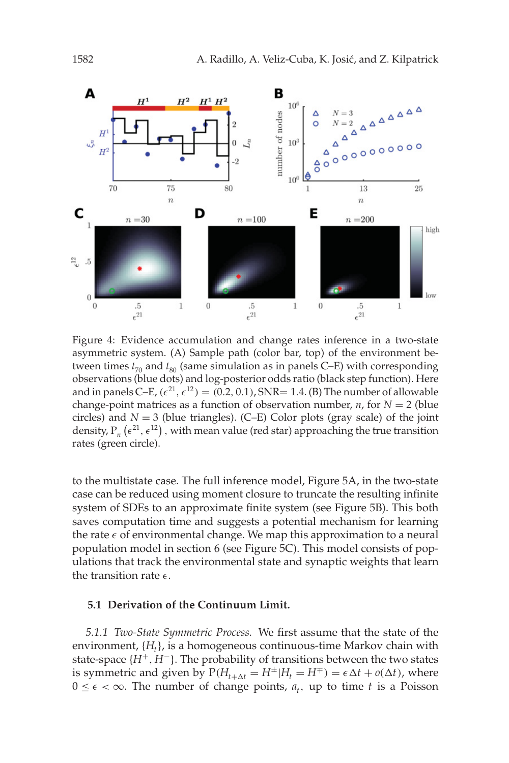Figure 4: Evidence accumulation and change rates inference in a two-state asymmetric system. (A) Sample path (color bar, top) of the environment between times $t_{70}$ and $t_{80}$ (same simulation as in panels C–E) with corresponding observations (blue dots) and log-posterior odds ratio (black step function). Here and in panels C–E, $(\epsilon^{21}, \epsilon^{12}) = (0.2, 0.1)$, SNR= 1.4. (B) The number of allowable change-point matrices as a function of observation number, $n$, for $N = 2$ (blue circles) and $N = 3$ (blue triangles). (C–E) Color plots (gray scale) of the joint density, $\mathrm{P}_n\left(\epsilon^{21}, \epsilon^{12}\right)$, with mean value (red star) approaching the true transition rates (green circle).

to the multistate case. The full inference model, Figure 5A, in the two-state case can be reduced using moment closure to truncate the resulting infinite system of SDEs to an approximate finite system (see Figure 5B). This both saves computation time and suggests a potential mechanism for learning the rate $\epsilon$ of environmental change. We map this approximation to a neural population model in section 6 (see Figure 5C). This model consists of populations that track the environmental state and synaptic weights that learn the transition rate $\epsilon$.

### 5.1 Derivation of the Continuum Limit.

*5.1.1 Two-State Symmetric Process.* We first assume that the state of the environment, $\{H_t\}$, is a homogeneous continuous-time Markov chain with state-space $\{H^+, H^-\}$. The probability of transitions between the two states is symmetric and given by $\mathrm{P}(H_{t+\Delta t} = H^{\pm} | H_t = H^{\mp}) = \epsilon \Delta t + o(\Delta t)$, where $0 \leq \epsilon < \infty$. The number of change points, $a_t$, up to time $t$ is a Poisson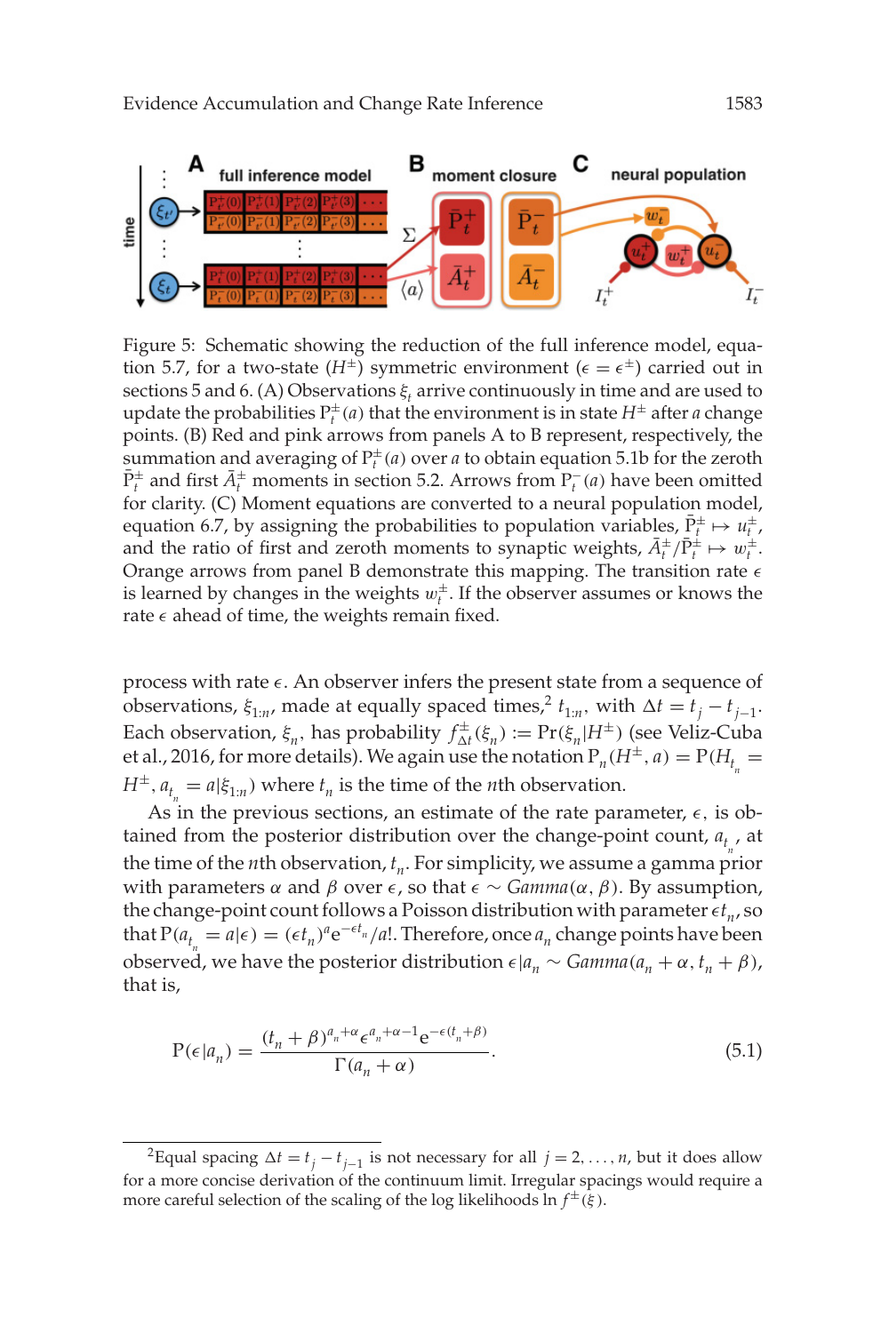Figure 5: Schematic showing the reduction of the full inference model, equation 5.7, for a two-state ($H^{\pm}$) symmetric environment ($\epsilon = \epsilon^{\pm}$) carried out in sections 5 and 6. (A) Observations $\xi_t$ arrive continuously in time and are used to update the probabilities $\mathrm{P}_t^{\pm}(a)$ that the environment is in state $H^{\pm}$ after $a$ change points. (B) Red and pink arrows from panels A to B represent, respectively, the summation and averaging of $\mathrm{P}_t^{\pm}(a)$ over $a$ to obtain equation 5.1b for the zeroth $\bar{\mathrm{P}}_t^{\pm}$ and first $\bar{A}_t^{\pm}$ moments in section 5.2. Arrows from $\mathrm{P}_t^{-}(a)$ have been omitted for clarity. (C) Moment equations are converted to a neural population model, equation 6.7, by assigning the probabilities to population variables, $\bar{\mathrm{P}}_t^{\pm} \mapsto u_t^{\pm}$, and the ratio of first and zeroth moments to synaptic weights, $\bar{A}_t^{\pm}/\bar{\mathrm{P}}_t^{\pm} \mapsto w_t^{\pm}$. Orange arrows from panel B demonstrate this mapping. The transition rate $\epsilon$ is learned by changes in the weights $w_t^{\pm}$. If the observer assumes or knows the rate $\epsilon$ ahead of time, the weights remain fixed.

process with rate $\epsilon$. An observer infers the present state from a sequence of observations, $\xi_{1:n}$, made at equally spaced times,[2] $t_{1:n}$, with $\Delta t = t_j - t_{j-1}$. Each observation, $\xi_n$, has probability $f_{\Delta t}^{\pm}(\xi_n) := \Pr(\xi_n | H^{\pm})$ (see Veliz-Cuba et al., 2016, for more details). We again use the notation $\mathrm{P}_n(H^{\pm}, a) = \mathrm{P}(H_{t_n} = H^{\pm}, a_{t_n} = a | \xi_{1:n})$ where $t_n$ is the time of the $n$th observation.

As in the previous sections, an estimate of the rate parameter, $\epsilon$, is obtained from the posterior distribution over the change-point count, $a_{t_n}$, at the time of the $n$th observation, $t_n$. For simplicity, we assume a gamma prior with parameters $\alpha$ and $\beta$ over $\epsilon$, so that $\epsilon \sim \mathit{Gamma}(\alpha, \beta)$. By assumption, the change-point count follows a Poisson distribution with parameter $\epsilon t_n$, so that $\mathrm{P}(a_{t_n} = a | \epsilon) = (\epsilon t_n)^a \mathrm{e}^{-\epsilon t_n}/a!$. Therefore, once $a_n$ change points have been observed, we have the posterior distribution $\epsilon | a_n \sim \mathit{Gamma}(a_n + \alpha, t_n + \beta)$, that is,

$$\mathrm{P}(\epsilon | a_n) = \frac{(t_n + \beta)^{a_n + \alpha} \epsilon^{a_n + \alpha - 1} \mathrm{e}^{-\epsilon(t_n + \beta)}}{\Gamma(a_n + \alpha)}. \tag{5.1}$$

[2] Equal spacing $\Delta t = t_j - t_{j-1}$ is not necessary for all $j = 2, \ldots, n$, but it does allow for a more concise derivation of the continuum limit. Irregular spacings would require a more careful selection of the scaling of the log likelihoods $\ln f^{\pm}(\xi)$.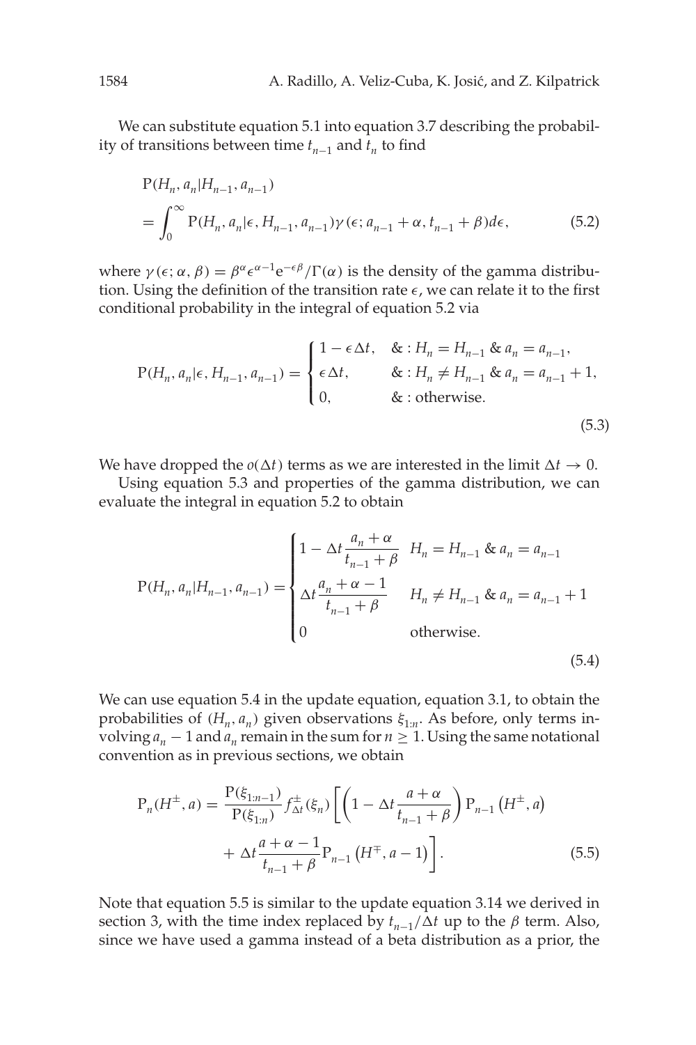We can substitute equation 5.1 into equation 3.7 describing the probability of transitions between time $t_{n-1}$ and $t_n$ to find

$$
\begin{aligned}
&\mathrm{P}(H_n, a_n | H_{n-1}, a_{n-1}) \\
&= \int_0^\infty \mathrm{P}(H_n, a_n | \epsilon, H_{n-1}, a_{n-1}) \gamma(\epsilon; a_{n-1} + \alpha, t_{n-1} + \beta) d\epsilon,
\end{aligned}
\tag{5.2}
$$

where $\gamma(\epsilon; \alpha, \beta) = \beta^\alpha \epsilon^{\alpha-1} \mathrm{e}^{-\epsilon\beta}/\Gamma(\alpha)$ is the density of the gamma distribution. Using the definition of the transition rate $\epsilon$, we can relate it to the first conditional probability in the integral of equation 5.2 via

$$
\mathrm{P}(H_n, a_n | \epsilon, H_{n-1}, a_{n-1}) = \begin{cases} 1 - \epsilon \Delta t, & \&: H_n = H_{n-1} \;\&\; a_n = a_{n-1}, \\ \epsilon \Delta t, & \&: H_n \neq H_{n-1} \;\&\; a_n = a_{n-1} + 1, \\ 0, & \&: \text{otherwise}. \end{cases}
\tag{5.3}
$$

We have dropped the $o(\Delta t)$ terms as we are interested in the limit $\Delta t \to 0$.

Using equation 5.3 and properties of the gamma distribution, we can evaluate the integral in equation 5.2 to obtain

$$
\mathrm{P}(H_n, a_n | H_{n-1}, a_{n-1}) = \begin{cases} 1 - \Delta t \dfrac{a_n + \alpha}{t_{n-1} + \beta} & H_n = H_{n-1} \;\&\; a_n = a_{n-1} \\ \Delta t \dfrac{a_n + \alpha - 1}{t_{n-1} + \beta} & H_n \neq H_{n-1} \;\&\; a_n = a_{n-1} + 1 \\ 0 & \text{otherwise}. \end{cases}
\tag{5.4}
$$

We can use equation 5.4 in the update equation, equation 3.1, to obtain the probabilities of $(H_n, a_n)$ given observations $\xi_{1:n}$. As before, only terms involving $a_n - 1$ and $a_n$ remain in the sum for $n \geq 1$. Using the same notational convention as in previous sections, we obtain

$$
\begin{aligned}
\mathrm{P}_n(H^\pm, a) = \frac{\mathrm{P}(\xi_{1:n-1})}{\mathrm{P}(\xi_{1:n})} f_{\Delta t}^\pm(\xi_n) \Bigg[ &\left(1 - \Delta t \frac{a + \alpha}{t_{n-1} + \beta}\right) \mathrm{P}_{n-1}\left(H^\pm, a\right) \\
&+ \Delta t \frac{a + \alpha - 1}{t_{n-1} + \beta} \mathrm{P}_{n-1}\left(H^\mp, a - 1\right) \Bigg].
\end{aligned}
\tag{5.5}
$$

Note that equation 5.5 is similar to the update equation 3.14 we derived in section 3, with the time index replaced by $t_{n-1}/\Delta t$ up to the $\beta$ term. Also, since we have used a gamma instead of a beta distribution as a prior, the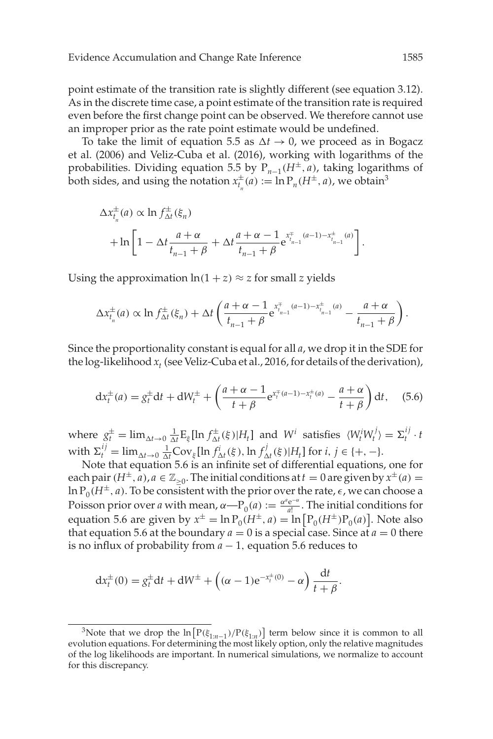point estimate of the transition rate is slightly different (see equation 3.12). As in the discrete time case, a point estimate of the transition rate is required even before the first change point can be observed. We therefore cannot use an improper prior as the rate point estimate would be undefined.

To take the limit of equation 5.5 as $\Delta t \to 0$, we proceed as in Bogacz et al. (2006) and Veliz-Cuba et al. (2016), working with logarithms of the probabilities. Dividing equation 5.5 by $\mathrm{P}_{n-1}(H^{\pm}, a)$, taking logarithms of both sides, and using the notation $x^{\pm}_{t_n}(a) := \ln \mathrm{P}_n(H^{\pm}, a)$, we obtain[3]

$$
\begin{aligned}
\Delta x^{\pm}_{t_n}(a) &\propto \ln f^{\pm}_{\Delta t}(\xi_n) \\
&\quad + \ln\left[1 - \Delta t \frac{a+\alpha}{t_{n-1}+\beta} + \Delta t \frac{a+\alpha-1}{t_{n-1}+\beta} \mathrm{e}^{x^{\mp}_{t_{n-1}}(a-1) - x^{\pm}_{t_{n-1}}(a)}\right].
\end{aligned}
$$

Using the approximation $\ln(1+z) \approx z$ for small $z$ yields

$$
\Delta x^{\pm}_{t_n}(a) \propto \ln f^{\pm}_{\Delta t}(\xi_n) + \Delta t \left( \frac{a+\alpha-1}{t_{n-1}+\beta} \mathrm{e}^{x^{\mp}_{t_{n-1}}(a-1) - x^{\pm}_{t_{n-1}}(a)} - \frac{a+\alpha}{t_{n-1}+\beta} \right).
$$

Since the proportionality constant is equal for all $a$, we drop it in the SDE for the log-likelihood $x_t$ (see Veliz-Cuba et al., 2016, for details of the derivation),

$$
\mathrm{d}x^{\pm}_t(a) = g^{\pm}_t \mathrm{d}t + \mathrm{d}W^{\pm}_t + \left( \frac{a+\alpha-1}{t+\beta} \mathrm{e}^{x^{\mp}_t(a-1) - x^{\pm}_t(a)} - \frac{a+\alpha}{t+\beta} \right) \mathrm{d}t, \tag{5.6}
$$

where $g^{\pm}_t = \lim_{\Delta t \to 0} \frac{1}{\Delta t} \mathrm{E}_{\xi}[\ln f^{\pm}_{\Delta t}(\xi) | H_t]$ and $W^i$ satisfies $\langle W^i_t W^j_t \rangle = \Sigma^{ij}_t \cdot t$ with $\Sigma^{ij}_t = \lim_{\Delta t \to 0} \frac{1}{\Delta t} \mathrm{Cov}_{\xi}[\ln f^i_{\Delta t}(\xi), \ln f^j_{\Delta t}(\xi) | H_t]$ for $i, j \in \{+, -\}$.

Note that equation 5.6 is an infinite set of differential equations, one for each pair $(H^{\pm}, a)$, $a \in \mathbb{Z}_{\geq 0}$. The initial conditions at $t = 0$ are given by $x^{\pm}(a) = \ln \mathrm{P}_0(H^{\pm}, a)$. To be consistent with the prior over the rate, $\epsilon$, we can choose a Poisson prior over $a$ with mean, $\alpha$—$\mathrm{P}_0(a) := \frac{\alpha^a \mathrm{e}^{-\alpha}}{a!}$. The initial conditions for equation 5.6 are given by $x^{\pm} = \ln \mathrm{P}_0(H^{\pm}, a) = \ln\left[\mathrm{P}_0(H^{\pm}) \mathrm{P}_0(a)\right]$. Note also that equation 5.6 at the boundary $a = 0$ is a special case. Since at $a = 0$ there is no influx of probability from $a - 1$, equation 5.6 reduces to

$$
\mathrm{d}x^{\pm}_t(0) = g^{\pm}_t \mathrm{d}t + \mathrm{d}W^{\pm} + \left( (\alpha - 1) \mathrm{e}^{-x^{\pm}_t(0)} - \alpha \right) \frac{\mathrm{d}t}{t+\beta}.
$$

[3]Note that we drop the $\ln\left[\mathrm{P}(\xi_{1:n-1})/\mathrm{P}(\xi_{1:n})\right]$ term below since it is common to all evolution equations. For determining the most likely option, only the relative magnitudes of the log likelihoods are important. In numerical simulations, we normalize to account for this discrepancy.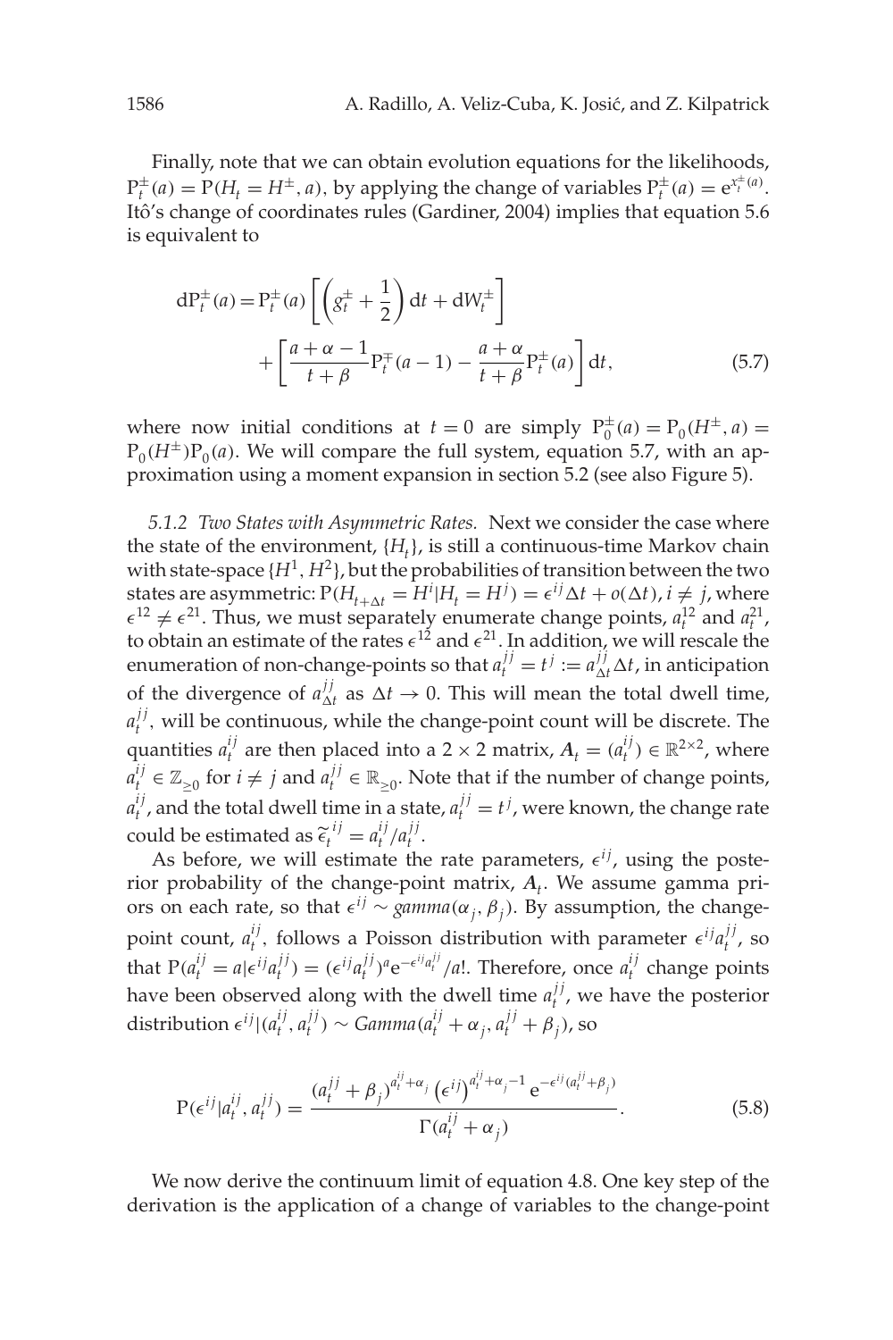Finally, note that we can obtain evolution equations for the likelihoods, $\mathrm{P}_t^{\pm}(a) = \mathrm{P}(H_t = H^{\pm}, a)$, by applying the change of variables $\mathrm{P}_t^{\pm}(a) = \mathrm{e}^{x_t^{\pm}(a)}$. Itô's change of coordinates rules (Gardiner, 2004) implies that equation 5.6 is equivalent to

$$
\begin{aligned}
\mathrm{dP}_t^{\pm}(a) = \mathrm{P}_t^{\pm}(a) \left[ \left( g_t^{\pm} + \frac{1}{2} \right) \mathrm{d}t + \mathrm{d}W_t^{\pm} \right] \\
+ \left[ \frac{a + \alpha - 1}{t + \beta} \mathrm{P}_t^{\mp}(a-1) - \frac{a + \alpha}{t + \beta} \mathrm{P}_t^{\pm}(a) \right] \mathrm{d}t,
\end{aligned}
\tag{5.7}
$$

where now initial conditions at $t = 0$ are simply $\mathrm{P}_0^{\pm}(a) = \mathrm{P}_0(H^{\pm}, a) = \mathrm{P}_0(H^{\pm})\mathrm{P}_0(a)$. We will compare the full system, equation 5.7, with an approximation using a moment expansion in section 5.2 (see also Figure 5).

*5.1.2 Two States with Asymmetric Rates.* Next we consider the case where the state of the environment, $\{H_t\}$, is still a continuous-time Markov chain with state-space $\{H^1, H^2\}$, but the probabilities of transition between the two states are asymmetric: $\mathrm{P}(H_{t+\Delta t} = H^i | H_t = H^j) = \epsilon^{ij}\Delta t + o(\Delta t)$, $i \neq j$, where $\epsilon^{12} \neq \epsilon^{21}$. Thus, we must separately enumerate change points, $a_t^{12}$ and $a_t^{21}$, to obtain an estimate of the rates $\epsilon^{12}$ and $\epsilon^{21}$. In addition, we will rescale the enumeration of non-change-points so that $a_t^{jj} = t^j := a_{\Delta t}^{jj}\Delta t$, in anticipation of the divergence of $a_{\Delta t}^{jj}$ as $\Delta t \to 0$. This will mean the total dwell time, $a_t^{jj}$, will be continuous, while the change-point count will be discrete. The quantities $a_t^{ij}$ are then placed into a $2 \times 2$ matrix, $\boldsymbol{A}_t = (a_t^{ij}) \in \mathbb{R}^{2\times 2}$, where $a_t^{ij} \in \mathbb{Z}_{\geq 0}$ for $i \neq j$ and $a_t^{jj} \in \mathbb{R}_{\geq 0}$. Note that if the number of change points, $a_t^{ij}$, and the total dwell time in a state, $a_t^{jj} = t^j$, were known, the change rate could be estimated as $\widetilde{\epsilon}_t^{\,ij} = a_t^{ij}/a_t^{jj}$.

As before, we will estimate the rate parameters, $\epsilon^{ij}$, using the posterior probability of the change-point matrix, $\boldsymbol{A}_t$. We assume gamma priors on each rate, so that $\epsilon^{ij} \sim \mathit{gamma}(\alpha_j, \beta_j)$. By assumption, the change-point count, $a_t^{ij}$, follows a Poisson distribution with parameter $\epsilon^{ij}a_t^{jj}$, so that $\mathrm{P}(a_t^{ij} = a | \epsilon^{ij}a_t^{jj}) = (\epsilon^{ij}a_t^{jj})^a \mathrm{e}^{-\epsilon^{ij}a_t^{jj}}/a!$. Therefore, once $a_t^{ij}$ change points have been observed along with the dwell time $a_t^{jj}$, we have the posterior distribution $\epsilon^{ij} | (a_t^{ij}, a_t^{jj}) \sim \mathit{Gamma}(a_t^{ij} + \alpha_j, a_t^{jj} + \beta_j)$, so

$$
\mathrm{P}(\epsilon^{ij} | a_t^{ij}, a_t^{jj}) = \frac{(a_t^{jj} + \beta_j)^{a_t^{ij} + \alpha_j} \left(\epsilon^{ij}\right)^{a_t^{ij} + \alpha_j - 1} \mathrm{e}^{-\epsilon^{ij}(a_t^{jj} + \beta_j)}}{\Gamma(a_t^{ij} + \alpha_j)}.
\tag{5.8}
$$

We now derive the continuum limit of equation 4.8. One key step of the derivation is the application of a change of variables to the change-point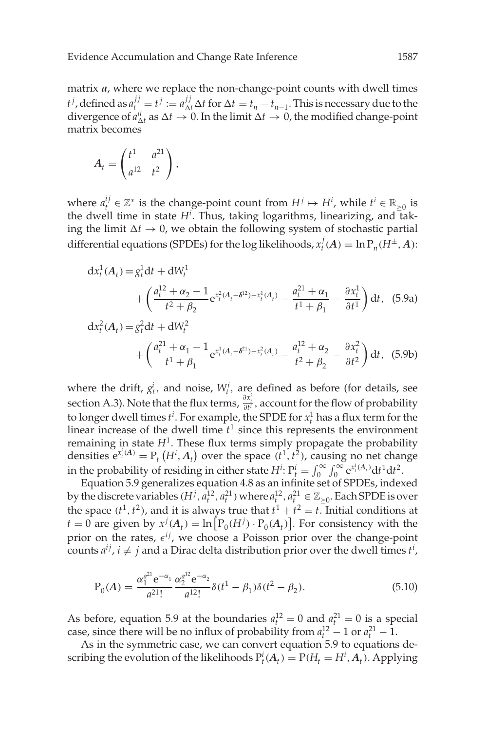matrix $\boldsymbol{a}$, where we replace the non-change-point counts with dwell times $t^j$, defined as $a_t^{jj} = t^j := a_{\Delta t}^{jj}\Delta t$ for $\Delta t = t_n - t_{n-1}$. This is necessary due to the divergence of $a_{\Delta t}^{ii}$ as $\Delta t \to 0$. In the limit $\Delta t \to 0$, the modified change-point matrix becomes

$$\boldsymbol{A}_t = \begin{pmatrix} t^1 & a^{21} \\ a^{12} & t^2 \end{pmatrix},$$

where $a_t^{ij} \in \mathbb{Z}^*$ is the change-point count from $H^j \mapsto H^i$, while $t^i \in \mathbb{R}_{\geq 0}$ is the dwell time in state $H^i$. Thus, taking logarithms, linearizing, and taking the limit $\Delta t \to 0$, we obtain the following system of stochastic partial differential equations (SPDEs) for the log likelihoods, $x_t^j(\boldsymbol{A}) = \ln \mathrm{P}_n(H^{\pm}, \boldsymbol{A})$:

$$\begin{aligned} \mathrm{d}x_t^1(\boldsymbol{A}_t) = {} & g_t^1 \mathrm{d}t + \mathrm{d}W_t^1 \\ & + \left( \frac{a_t^{12} + \alpha_2 - 1}{t^2 + \beta_2} \mathrm{e}^{x_t^2(\boldsymbol{A}_t - \boldsymbol{\delta}^{12}) - x_t^1(\boldsymbol{A}_t)} - \frac{a_t^{21} + \alpha_1}{t^1 + \beta_1} - \frac{\partial x_t^1}{\partial t^1} \right) \mathrm{d}t, \end{aligned} \quad (5.9a)$$

$$\begin{aligned} \mathrm{d}x_t^2(\boldsymbol{A}_t) = {} & g_t^2 \mathrm{d}t + \mathrm{d}W_t^2 \\ & + \left( \frac{a_t^{21} + \alpha_1 - 1}{t^1 + \beta_1} \mathrm{e}^{x_t^1(\boldsymbol{A}_t - \boldsymbol{\delta}^{21}) - x_t^2(\boldsymbol{A}_t)} - \frac{a_t^{12} + \alpha_2}{t^2 + \beta_2} - \frac{\partial x_t^2}{\partial t^2} \right) \mathrm{d}t, \end{aligned} \quad (5.9b)$$

where the drift, $g_t^i$, and noise, $W_t^i$, are defined as before (for details, see section A.3). Note that the flux terms, $\frac{\partial x_t^i}{\partial t^i}$, account for the flow of probability to longer dwell times $t^i$. For example, the SPDE for $x_t^1$ has a flux term for the linear increase of the dwell time $t^1$ since this represents the environment remaining in state $H^1$. These flux terms simply propagate the probability densities $\mathrm{e}^{x_t^i(\boldsymbol{A})} = \mathrm{P}_t\left(H^i, \boldsymbol{A}_t\right)$ over the space $(t^1, t^2)$, causing no net change in the probability of residing in either state $H^i$: $\mathrm{P}_t^i = \int_0^\infty \int_0^\infty \mathrm{e}^{x_t^i(\boldsymbol{A}_t)} \mathrm{d}t^1 \mathrm{d}t^2$.

Equation 5.9 generalizes equation 4.8 as an infinite set of SPDEs, indexed by the discrete variables $(H^j, a_t^{12}, a_t^{21})$ where $a_t^{12}, a_t^{21} \in \mathbb{Z}_{\geq 0}$. Each SPDE is over the space $(t^1, t^2)$, and it is always true that $t^1 + t^2 = t$. Initial conditions at $t = 0$ are given by $x^j(\boldsymbol{A}_t) = \ln\left[\mathrm{P}_0(H^j) \cdot \mathrm{P}_0(\boldsymbol{A}_t)\right]$. For consistency with the prior on the rates, $\epsilon^{ij}$, we choose a Poisson prior over the change-point counts $a^{ij}$, $i \neq j$ and a Dirac delta distribution prior over the dwell times $t^i$,

$$\mathrm{P}_0(\boldsymbol{A}) = \frac{\alpha_1^{a^{21}} \mathrm{e}^{-\alpha_1}}{a^{21}!} \frac{\alpha_2^{a^{12}} \mathrm{e}^{-\alpha_2}}{a^{12}!} \delta(t^1 - \beta_1)\delta(t^2 - \beta_2). \quad (5.10)$$

As before, equation 5.9 at the boundaries $a_t^{12} = 0$ and $a_t^{21} = 0$ is a special case, since there will be no influx of probability from $a_t^{12} - 1$ or $a_t^{21} - 1$.

As in the symmetric case, we can convert equation 5.9 to equations describing the evolution of the likelihoods $\mathrm{P}_t^i(\boldsymbol{A}_t) = \mathrm{P}(H_t = H^i, \boldsymbol{A}_t)$. Applying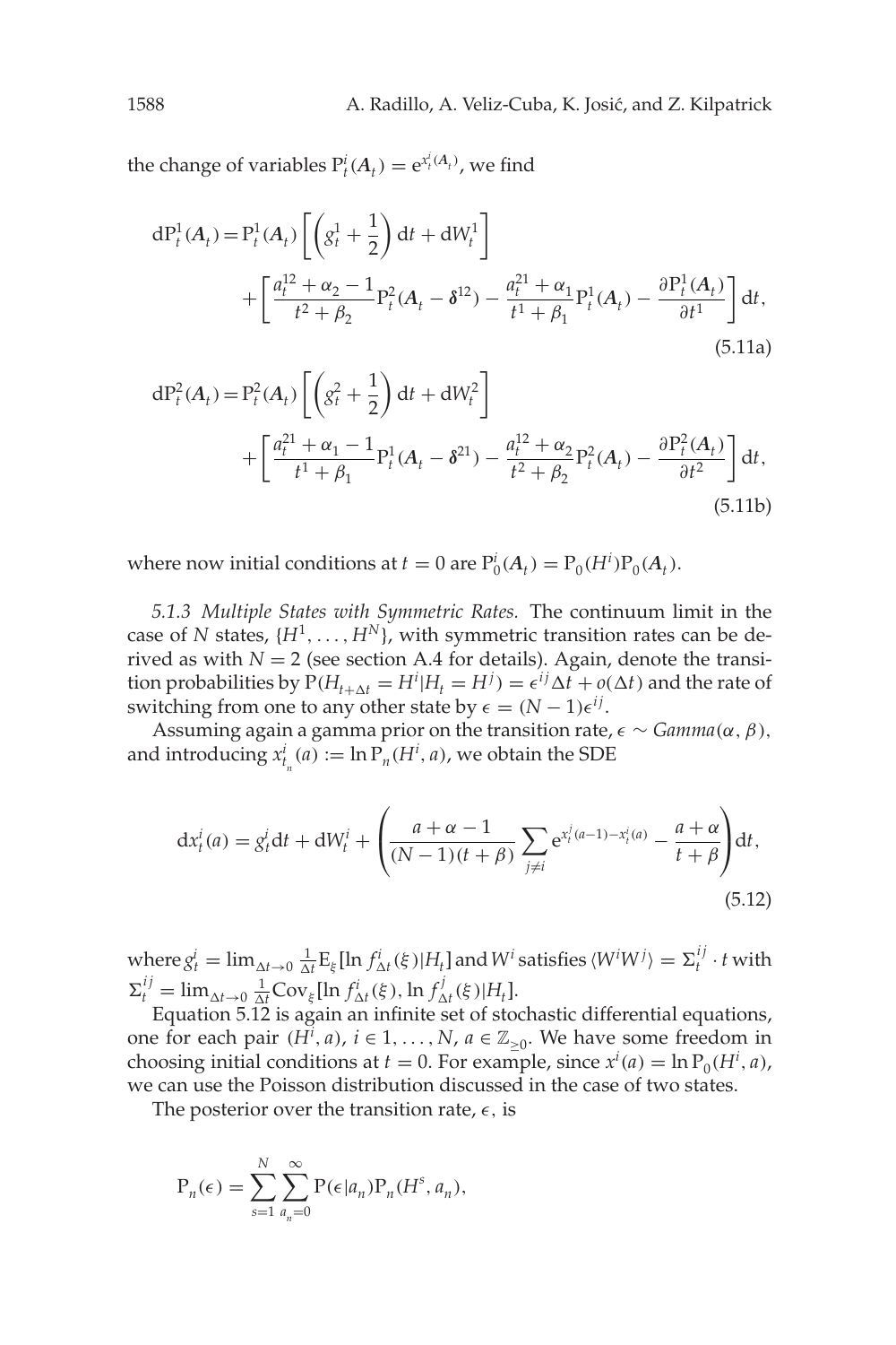the change of variables $\mathrm{P}_t^i(\boldsymbol{A}_t) = \mathrm{e}^{x_t^i(\boldsymbol{A}_t)}$, we find

$$
\begin{aligned}
\mathrm{dP}_t^1(\boldsymbol{A}_t) = \mathrm{P}_t^1(\boldsymbol{A}_t)\left[\left(g_t^1 + \frac{1}{2}\right)\mathrm{d}t + \mathrm{d}W_t^1\right] \\
+ \left[\frac{a_t^{12} + \alpha_2 - 1}{t^2 + \beta_2}\mathrm{P}_t^2(\boldsymbol{A}_t - \boldsymbol{\delta}^{12}) - \frac{a_t^{21} + \alpha_1}{t^1 + \beta_1}\mathrm{P}_t^1(\boldsymbol{A}_t) - \frac{\partial \mathrm{P}_t^1(\boldsymbol{A}_t)}{\partial t^1}\right]\mathrm{d}t,
\end{aligned}
\tag{5.11a}
$$

$$
\begin{aligned}
\mathrm{dP}_t^2(\boldsymbol{A}_t) = \mathrm{P}_t^2(\boldsymbol{A}_t)\left[\left(g_t^2 + \frac{1}{2}\right)\mathrm{d}t + \mathrm{d}W_t^2\right] \\
+ \left[\frac{a_t^{21} + \alpha_1 - 1}{t^1 + \beta_1}\mathrm{P}_t^1(\boldsymbol{A}_t - \boldsymbol{\delta}^{21}) - \frac{a_t^{12} + \alpha_2}{t^2 + \beta_2}\mathrm{P}_t^2(\boldsymbol{A}_t) - \frac{\partial \mathrm{P}_t^2(\boldsymbol{A}_t)}{\partial t^2}\right]\mathrm{d}t,
\end{aligned}
\tag{5.11b}
$$

where now initial conditions at $t = 0$ are $\mathrm{P}_0^i(\boldsymbol{A}_t) = \mathrm{P}_0(H^i)\mathrm{P}_0(\boldsymbol{A}_t)$.

*5.1.3 Multiple States with Symmetric Rates.* The continuum limit in the case of $N$ states, $\{H^1, \ldots, H^N\}$, with symmetric transition rates can be derived as with $N = 2$ (see section A.4 for details). Again, denote the transition probabilities by $\mathrm{P}(H_{t+\Delta t} = H^i | H_t = H^j) = \epsilon^{ij}\Delta t + o(\Delta t)$ and the rate of switching from one to any other state by $\epsilon = (N-1)\epsilon^{ij}$.

Assuming again a gamma prior on the transition rate, $\epsilon \sim \mathit{Gamma}(\alpha, \beta)$, and introducing $x_{t_n}^i(a) := \ln \mathrm{P}_n(H^i, a)$, we obtain the SDE

$$
\mathrm{d}x_t^i(a) = g_t^i \mathrm{d}t + \mathrm{d}W_t^i + \left(\frac{a + \alpha - 1}{(N-1)(t+\beta)}\sum_{j \neq i} \mathrm{e}^{x_t^j(a-1) - x_t^i(a)} - \frac{a + \alpha}{t + \beta}\right)\mathrm{d}t,
\tag{5.12}
$$

where $g_t^i = \lim_{\Delta t \to 0} \frac{1}{\Delta t}\mathrm{E}_\xi[\ln f_{\Delta t}^i(\xi) | H_t]$ and $W^i$ satisfies $\langle W^i W^j \rangle = \Sigma_t^{ij} \cdot t$ with $\Sigma_t^{ij} = \lim_{\Delta t \to 0} \frac{1}{\Delta t}\mathrm{Cov}_\xi[\ln f_{\Delta t}^i(\xi), \ln f_{\Delta t}^j(\xi) | H_t]$.

Equation 5.12 is again an infinite set of stochastic differential equations, one for each pair $(H^i, a)$, $i \in 1, \ldots, N$, $a \in \mathbb{Z}_{\geq 0}$. We have some freedom in choosing initial conditions at $t = 0$. For example, since $x^i(a) = \ln \mathrm{P}_0(H^i, a)$, we can use the Poisson distribution discussed in the case of two states.

The posterior over the transition rate, $\epsilon$, is

$$
\mathrm{P}_n(\epsilon) = \sum_{s=1}^{N}\sum_{a_n=0}^{\infty} \mathrm{P}(\epsilon | a_n)\mathrm{P}_n(H^s, a_n),
$$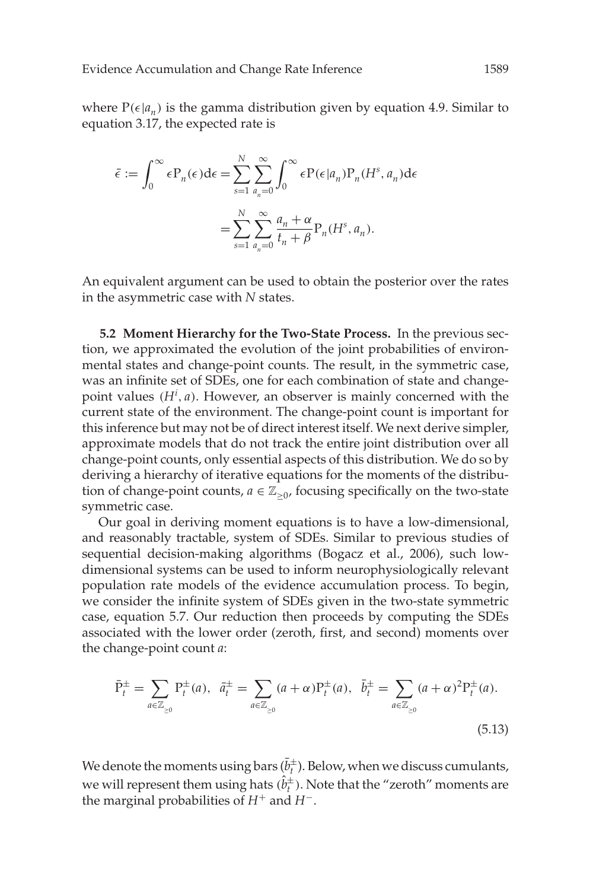where $\mathrm{P}(\epsilon|a_n)$ is the gamma distribution given by equation 4.9. Similar to equation 3.17, the expected rate is

$$\bar{\epsilon} := \int_0^\infty \epsilon \mathrm{P}_n(\epsilon)\mathrm{d}\epsilon = \sum_{s=1}^{N}\sum_{a_n=0}^{\infty}\int_0^\infty \epsilon \mathrm{P}(\epsilon|a_n)\mathrm{P}_n(H^s, a_n)\mathrm{d}\epsilon$$

$$= \sum_{s=1}^{N}\sum_{a_n=0}^{\infty}\frac{a_n+\alpha}{t_n+\beta}\mathrm{P}_n(H^s, a_n).$$

An equivalent argument can be used to obtain the posterior over the rates in the asymmetric case with $N$ states.

**5.2 Moment Hierarchy for the Two-State Process.** In the previous section, we approximated the evolution of the joint probabilities of environmental states and change-point counts. The result, in the symmetric case, was an infinite set of SDEs, one for each combination of state and change-point values $(H^i, a)$. However, an observer is mainly concerned with the current state of the environment. The change-point count is important for this inference but may not be of direct interest itself. We next derive simpler, approximate models that do not track the entire joint distribution over all change-point counts, only essential aspects of this distribution. We do so by deriving a hierarchy of iterative equations for the moments of the distribution of change-point counts, $a \in \mathbb{Z}_{\geq 0}$, focusing specifically on the two-state symmetric case.

Our goal in deriving moment equations is to have a low-dimensional, and reasonably tractable, system of SDEs. Similar to previous studies of sequential decision-making algorithms (Bogacz et al., 2006), such low-dimensional systems can be used to inform neurophysiologically relevant population rate models of the evidence accumulation process. To begin, we consider the infinite system of SDEs given in the two-state symmetric case, equation 5.7. Our reduction then proceeds by computing the SDEs associated with the lower order (zeroth, first, and second) moments over the change-point count $a$:

$$\bar{\mathrm{P}}_t^{\pm} = \sum_{a\in\mathbb{Z}_{\geq 0}} \mathrm{P}_t^{\pm}(a), \quad \bar{a}_t^{\pm} = \sum_{a\in\mathbb{Z}_{\geq 0}} (a+\alpha)\mathrm{P}_t^{\pm}(a), \quad \bar{b}_t^{\pm} = \sum_{a\in\mathbb{Z}_{\geq 0}} (a+\alpha)^2\mathrm{P}_t^{\pm}(a). \tag{5.13}$$

We denote the moments using bars ($\bar{b}_t^{\pm}$). Below, when we discuss cumulants, we will represent them using hats ($\hat{b}_t^{\pm}$). Note that the "zeroth" moments are the marginal probabilities of $H^+$ and $H^-$.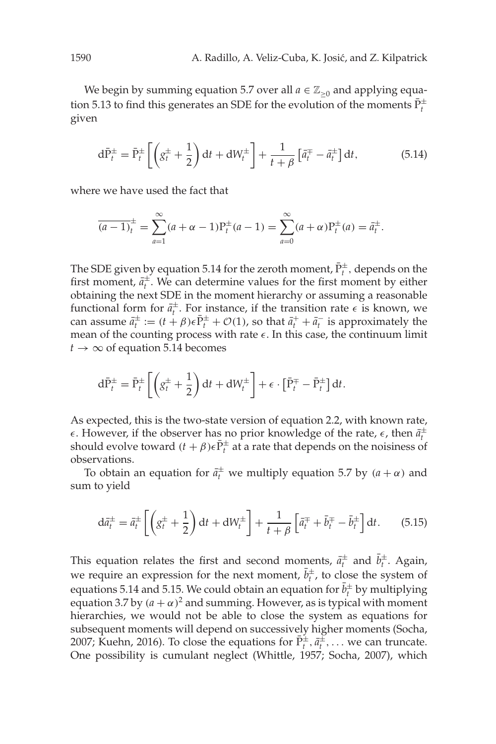We begin by summing equation 5.7 over all $a \in \mathbb{Z}_{\geq 0}$ and applying equation 5.13 to find this generates an SDE for the evolution of the moments $\bar{\mathrm{P}}_t^{\pm}$ given

$$
\mathrm{d}\bar{\mathrm{P}}_t^{\pm} = \bar{\mathrm{P}}_t^{\pm}\left[\left(g_t^{\pm} + \frac{1}{2}\right)\mathrm{d}t + \mathrm{d}W_t^{\pm}\right] + \frac{1}{t+\beta}\left[\bar{a}_t^{\mp} - \bar{a}_t^{\pm}\right]\mathrm{d}t, \tag{5.14}
$$

where we have used the fact that

$$
\overline{(a-1)}_t^{\pm} = \sum_{a=1}^{\infty}(a+\alpha-1)\mathrm{P}_t^{\pm}(a-1) = \sum_{a=0}^{\infty}(a+\alpha)\mathrm{P}_t^{\pm}(a) = \bar{a}_t^{\pm}.
$$

The SDE given by equation 5.14 for the zeroth moment, $\bar{\mathrm{P}}_t^{\pm}$, depends on the first moment, $\bar{a}_t^{\pm}$. We can determine values for the first moment by either obtaining the next SDE in the moment hierarchy or assuming a reasonable functional form for $\bar{a}_t^{\pm}$. For instance, if the transition rate $\epsilon$ is known, we can assume $\bar{a}_t^{\pm} := (t+\beta)\epsilon\bar{\mathrm{P}}_t^{\pm} + \mathcal{O}(1)$, so that $\bar{a}_t^{+} + \bar{a}_t^{-}$ is approximately the mean of the counting process with rate $\epsilon$. In this case, the continuum limit $t \to \infty$ of equation 5.14 becomes

$$
\mathrm{d}\bar{\mathrm{P}}_t^{\pm} = \bar{\mathrm{P}}_t^{\pm}\left[\left(g_t^{\pm} + \frac{1}{2}\right)\mathrm{d}t + \mathrm{d}W_t^{\pm}\right] + \epsilon \cdot \left[\bar{\mathrm{P}}_t^{\mp} - \bar{\mathrm{P}}_t^{\pm}\right]\mathrm{d}t.
$$

As expected, this is the two-state version of equation 2.2, with known rate, $\epsilon$. However, if the observer has no prior knowledge of the rate, $\epsilon$, then $\bar{a}_t^{\pm}$ should evolve toward $(t+\beta)\epsilon\bar{\mathrm{P}}_t^{\pm}$ at a rate that depends on the noisiness of observations.

To obtain an equation for $\bar{a}_t^{\pm}$ we multiply equation 5.7 by $(a+\alpha)$ and sum to yield

$$
\mathrm{d}\bar{a}_t^{\pm} = \bar{a}_t^{\pm}\left[\left(g_t^{\pm} + \frac{1}{2}\right)\mathrm{d}t + \mathrm{d}W_t^{\pm}\right] + \frac{1}{t+\beta}\left[\bar{a}_t^{\mp} + \bar{b}_t^{\mp} - \bar{b}_t^{\pm}\right]\mathrm{d}t. \tag{5.15}
$$

This equation relates the first and second moments, $\bar{a}_t^{\pm}$ and $\bar{b}_t^{\pm}$. Again, we require an expression for the next moment, $\bar{b}_t^{\pm}$, to close the system of equations 5.14 and 5.15. We could obtain an equation for $\bar{b}_t^{\pm}$ by multiplying equation 3.7 by $(a+\alpha)^2$ and summing. However, as is typical with moment hierarchies, we would not be able to close the system as equations for subsequent moments will depend on successively higher moments (Socha, 2007; Kuehn, 2016). To close the equations for $\bar{\mathrm{P}}_t^{\pm}, \bar{a}_t^{\pm}, \ldots$ we can truncate. One possibility is cumulant neglect (Whittle, 1957; Socha, 2007), which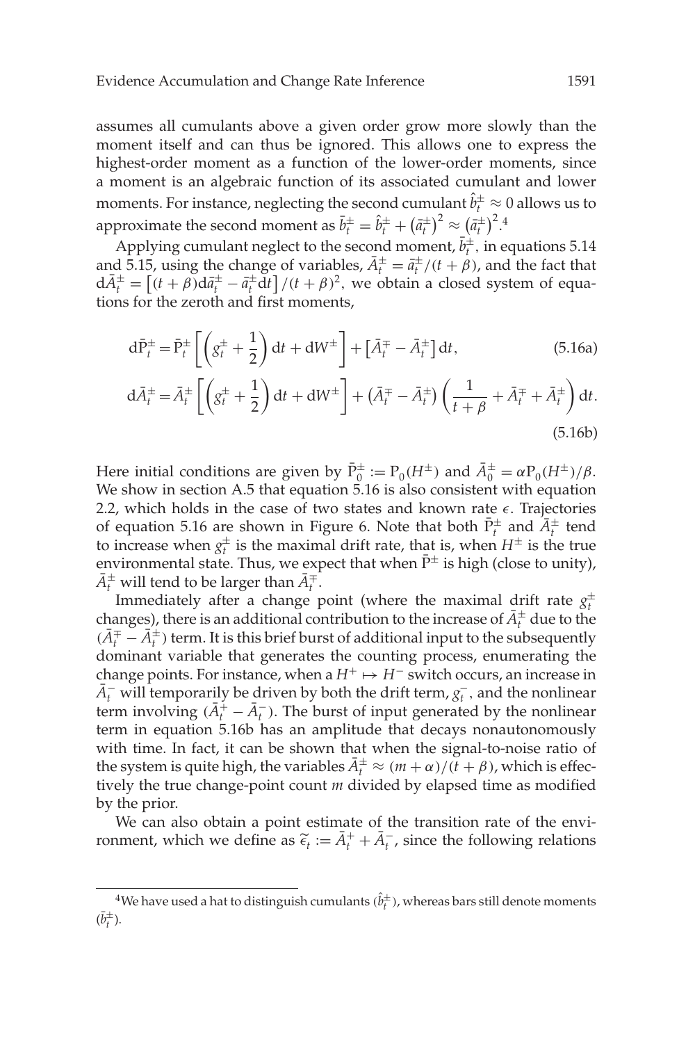assumes all cumulants above a given order grow more slowly than the moment itself and can thus be ignored. This allows one to express the highest-order moment as a function of the lower-order moments, since a moment is an algebraic function of its associated cumulant and lower moments. For instance, neglecting the second cumulant $\hat{b}_t^{\pm} \approx 0$ allows us to approximate the second moment as $\bar{b}_t^{\pm} = \hat{b}_t^{\pm} + \left(\bar{a}_t^{\pm}\right)^2 \approx \left(\bar{a}_t^{\pm}\right)^2$.[4]

Applying cumulant neglect to the second moment, $\bar{b}_t^{\pm}$, in equations 5.14 and 5.15, using the change of variables, $\bar{A}_t^{\pm} = \bar{a}_t^{\pm}/(t+\beta)$, and the fact that $\mathrm{d}\bar{A}_t^{\pm} = \left[(t+\beta)\mathrm{d}\bar{a}_t^{\pm} - \bar{a}_t^{\pm}\mathrm{d}t\right]/(t+\beta)^2$, we obtain a closed system of equations for the zeroth and first moments,

$$\mathrm{d}\bar{\mathrm{P}}_t^{\pm} = \bar{\mathrm{P}}_t^{\pm}\left[\left(g_t^{\pm} + \frac{1}{2}\right)\mathrm{d}t + \mathrm{d}W^{\pm}\right] + \left[\bar{A}_t^{\mp} - \bar{A}_t^{\pm}\right]\mathrm{d}t, \tag{5.16a}$$

$$\mathrm{d}\bar{A}_t^{\pm} = \bar{A}_t^{\pm}\left[\left(g_t^{\pm} + \frac{1}{2}\right)\mathrm{d}t + \mathrm{d}W^{\pm}\right] + \left(\bar{A}_t^{\mp} - \bar{A}_t^{\pm}\right)\left(\frac{1}{t+\beta} + \bar{A}_t^{\mp} + \bar{A}_t^{\pm}\right)\mathrm{d}t. \tag{5.16b}$$

Here initial conditions are given by $\bar{\mathrm{P}}_0^{\pm} := \mathrm{P}_0(H^{\pm})$ and $\bar{A}_0^{\pm} = \alpha \mathrm{P}_0(H^{\pm})/\beta$. We show in section A.5 that equation 5.16 is also consistent with equation 2.2, which holds in the case of two states and known rate $\epsilon$. Trajectories of equation 5.16 are shown in Figure 6. Note that both $\bar{\mathrm{P}}_t^{\pm}$ and $\bar{A}_t^{\pm}$ tend to increase when $g_t^{\pm}$ is the maximal drift rate, that is, when $H^{\pm}$ is the true environmental state. Thus, we expect that when $\bar{\mathrm{P}}^{\pm}$ is high (close to unity), $\bar{A}_t^{\pm}$ will tend to be larger than $\bar{A}_t^{\mp}$.

Immediately after a change point (where the maximal drift rate $g_t^{\pm}$ changes), there is an additional contribution to the increase of $\bar{A}_t^{\pm}$ due to the $(\bar{A}_t^{\mp} - \bar{A}_t^{\pm})$ term. It is this brief burst of additional input to the subsequently dominant variable that generates the counting process, enumerating the change points. For instance, when a $H^+ \mapsto H^-$ switch occurs, an increase in $\bar{A}_t^-$ will temporarily be driven by both the drift term, $g_t^-$, and the nonlinear term involving $(\bar{A}_t^+ - \bar{A}_t^-)$. The burst of input generated by the nonlinear term in equation 5.16b has an amplitude that decays nonautonomously with time. In fact, it can be shown that when the signal-to-noise ratio of the system is quite high, the variables $\bar{A}_t^{\pm} \approx (m+\alpha)/(t+\beta)$, which is effectively the true change-point count $m$ divided by elapsed time as modified by the prior.

We can also obtain a point estimate of the transition rate of the environment, which we define as $\widetilde{\epsilon}_t := \bar{A}_t^+ + \bar{A}_t^-$, since the following relations

[4] We have used a hat to distinguish cumulants ($\hat{b}_t^{\pm}$), whereas bars still denote moments ($\bar{b}_t^{\pm}$).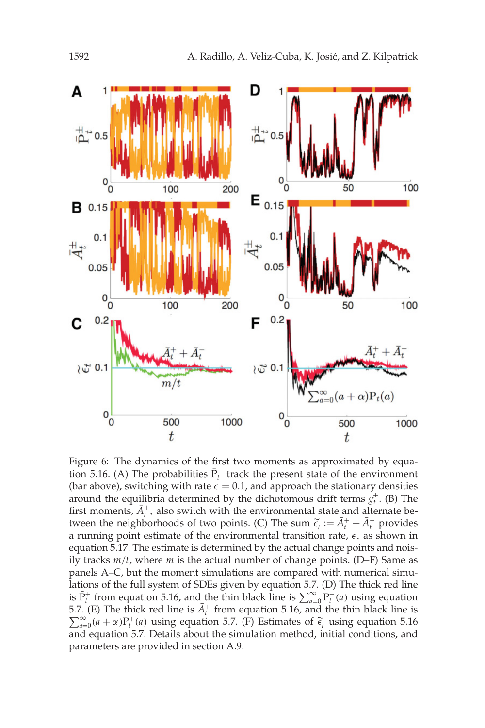Figure 6: The dynamics of the first two moments as approximated by equation 5.16. (A) The probabilities $\bar{\mathrm{P}}_t^{\pm}$ track the present state of the environment (bar above), switching with rate $\epsilon = 0.1$, and approach the stationary densities around the equilibria determined by the dichotomous drift terms $g_t^{\pm}$. (B) The first moments, $\bar{A}_t^{\pm}$, also switch with the environmental state and alternate between the neighborhoods of two points. (C) The sum $\tilde{\epsilon}_t := \bar{A}_t^{+} + \bar{A}_t^{-}$ provides a running point estimate of the environmental transition rate, $\epsilon$, as shown in equation 5.17. The estimate is determined by the actual change points and noisily tracks $m/t$, where $m$ is the actual number of change points. (D–F) Same as panels A–C, but the moment simulations are compared with numerical simulations of the full system of SDEs given by equation 5.7. (D) The thick red line is $\bar{\mathrm{P}}_t^{+}$ from equation 5.16, and the thin black line is $\sum_{a=0}^{\infty} \mathrm{P}_t^{+}(a)$ using equation 5.7. (E) The thick red line is $\bar{A}_t^{+}$ from equation 5.16, and the thin black line is $\sum_{a=0}^{\infty} (a+\alpha)\mathrm{P}_t^{+}(a)$ using equation 5.7. (F) Estimates of $\tilde{\epsilon}_t$ using equation 5.16 and equation 5.7. Details about the simulation method, initial conditions, and parameters are provided in section A.9.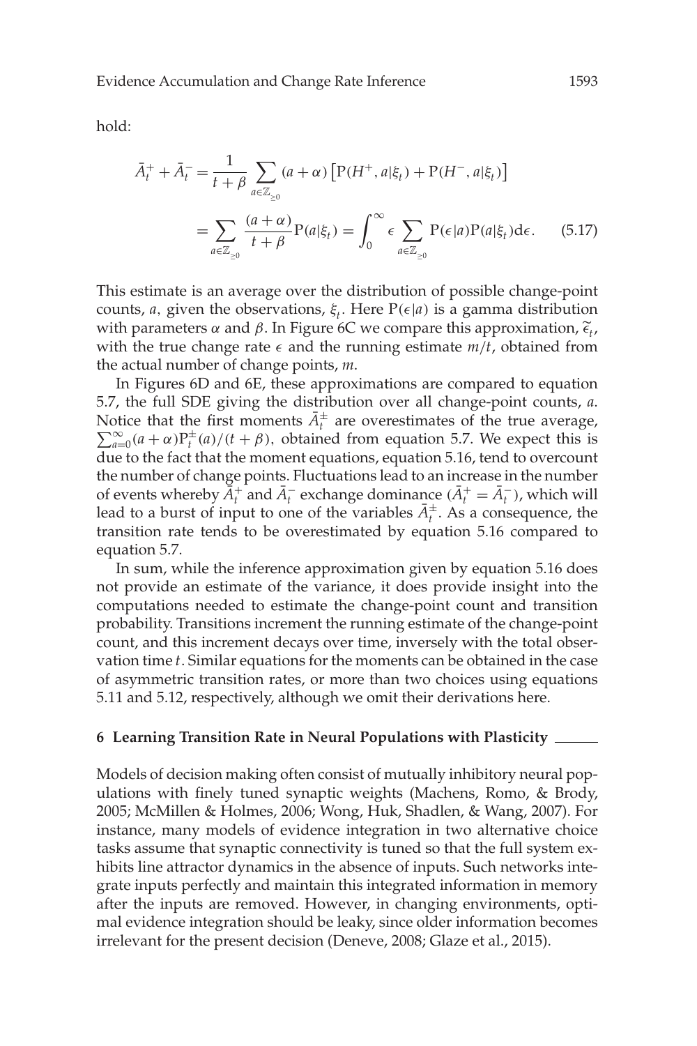hold:

$$\bar{A}_t^+ + \bar{A}_t^- = \frac{1}{t+\beta} \sum_{a \in \mathbb{Z}_{\geq 0}} (a+\alpha) \left[ \mathrm{P}(H^+, a|\xi_t) + \mathrm{P}(H^-, a|\xi_t) \right]$$

$$= \sum_{a \in \mathbb{Z}_{\geq 0}} \frac{(a+\alpha)}{t+\beta} \mathrm{P}(a|\xi_t) = \int_0^\infty \epsilon \sum_{a \in \mathbb{Z}_{\geq 0}} \mathrm{P}(\epsilon|a)\mathrm{P}(a|\xi_t) \mathrm{d}\epsilon. \tag{5.17}$$

This estimate is an average over the distribution of possible change-point counts, $a$, given the observations, $\xi_t$. Here $\mathrm{P}(\epsilon|a)$ is a gamma distribution with parameters $\alpha$ and $\beta$. In Figure 6C we compare this approximation, $\widetilde{\epsilon}_t$, with the true change rate $\epsilon$ and the running estimate $m/t$, obtained from the actual number of change points, $m$.

In Figures 6D and 6E, these approximations are compared to equation 5.7, the full SDE giving the distribution over all change-point counts, $a$. Notice that the first moments $\bar{A}_t^\pm$ are overestimates of the true average, $\sum_{a=0}^{\infty}(a+\alpha)\mathrm{P}_t^\pm(a)/(t+\beta)$, obtained from equation 5.7. We expect this is due to the fact that the moment equations, equation 5.16, tend to overcount the number of change points. Fluctuations lead to an increase in the number of events whereby $\bar{A}_t^+$ and $\bar{A}_t^-$ exchange dominance ($\bar{A}_t^+ = \bar{A}_t^-$), which will lead to a burst of input to one of the variables $\bar{A}_t^\pm$. As a consequence, the transition rate tends to be overestimated by equation 5.16 compared to equation 5.7.

In sum, while the inference approximation given by equation 5.16 does not provide an estimate of the variance, it does provide insight into the computations needed to estimate the change-point count and transition probability. Transitions increment the running estimate of the change-point count, and this increment decays over time, inversely with the total observation time $t$. Similar equations for the moments can be obtained in the case of asymmetric transition rates, or more than two choices using equations 5.11 and 5.12, respectively, although we omit their derivations here.

## 6 Learning Transition Rate in Neural Populations with Plasticity

Models of decision making often consist of mutually inhibitory neural populations with finely tuned synaptic weights (Machens, Romo, & Brody, 2005; McMillen & Holmes, 2006; Wong, Huk, Shadlen, & Wang, 2007). For instance, many models of evidence integration in two alternative choice tasks assume that synaptic connectivity is tuned so that the full system exhibits line attractor dynamics in the absence of inputs. Such networks integrate inputs perfectly and maintain this integrated information in memory after the inputs are removed. However, in changing environments, optimal evidence integration should be leaky, since older information becomes irrelevant for the present decision (Deneve, 2008; Glaze et al., 2015).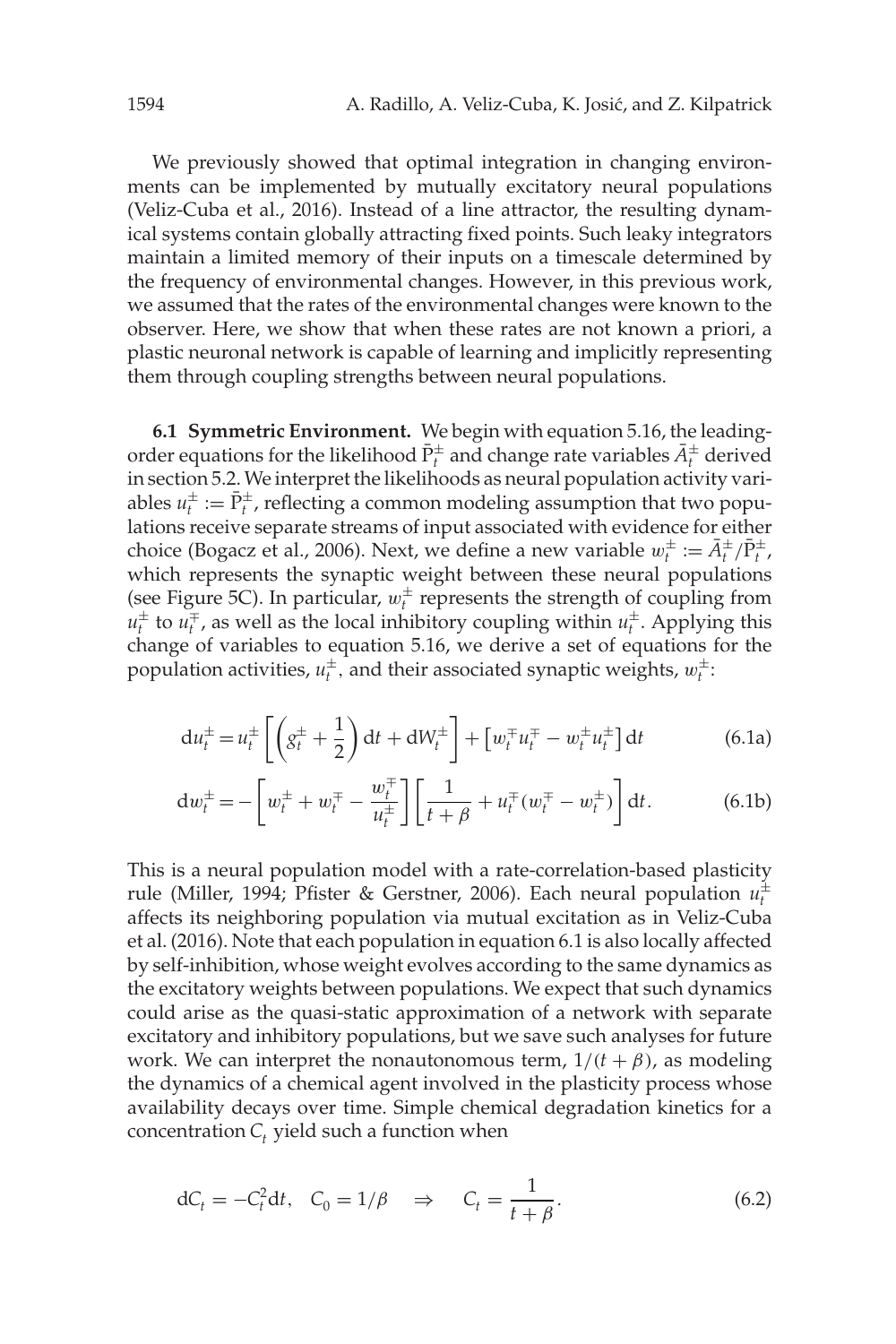We previously showed that optimal integration in changing environments can be implemented by mutually excitatory neural populations (Veliz-Cuba et al., 2016). Instead of a line attractor, the resulting dynamical systems contain globally attracting fixed points. Such leaky integrators maintain a limited memory of their inputs on a timescale determined by the frequency of environmental changes. However, in this previous work, we assumed that the rates of the environmental changes were known to the observer. Here, we show that when these rates are not known a priori, a plastic neuronal network is capable of learning and implicitly representing them through coupling strengths between neural populations.

**6.1 Symmetric Environment.** We begin with equation 5.16, the leading-order equations for the likelihood $\bar{\mathrm{P}}_t^{\pm}$ and change rate variables $\bar{A}_t^{\pm}$ derived in section 5.2. We interpret the likelihoods as neural population activity variables $u_t^{\pm} := \bar{\mathrm{P}}_t^{\pm}$, reflecting a common modeling assumption that two populations receive separate streams of input associated with evidence for either choice (Bogacz et al., 2006). Next, we define a new variable $w_t^{\pm} := \bar{A}_t^{\pm}/\bar{\mathrm{P}}_t^{\pm}$, which represents the synaptic weight between these neural populations (see Figure 5C). In particular, $w_t^{\pm}$ represents the strength of coupling from $u_t^{\pm}$ to $u_t^{\mp}$, as well as the local inhibitory coupling within $u_t^{\pm}$. Applying this change of variables to equation 5.16, we derive a set of equations for the population activities, $u_t^{\pm}$, and their associated synaptic weights, $w_t^{\pm}$:

$$\mathrm{d}u_t^{\pm} = u_t^{\pm}\left[\left(g_t^{\pm} + \frac{1}{2}\right)\mathrm{d}t + \mathrm{d}W_t^{\pm}\right] + \left[w_t^{\mp}u_t^{\mp} - w_t^{\pm}u_t^{\pm}\right]\mathrm{d}t \tag{6.1a}$$

$$\mathrm{d}w_t^{\pm} = -\left[w_t^{\pm} + w_t^{\mp} - \frac{w_t^{\mp}}{u_t^{\pm}}\right]\left[\frac{1}{t+\beta} + u_t^{\mp}(w_t^{\mp} - w_t^{\pm})\right]\mathrm{d}t. \tag{6.1b}$$

This is a neural population model with a rate-correlation-based plasticity rule (Miller, 1994; Pfister & Gerstner, 2006). Each neural population $u_t^{\pm}$ affects its neighboring population via mutual excitation as in Veliz-Cuba et al. (2016). Note that each population in equation 6.1 is also locally affected by self-inhibition, whose weight evolves according to the same dynamics as the excitatory weights between populations. We expect that such dynamics could arise as the quasi-static approximation of a network with separate excitatory and inhibitory populations, but we save such analyses for future work. We can interpret the nonautonomous term, $1/(t+\beta)$, as modeling the dynamics of a chemical agent involved in the plasticity process whose availability decays over time. Simple chemical degradation kinetics for a concentration $C_t$ yield such a function when

$$\mathrm{d}C_t = -C_t^2\mathrm{d}t, \quad C_0 = 1/\beta \quad \Rightarrow \quad C_t = \frac{1}{t+\beta}. \tag{6.2}$$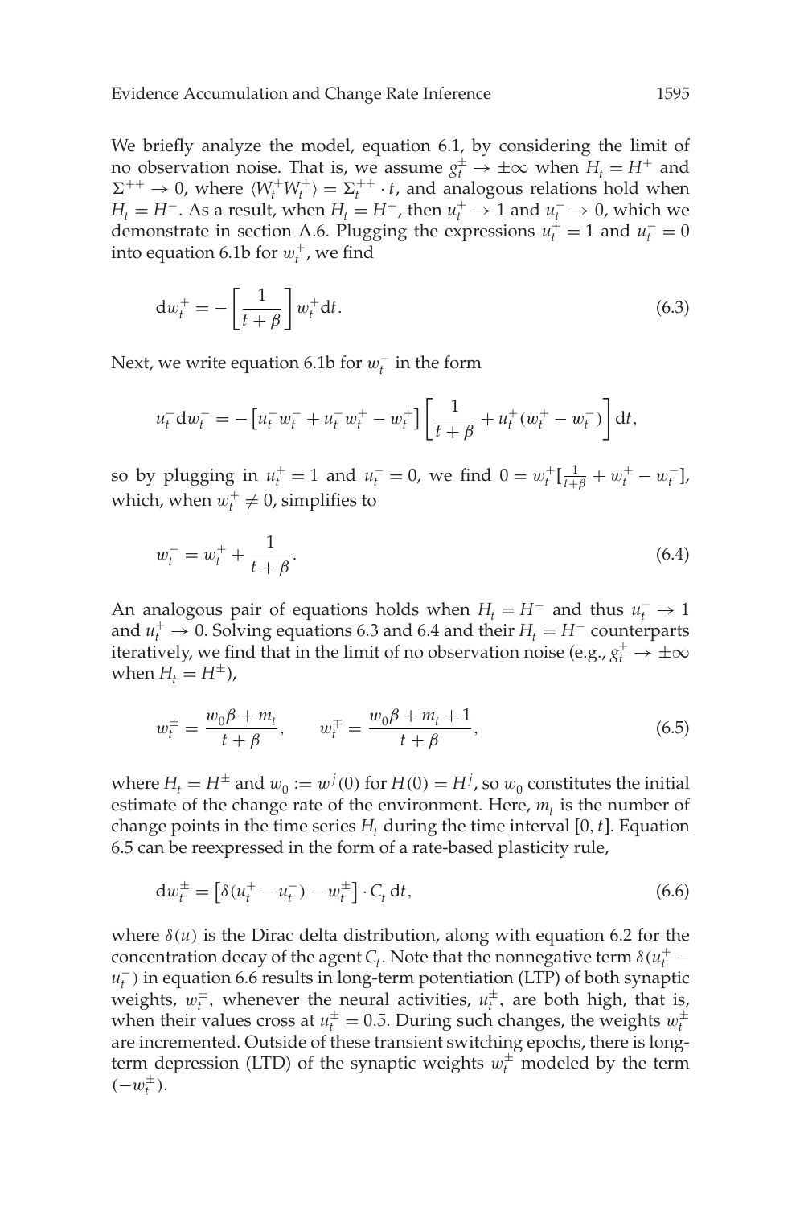We briefly analyze the model, equation 6.1, by considering the limit of no observation noise. That is, we assume $g_t^{\pm} \to \pm\infty$ when $H_t = H^+$ and $\Sigma^{++} \to 0$, where $\langle W_t^+ W_t^+ \rangle = \Sigma_t^{++} \cdot t$, and analogous relations hold when $H_t = H^-$. As a result, when $H_t = H^+$, then $u_t^+ \to 1$ and $u_t^- \to 0$, which we demonstrate in section A.6. Plugging the expressions $u_t^+ = 1$ and $u_t^- = 0$ into equation 6.1b for $w_t^+$, we find

$$
\mathrm{d}w_t^+ = -\left[\frac{1}{t+\beta}\right] w_t^+ \mathrm{d}t. \tag{6.3}
$$

Next, we write equation 6.1b for $w_t^-$ in the form

$$
u_t^- \mathrm{d}w_t^- = -\left[u_t^- w_t^- + u_t^- w_t^+ - w_t^+\right]\left[\frac{1}{t+\beta} + u_t^+(w_t^+ - w_t^-)\right]\mathrm{d}t,
$$

so by plugging in $u_t^+ = 1$ and $u_t^- = 0$, we find $0 = w_t^+[\frac{1}{t+\beta} + w_t^+ - w_t^-]$, which, when $w_t^+ \neq 0$, simplifies to

$$
w_t^- = w_t^+ + \frac{1}{t+\beta}. \tag{6.4}
$$

An analogous pair of equations holds when $H_t = H^-$ and thus $u_t^- \to 1$ and $u_t^+ \to 0$. Solving equations 6.3 and 6.4 and their $H_t = H^-$ counterparts iteratively, we find that in the limit of no observation noise (e.g., $g_t^{\pm} \to \pm\infty$ when $H_t = H^{\pm}$),

$$
w_t^{\pm} = \frac{w_0\beta + m_t}{t+\beta}, \qquad w_t^{\mp} = \frac{w_0\beta + m_t + 1}{t+\beta}, \tag{6.5}
$$

where $H_t = H^{\pm}$ and $w_0 := w^j(0)$ for $H(0) = H^j$, so $w_0$ constitutes the initial estimate of the change rate of the environment. Here, $m_t$ is the number of change points in the time series $H_t$ during the time interval $[0, t]$. Equation 6.5 can be reexpressed in the form of a rate-based plasticity rule,

$$
\mathrm{d}w_t^{\pm} = \left[\delta(u_t^+ - u_t^-) - w_t^{\pm}\right] \cdot C_t \, \mathrm{d}t, \tag{6.6}
$$

where $\delta(u)$ is the Dirac delta distribution, along with equation 6.2 for the concentration decay of the agent $C_t$. Note that the nonnegative term $\delta(u_t^+ - u_t^-)$ in equation 6.6 results in long-term potentiation (LTP) of both synaptic weights, $w_t^{\pm}$, whenever the neural activities, $u_t^{\pm}$, are both high, that is, when their values cross at $u_t^{\pm} = 0.5$. During such changes, the weights $w_t^{\pm}$ are incremented. Outside of these transient switching epochs, there is long-term depression (LTD) of the synaptic weights $w_t^{\pm}$ modeled by the term $(-w_t^{\pm})$.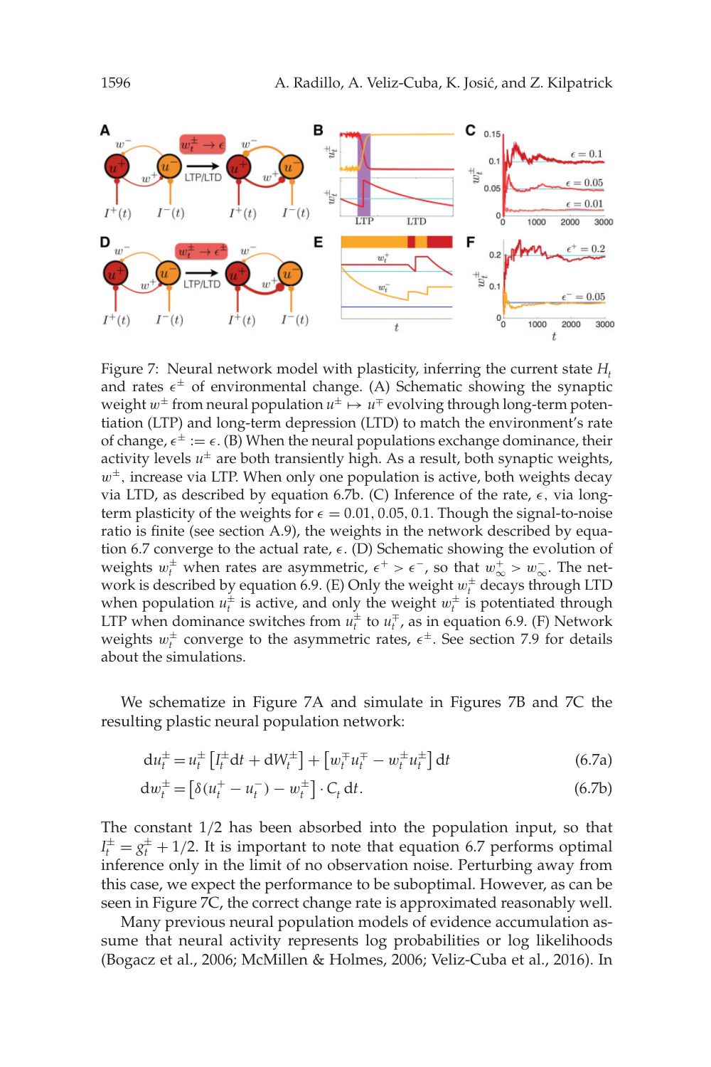Figure 7: Neural network model with plasticity, inferring the current state $H_t$ and rates $\epsilon^{\pm}$ of environmental change. (A) Schematic showing the synaptic weight $w^{\pm}$ from neural population $u^{\pm} \mapsto u^{\mp}$ evolving through long-term potentiation (LTP) and long-term depression (LTD) to match the environment's rate of change, $\epsilon^{\pm} := \epsilon$. (B) When the neural populations exchange dominance, their activity levels $u^{\pm}$ are both transiently high. As a result, both synaptic weights, $w^{\pm}$, increase via LTP. When only one population is active, both weights decay via LTD, as described by equation 6.7b. (C) Inference of the rate, $\epsilon$, via long-term plasticity of the weights for $\epsilon = 0.01, 0.05, 0.1$. Though the signal-to-noise ratio is finite (see section A.9), the weights in the network described by equation 6.7 converge to the actual rate, $\epsilon$. (D) Schematic showing the evolution of weights $w_t^{\pm}$ when rates are asymmetric, $\epsilon^+ > \epsilon^-$, so that $w_{\infty}^+ > w_{\infty}^-$. The network is described by equation 6.9. (E) Only the weight $w_t^{\pm}$ decays through LTD when population $u_t^{\pm}$ is active, and only the weight $w_t^{\pm}$ is potentiated through LTP when dominance switches from $u_t^{\pm}$ to $u_t^{\mp}$, as in equation 6.9. (F) Network weights $w_t^{\pm}$ converge to the asymmetric rates, $\epsilon^{\pm}$. See section 7.9 for details about the simulations.

We schematize in Figure 7A and simulate in Figures 7B and 7C the resulting plastic neural population network:

$$\mathrm{d}u_t^{\pm} = u_t^{\pm}\left[I_t^{\pm}\mathrm{d}t + \mathrm{d}W_t^{\pm}\right] + \left[w_t^{\mp}u_t^{\mp} - w_t^{\pm}u_t^{\pm}\right]\mathrm{d}t \tag{6.7a}$$

$$\mathrm{d}w_t^{\pm} = \left[\delta(u_t^{+} - u_t^{-}) - w_t^{\pm}\right] \cdot C_t\, \mathrm{d}t. \tag{6.7b}$$

The constant 1/2 has been absorbed into the population input, so that $I_t^{\pm} = g_t^{\pm} + 1/2$. It is important to note that equation 6.7 performs optimal inference only in the limit of no observation noise. Perturbing away from this case, we expect the performance to be suboptimal. However, as can be seen in Figure 7C, the correct change rate is approximated reasonably well.

Many previous neural population models of evidence accumulation assume that neural activity represents log probabilities or log likelihoods (Bogacz et al., 2006; McMillen & Holmes, 2006; Veliz-Cuba et al., 2016). In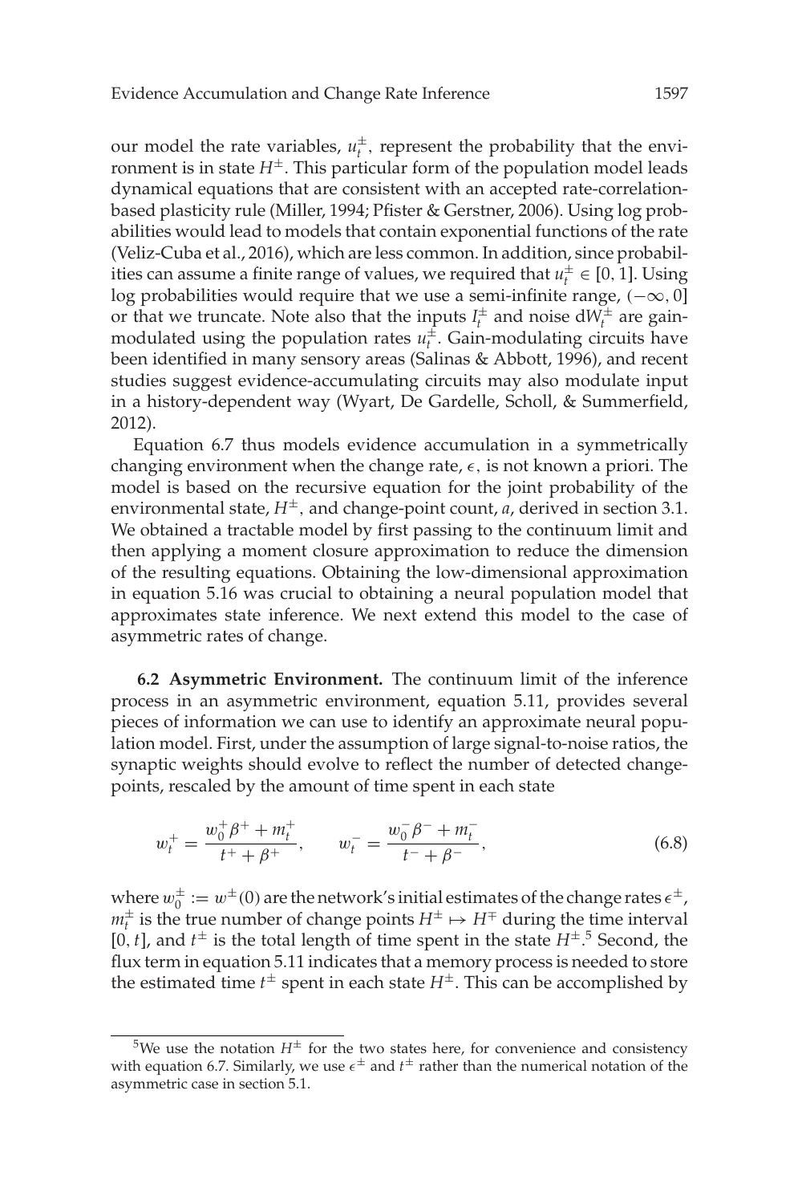our model the rate variables, $u_t^{\pm}$, represent the probability that the environment is in state $H^{\pm}$. This particular form of the population model leads dynamical equations that are consistent with an accepted rate-correlation-based plasticity rule (Miller, 1994; Pfister & Gerstner, 2006). Using log probabilities would lead to models that contain exponential functions of the rate (Veliz-Cuba et al., 2016), which are less common. In addition, since probabilities can assume a finite range of values, we required that $u_t^{\pm} \in [0, 1]$. Using log probabilities would require that we use a semi-infinite range, $(-\infty, 0]$ or that we truncate. Note also that the inputs $I_t^{\pm}$ and noise $dW_t^{\pm}$ are gain-modulated using the population rates $u_t^{\pm}$. Gain-modulating circuits have been identified in many sensory areas (Salinas & Abbott, 1996), and recent studies suggest evidence-accumulating circuits may also modulate input in a history-dependent way (Wyart, De Gardelle, Scholl, & Summerfield, 2012).

Equation 6.7 thus models evidence accumulation in a symmetrically changing environment when the change rate, $\epsilon$, is not known a priori. The model is based on the recursive equation for the joint probability of the environmental state, $H^{\pm}$, and change-point count, $a$, derived in section 3.1. We obtained a tractable model by first passing to the continuum limit and then applying a moment closure approximation to reduce the dimension of the resulting equations. Obtaining the low-dimensional approximation in equation 5.16 was crucial to obtaining a neural population model that approximates state inference. We next extend this model to the case of asymmetric rates of change.

**6.2 Asymmetric Environment.** The continuum limit of the inference process in an asymmetric environment, equation 5.11, provides several pieces of information we can use to identify an approximate neural population model. First, under the assumption of large signal-to-noise ratios, the synaptic weights should evolve to reflect the number of detected change-points, rescaled by the amount of time spent in each state

$$w_t^{+} = \frac{w_0^{+}\beta^{+} + m_t^{+}}{t^{+} + \beta^{+}}, \qquad w_t^{-} = \frac{w_0^{-}\beta^{-} + m_t^{-}}{t^{-} + \beta^{-}}, \tag{6.8}$$

where $w_0^{\pm} := w^{\pm}(0)$ are the network's initial estimates of the change rates $\epsilon^{\pm}$, $m_t^{\pm}$ is the true number of change points $H^{\pm} \mapsto H^{\mp}$ during the time interval $[0, t]$, and $t^{\pm}$ is the total length of time spent in the state $H^{\pm}$.[5] Second, the flux term in equation 5.11 indicates that a memory process is needed to store the estimated time $t^{\pm}$ spent in each state $H^{\pm}$. This can be accomplished by

[5] We use the notation $H^{\pm}$ for the two states here, for convenience and consistency with equation 6.7. Similarly, we use $\epsilon^{\pm}$ and $t^{\pm}$ rather than the numerical notation of the asymmetric case in section 5.1.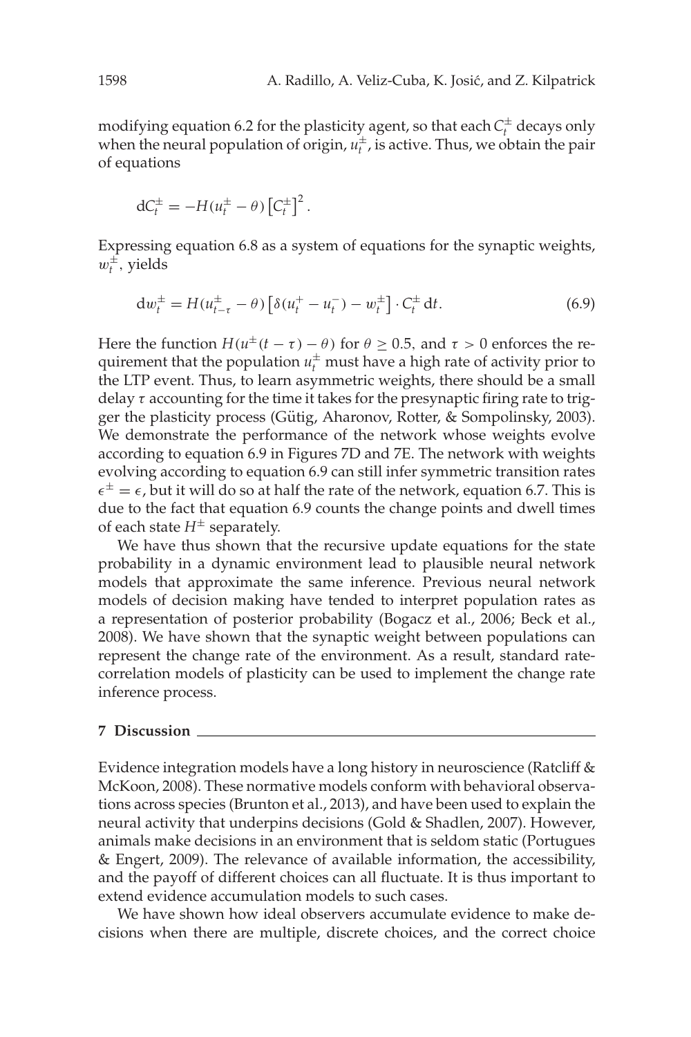modifying equation 6.2 for the plasticity agent, so that each $C_t^{\pm}$ decays only when the neural population of origin, $u_t^{\pm}$, is active. Thus, we obtain the pair of equations

$$\mathrm{d}C_t^{\pm} = -H(u_t^{\pm} - \theta)\left[C_t^{\pm}\right]^2.$$

Expressing equation 6.8 as a system of equations for the synaptic weights, $w_t^{\pm}$, yields

$$\mathrm{d}w_t^{\pm} = H(u_{t-\tau}^{\pm} - \theta)\left[\delta(u_t^{+} - u_t^{-}) - w_t^{\pm}\right] \cdot C_t^{\pm}\,\mathrm{d}t. \tag{6.9}$$

Here the function $H(u^{\pm}(t - \tau) - \theta)$ for $\theta \geq 0.5$, and $\tau > 0$ enforces the requirement that the population $u_t^{\pm}$ must have a high rate of activity prior to the LTP event. Thus, to learn asymmetric weights, there should be a small delay $\tau$ accounting for the time it takes for the presynaptic firing rate to trigger the plasticity process (Gütig, Aharonov, Rotter, & Sompolinsky, 2003). We demonstrate the performance of the network whose weights evolve according to equation 6.9 in Figures 7D and 7E. The network with weights evolving according to equation 6.9 can still infer symmetric transition rates $\epsilon^{\pm} = \epsilon$, but it will do so at half the rate of the network, equation 6.7. This is due to the fact that equation 6.9 counts the change points and dwell times of each state $H^{\pm}$ separately.

We have thus shown that the recursive update equations for the state probability in a dynamic environment lead to plausible neural network models that approximate the same inference. Previous neural network models of decision making have tended to interpret population rates as a representation of posterior probability (Bogacz et al., 2006; Beck et al., 2008). We have shown that the synaptic weight between populations can represent the change rate of the environment. As a result, standard rate-correlation models of plasticity can be used to implement the change rate inference process.

## 7 Discussion

Evidence integration models have a long history in neuroscience (Ratcliff & McKoon, 2008). These normative models conform with behavioral observations across species (Brunton et al., 2013), and have been used to explain the neural activity that underpins decisions (Gold & Shadlen, 2007). However, animals make decisions in an environment that is seldom static (Portugues & Engert, 2009). The relevance of available information, the accessibility, and the payoff of different choices can all fluctuate. It is thus important to extend evidence accumulation models to such cases.

We have shown how ideal observers accumulate evidence to make decisions when there are multiple, discrete choices, and the correct choice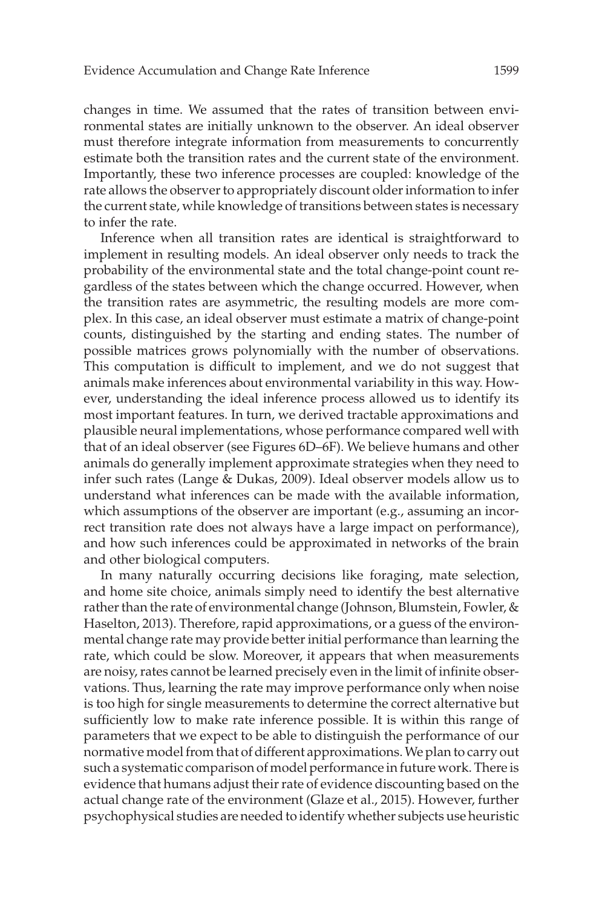changes in time. We assumed that the rates of transition between environmental states are initially unknown to the observer. An ideal observer must therefore integrate information from measurements to concurrently estimate both the transition rates and the current state of the environment. Importantly, these two inference processes are coupled: knowledge of the rate allows the observer to appropriately discount older information to infer the current state, while knowledge of transitions between states is necessary to infer the rate.

Inference when all transition rates are identical is straightforward to implement in resulting models. An ideal observer only needs to track the probability of the environmental state and the total change-point count regardless of the states between which the change occurred. However, when the transition rates are asymmetric, the resulting models are more complex. In this case, an ideal observer must estimate a matrix of change-point counts, distinguished by the starting and ending states. The number of possible matrices grows polynomially with the number of observations. This computation is difficult to implement, and we do not suggest that animals make inferences about environmental variability in this way. However, understanding the ideal inference process allowed us to identify its most important features. In turn, we derived tractable approximations and plausible neural implementations, whose performance compared well with that of an ideal observer (see Figures 6D–6F). We believe humans and other animals do generally implement approximate strategies when they need to infer such rates (Lange & Dukas, 2009). Ideal observer models allow us to understand what inferences can be made with the available information, which assumptions of the observer are important (e.g., assuming an incorrect transition rate does not always have a large impact on performance), and how such inferences could be approximated in networks of the brain and other biological computers.

In many naturally occurring decisions like foraging, mate selection, and home site choice, animals simply need to identify the best alternative rather than the rate of environmental change (Johnson, Blumstein, Fowler, & Haselton, 2013). Therefore, rapid approximations, or a guess of the environmental change rate may provide better initial performance than learning the rate, which could be slow. Moreover, it appears that when measurements are noisy, rates cannot be learned precisely even in the limit of infinite observations. Thus, learning the rate may improve performance only when noise is too high for single measurements to determine the correct alternative but sufficiently low to make rate inference possible. It is within this range of parameters that we expect to be able to distinguish the performance of our normative model from that of different approximations. We plan to carry out such a systematic comparison of model performance in future work. There is evidence that humans adjust their rate of evidence discounting based on the actual change rate of the environment (Glaze et al., 2015). However, further psychophysical studies are needed to identify whether subjects use heuristic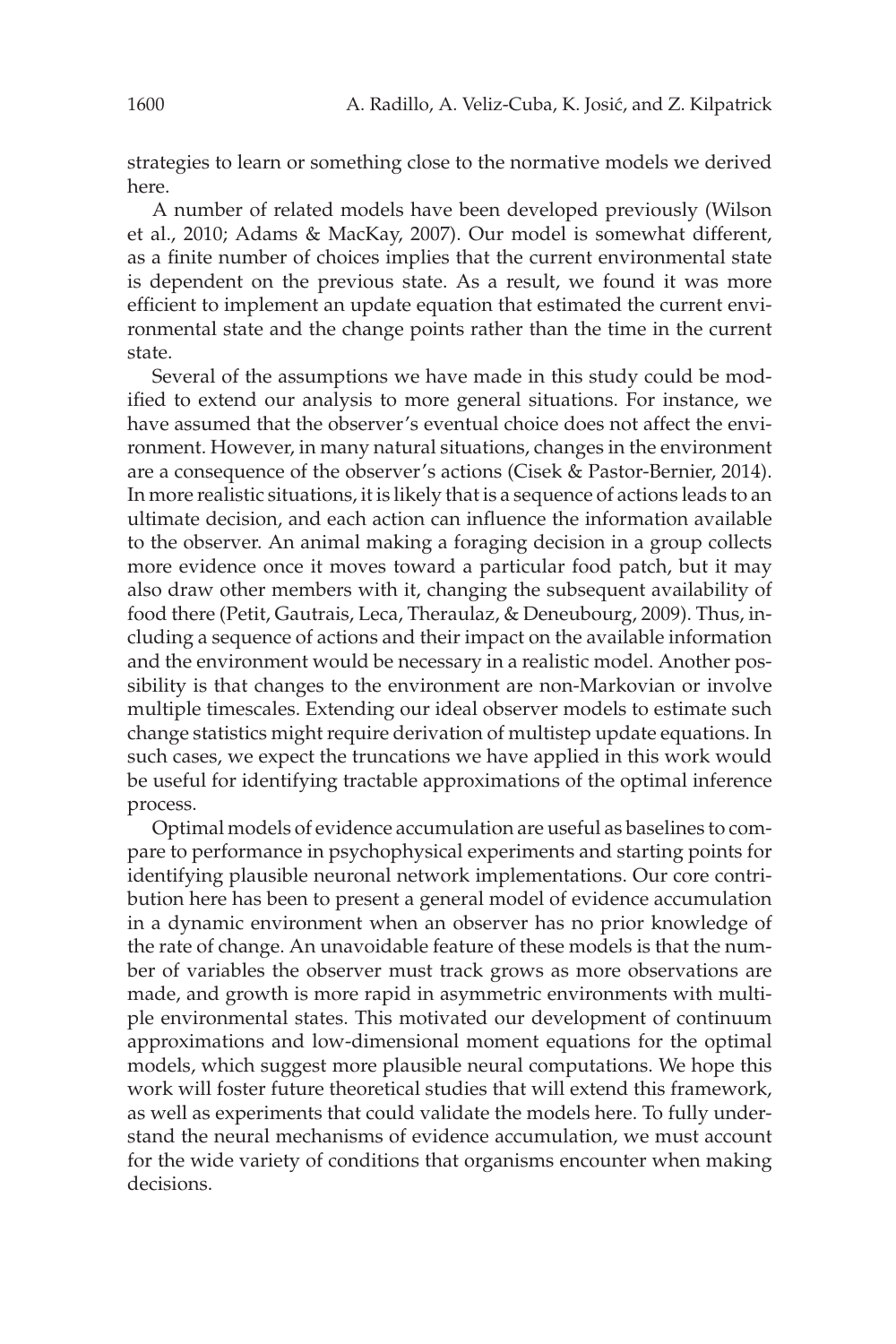strategies to learn or something close to the normative models we derived here.

A number of related models have been developed previously (Wilson et al., 2010; Adams & MacKay, 2007). Our model is somewhat different, as a finite number of choices implies that the current environmental state is dependent on the previous state. As a result, we found it was more efficient to implement an update equation that estimated the current environmental state and the change points rather than the time in the current state.

Several of the assumptions we have made in this study could be modified to extend our analysis to more general situations. For instance, we have assumed that the observer's eventual choice does not affect the environment. However, in many natural situations, changes in the environment are a consequence of the observer's actions (Cisek & Pastor-Bernier, 2014). In more realistic situations, it is likely that is a sequence of actions leads to an ultimate decision, and each action can influence the information available to the observer. An animal making a foraging decision in a group collects more evidence once it moves toward a particular food patch, but it may also draw other members with it, changing the subsequent availability of food there (Petit, Gautrais, Leca, Theraulaz, & Deneubourg, 2009). Thus, including a sequence of actions and their impact on the available information and the environment would be necessary in a realistic model. Another possibility is that changes to the environment are non-Markovian or involve multiple timescales. Extending our ideal observer models to estimate such change statistics might require derivation of multistep update equations. In such cases, we expect the truncations we have applied in this work would be useful for identifying tractable approximations of the optimal inference process.

Optimal models of evidence accumulation are useful as baselines to compare to performance in psychophysical experiments and starting points for identifying plausible neuronal network implementations. Our core contribution here has been to present a general model of evidence accumulation in a dynamic environment when an observer has no prior knowledge of the rate of change. An unavoidable feature of these models is that the number of variables the observer must track grows as more observations are made, and growth is more rapid in asymmetric environments with multiple environmental states. This motivated our development of continuum approximations and low-dimensional moment equations for the optimal models, which suggest more plausible neural computations. We hope this work will foster future theoretical studies that will extend this framework, as well as experiments that could validate the models here. To fully understand the neural mechanisms of evidence accumulation, we must account for the wide variety of conditions that organisms encounter when making decisions.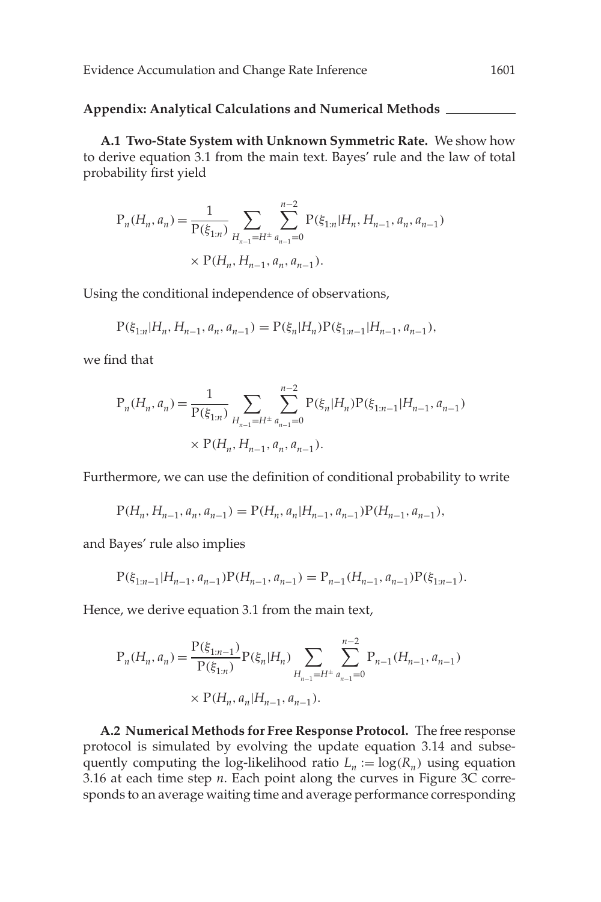## Appendix: Analytical Calculations and Numerical Methods

**A.1 Two-State System with Unknown Symmetric Rate.** We show how to derive equation 3.1 from the main text. Bayes' rule and the law of total probability first yield

$$
\begin{aligned}
\mathrm{P}_n(H_n, a_n) = \frac{1}{\mathrm{P}(\xi_{1:n})} \sum_{H_{n-1}=H^{\pm}} \sum_{a_{n-1}=0}^{n-2} &\mathrm{P}(\xi_{1:n} | H_n, H_{n-1}, a_n, a_{n-1}) \\
&\times \mathrm{P}(H_n, H_{n-1}, a_n, a_{n-1}).
\end{aligned}
$$

Using the conditional independence of observations,

$$
\mathrm{P}(\xi_{1:n} | H_n, H_{n-1}, a_n, a_{n-1}) = \mathrm{P}(\xi_n | H_n) \mathrm{P}(\xi_{1:n-1} | H_{n-1}, a_{n-1}),
$$

we find that

$$
\begin{aligned}
\mathrm{P}_n(H_n, a_n) = \frac{1}{\mathrm{P}(\xi_{1:n})} \sum_{H_{n-1}=H^{\pm}} \sum_{a_{n-1}=0}^{n-2} &\mathrm{P}(\xi_n | H_n) \mathrm{P}(\xi_{1:n-1} | H_{n-1}, a_{n-1}) \\
&\times \mathrm{P}(H_n, H_{n-1}, a_n, a_{n-1}).
\end{aligned}
$$

Furthermore, we can use the definition of conditional probability to write

$$
\mathrm{P}(H_n, H_{n-1}, a_n, a_{n-1}) = \mathrm{P}(H_n, a_n | H_{n-1}, a_{n-1}) \mathrm{P}(H_{n-1}, a_{n-1}),
$$

and Bayes' rule also implies

$$
\mathrm{P}(\xi_{1:n-1} | H_{n-1}, a_{n-1}) \mathrm{P}(H_{n-1}, a_{n-1}) = \mathrm{P}_{n-1}(H_{n-1}, a_{n-1}) \mathrm{P}(\xi_{1:n-1}).
$$

Hence, we derive equation 3.1 from the main text,

$$
\begin{aligned}
\mathrm{P}_n(H_n, a_n) = \frac{\mathrm{P}(\xi_{1:n-1})}{\mathrm{P}(\xi_{1:n})} \mathrm{P}(\xi_n | H_n) \sum_{H_{n-1}=H^{\pm}} \sum_{a_{n-1}=0}^{n-2} &\mathrm{P}_{n-1}(H_{n-1}, a_{n-1}) \\
&\times \mathrm{P}(H_n, a_n | H_{n-1}, a_{n-1}).
\end{aligned}
$$

**A.2 Numerical Methods for Free Response Protocol.** The free response protocol is simulated by evolving the update equation 3.14 and subsequently computing the log-likelihood ratio $L_n := \log(R_n)$ using equation 3.16 at each time step $n$. Each point along the curves in Figure 3C corresponds to an average waiting time and average performance corresponding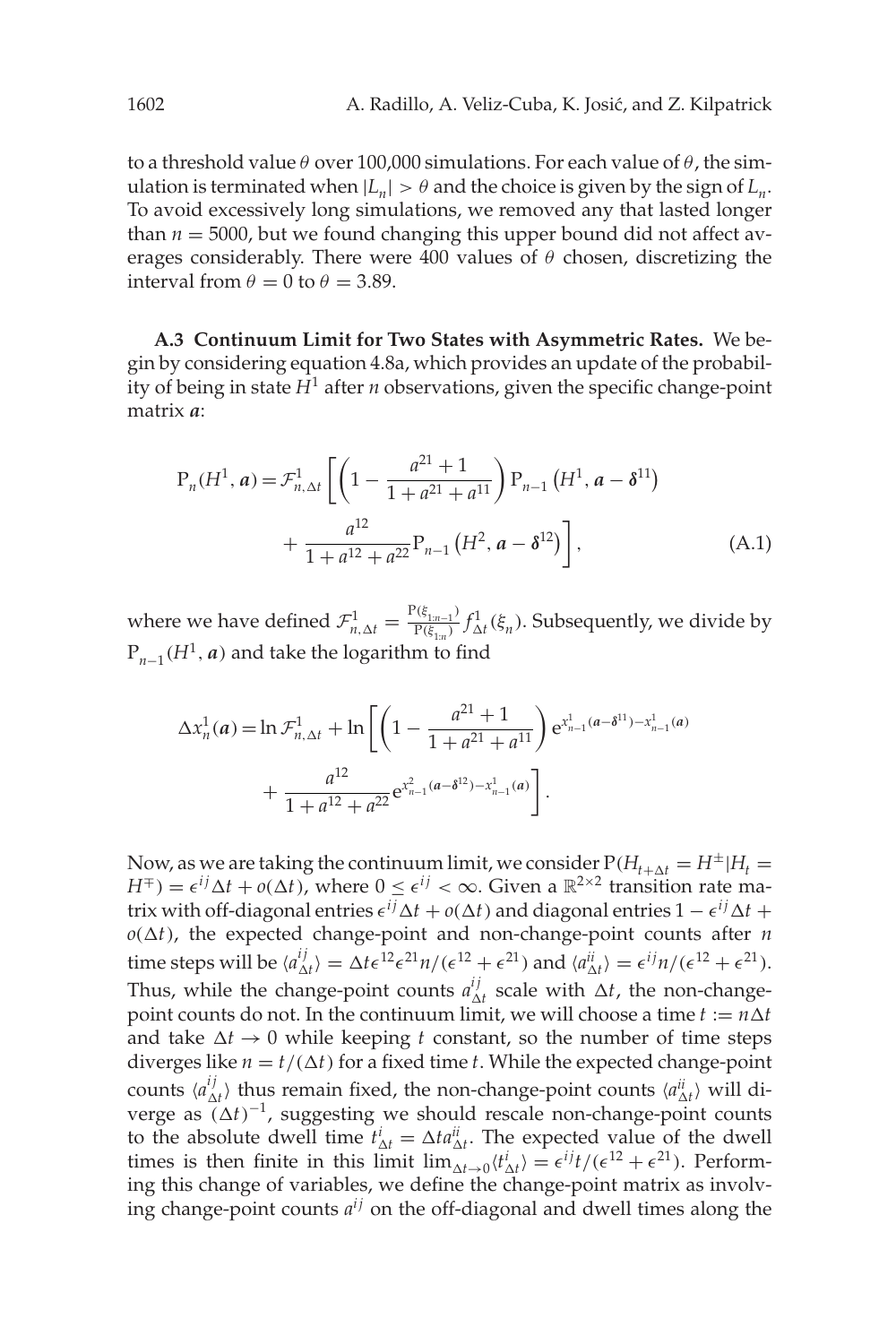to a threshold value $\theta$ over 100,000 simulations. For each value of $\theta$, the simulation is terminated when $|L_n| > \theta$ and the choice is given by the sign of $L_n$. To avoid excessively long simulations, we removed any that lasted longer than $n = 5000$, but we found changing this upper bound did not affect averages considerably. There were 400 values of $\theta$ chosen, discretizing the interval from $\theta = 0$ to $\theta = 3.89$.

**A.3 Continuum Limit for Two States with Asymmetric Rates.** We begin by considering equation 4.8a, which provides an update of the probability of being in state $H^1$ after $n$ observations, given the specific change-point matrix $\boldsymbol{a}$:

$$
\begin{aligned}
\mathrm{P}_n(H^1, \boldsymbol{a}) = \mathcal{F}^1_{n,\Delta t} \Bigg[ & \left(1 - \frac{a^{21}+1}{1+a^{21}+a^{11}}\right) \mathrm{P}_{n-1}\left(H^1, \boldsymbol{a} - \boldsymbol{\delta}^{11}\right) \\
& + \frac{a^{12}}{1+a^{12}+a^{22}} \mathrm{P}_{n-1}\left(H^2, \boldsymbol{a} - \boldsymbol{\delta}^{12}\right)\Bigg], \qquad \text{(A.1)}
\end{aligned}
$$

where we have defined $\mathcal{F}^1_{n,\Delta t} = \frac{\mathrm{P}(\xi_{1:n-1})}{\mathrm{P}(\xi_{1:n})} f^1_{\Delta t}(\xi_n)$. Subsequently, we divide by $\mathrm{P}_{n-1}(H^1, \boldsymbol{a})$ and take the logarithm to find

$$
\begin{aligned}
\Delta x^1_n(\boldsymbol{a}) = \ln \mathcal{F}^1_{n,\Delta t} + \ln \Bigg[ & \left(1 - \frac{a^{21}+1}{1+a^{21}+a^{11}}\right) \mathrm{e}^{x^1_{n-1}(\boldsymbol{a}-\boldsymbol{\delta}^{11}) - x^1_{n-1}(\boldsymbol{a})} \\
& + \frac{a^{12}}{1+a^{12}+a^{22}} \mathrm{e}^{x^2_{n-1}(\boldsymbol{a}-\boldsymbol{\delta}^{12}) - x^1_{n-1}(\boldsymbol{a})}\Bigg].
\end{aligned}
$$

Now, as we are taking the continuum limit, we consider $\mathrm{P}(H_{t+\Delta t} = H^{\pm} | H_t = H^{\mp}) = \epsilon^{ij}\Delta t + o(\Delta t)$, where $0 \leq \epsilon^{ij} < \infty$. Given a $\mathbb{R}^{2\times 2}$ transition rate matrix with off-diagonal entries $\epsilon^{ij}\Delta t + o(\Delta t)$ and diagonal entries $1 - \epsilon^{ij}\Delta t + o(\Delta t)$, the expected change-point and non-change-point counts after $n$ time steps will be $\langle a^{ij}_{\Delta t}\rangle = \Delta t \epsilon^{12}\epsilon^{21} n/(\epsilon^{12}+\epsilon^{21})$ and $\langle a^{ii}_{\Delta t}\rangle = \epsilon^{ij} n/(\epsilon^{12}+\epsilon^{21})$. Thus, while the change-point counts $a^{ij}_{\Delta t}$ scale with $\Delta t$, the non-change-point counts do not. In the continuum limit, we will choose a time $t := n\Delta t$ and take $\Delta t \to 0$ while keeping $t$ constant, so the number of time steps diverges like $n = t/(\Delta t)$ for a fixed time $t$. While the expected change-point counts $\langle a^{ij}_{\Delta t}\rangle$ thus remain fixed, the non-change-point counts $\langle a^{ii}_{\Delta t}\rangle$ will diverge as $(\Delta t)^{-1}$, suggesting we should rescale non-change-point counts to the absolute dwell time $t^i_{\Delta t} = \Delta t a^{ii}_{\Delta t}$. The expected value of the dwell times is then finite in this limit $\lim_{\Delta t\to 0}\langle t^i_{\Delta t}\rangle = \epsilon^{ij} t/(\epsilon^{12}+\epsilon^{21})$. Performing this change of variables, we define the change-point matrix as involving change-point counts $a^{ij}$ on the off-diagonal and dwell times along the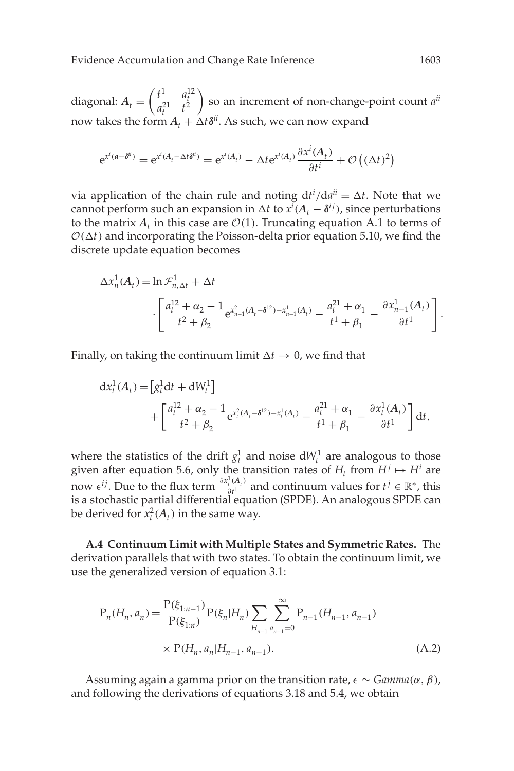diagonal: $\boldsymbol{A}_t = \begin{pmatrix} t^1 & a_t^{12} \\ a_t^{21} & t^2 \end{pmatrix}$ so an increment of non-change-point count $a^{ii}$ now takes the form $\boldsymbol{A}_t + \Delta t \boldsymbol{\delta}^{ii}$. As such, we can now expand

$$e^{x^i(\boldsymbol{a}-\boldsymbol{\delta}^{ii})} = e^{x^i(\boldsymbol{A}_t - \Delta t \boldsymbol{\delta}^{ii})} = e^{x^i(\boldsymbol{A}_t)} - \Delta t e^{x^i(\boldsymbol{A}_t)} \frac{\partial x^i(\boldsymbol{A}_t)}{\partial t^i} + \mathcal{O}\left((\Delta t)^2\right)$$

via application of the chain rule and noting $\mathrm{d}t^i/\mathrm{d}a^{ii} = \Delta t$. Note that we cannot perform such an expansion in $\Delta t$ to $x^i(\boldsymbol{A}_t - \boldsymbol{\delta}^{ij})$, since perturbations to the matrix $\boldsymbol{A}_t$ in this case are $\mathcal{O}(1)$. Truncating equation A.1 to terms of $\mathcal{O}(\Delta t)$ and incorporating the Poisson-delta prior equation 5.10, we find the discrete update equation becomes

$$\Delta x_n^1(\boldsymbol{A}_t) = \ln \mathcal{F}_{n,\Delta t}^1 + \Delta t \cdot \left[ \frac{a_t^{12} + \alpha_2 - 1}{t^2 + \beta_2} e^{x_{n-1}^2(\boldsymbol{A}_t - \boldsymbol{\delta}^{12}) - x_{n-1}^1(\boldsymbol{A}_t)} - \frac{a_t^{21} + \alpha_1}{t^1 + \beta_1} - \frac{\partial x_{n-1}^1(\boldsymbol{A}_t)}{\partial t^1} \right].$$

Finally, on taking the continuum limit $\Delta t \to 0$, we find that

$$\mathrm{d}x_t^1(\boldsymbol{A}_t) = \left[g_t^1 \mathrm{d}t + \mathrm{d}W_t^1\right] + \left[ \frac{a_t^{12} + \alpha_2 - 1}{t^2 + \beta_2} e^{x_t^2(\boldsymbol{A}_t - \boldsymbol{\delta}^{12}) - x_t^1(\boldsymbol{A}_t)} - \frac{a_t^{21} + \alpha_1}{t^1 + \beta_1} - \frac{\partial x_t^1(\boldsymbol{A}_t)}{\partial t^1} \right] \mathrm{d}t,$$

where the statistics of the drift $g_t^1$ and noise $\mathrm{d}W_t^1$ are analogous to those given after equation 5.6, only the transition rates of $H_t$ from $H^j \mapsto H^i$ are now $\epsilon^{ij}$. Due to the flux term $\frac{\partial x_t^1(\boldsymbol{A}_t)}{\partial t^1}$ and continuum values for $t^j \in \mathbb{R}^*$, this is a stochastic partial differential equation (SPDE). An analogous SPDE can be derived for $x_t^2(\boldsymbol{A}_t)$ in the same way.

**A.4 Continuum Limit with Multiple States and Symmetric Rates.** The derivation parallels that with two states. To obtain the continuum limit, we use the generalized version of equation 3.1:

$$\mathrm{P}_n(H_n, a_n) = \frac{\mathrm{P}(\xi_{1:n-1})}{\mathrm{P}(\xi_{1:n})} \mathrm{P}(\xi_n | H_n) \sum_{H_{n-1}} \sum_{a_{n-1}=0}^{\infty} \mathrm{P}_{n-1}(H_{n-1}, a_{n-1}) \times \mathrm{P}(H_n, a_n | H_{n-1}, a_{n-1}). \tag{A.2}$$

Assuming again a gamma prior on the transition rate, $\epsilon \sim \mathit{Gamma}(\alpha, \beta)$, and following the derivations of equations 3.18 and 5.4, we obtain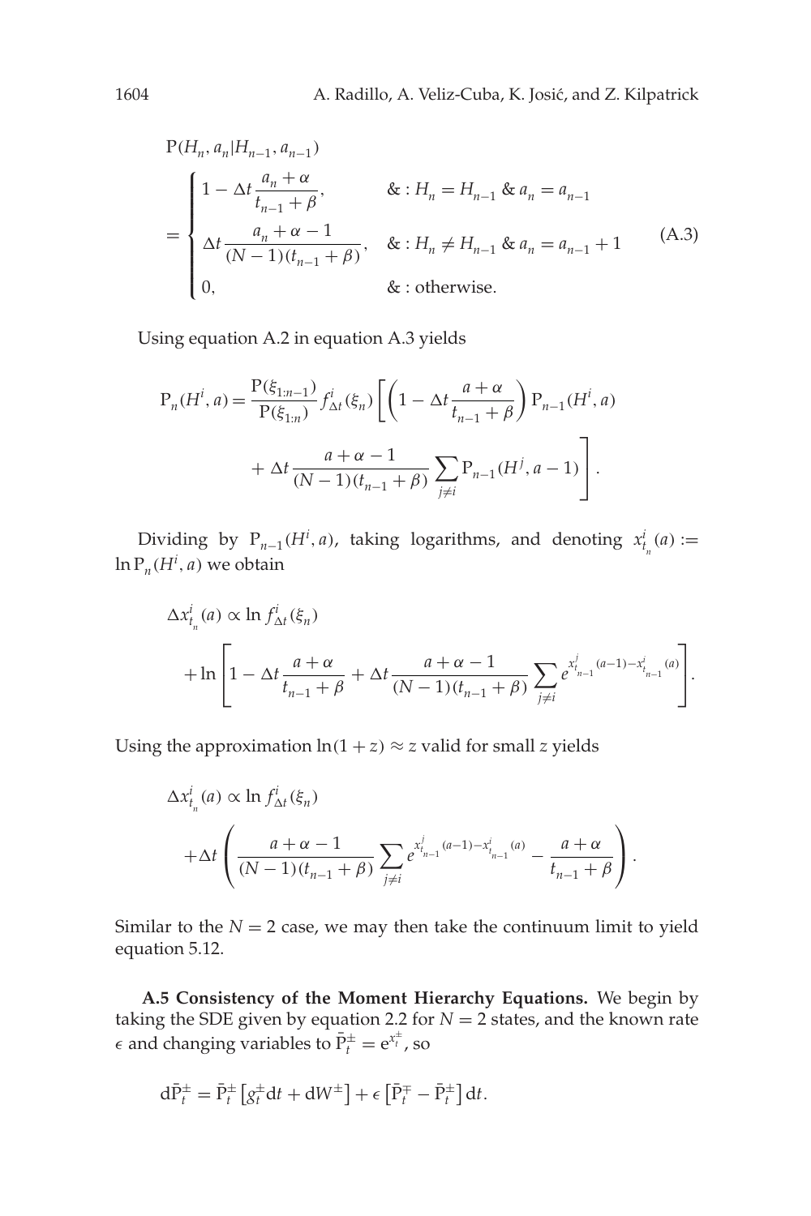$$
\mathrm{P}(H_n, a_n | H_{n-1}, a_{n-1}) = \begin{cases} 1 - \Delta t \dfrac{a_n + \alpha}{t_{n-1} + \beta}, & \& : H_n = H_{n-1} \ \& \ a_n = a_{n-1} \\ \Delta t \dfrac{a_n + \alpha - 1}{(N-1)(t_{n-1} + \beta)}, & \& : H_n \neq H_{n-1} \ \& \ a_n = a_{n-1} + 1 \\ 0, & \& : \text{otherwise.} \end{cases} \tag{A.3}
$$

Using equation A.2 in equation A.3 yields

$$
\mathrm{P}_n(H^i, a) = \frac{\mathrm{P}(\xi_{1:n-1})}{\mathrm{P}(\xi_{1:n})} f^i_{\Delta t}(\xi_n) \left[ \left( 1 - \Delta t \frac{a + \alpha}{t_{n-1} + \beta} \right) \mathrm{P}_{n-1}(H^i, a) + \Delta t \frac{a + \alpha - 1}{(N-1)(t_{n-1} + \beta)} \sum_{j \neq i} \mathrm{P}_{n-1}(H^j, a-1) \right].
$$

Dividing by $\mathrm{P}_{n-1}(H^i, a)$, taking logarithms, and denoting $x^i_{t_n}(a) := \ln \mathrm{P}_n(H^i, a)$ we obtain

$$
\Delta x^i_{t_n}(a) \propto \ln f^i_{\Delta t}(\xi_n) + \ln \left[ 1 - \Delta t \frac{a + \alpha}{t_{n-1} + \beta} + \Delta t \frac{a + \alpha - 1}{(N-1)(t_{n-1} + \beta)} \sum_{j \neq i} e^{x^j_{t_{n-1}}(a-1) - x^i_{t_{n-1}}(a)} \right].
$$

Using the approximation $\ln(1 + z) \approx z$ valid for small $z$ yields

$$
\Delta x^i_{t_n}(a) \propto \ln f^i_{\Delta t}(\xi_n) + \Delta t \left( \frac{a + \alpha - 1}{(N-1)(t_{n-1} + \beta)} \sum_{j \neq i} e^{x^j_{t_{n-1}}(a-1) - x^i_{t_{n-1}}(a)} - \frac{a + \alpha}{t_{n-1} + \beta} \right).
$$

Similar to the $N = 2$ case, we may then take the continuum limit to yield equation 5.12.

**A.5 Consistency of the Moment Hierarchy Equations.** We begin by taking the SDE given by equation 2.2 for $N = 2$ states, and the known rate $\epsilon$ and changing variables to $\bar{\mathrm{P}}^{\pm}_t = \mathrm{e}^{x^{\pm}_t}$, so

$$
\mathrm{d}\bar{\mathrm{P}}^{\pm}_t = \bar{\mathrm{P}}^{\pm}_t \left[ g^{\pm}_t \mathrm{d}t + \mathrm{d}W^{\pm} \right] + \epsilon \left[ \bar{\mathrm{P}}^{\mp}_t - \bar{\mathrm{P}}^{\pm}_t \right] \mathrm{d}t.
$$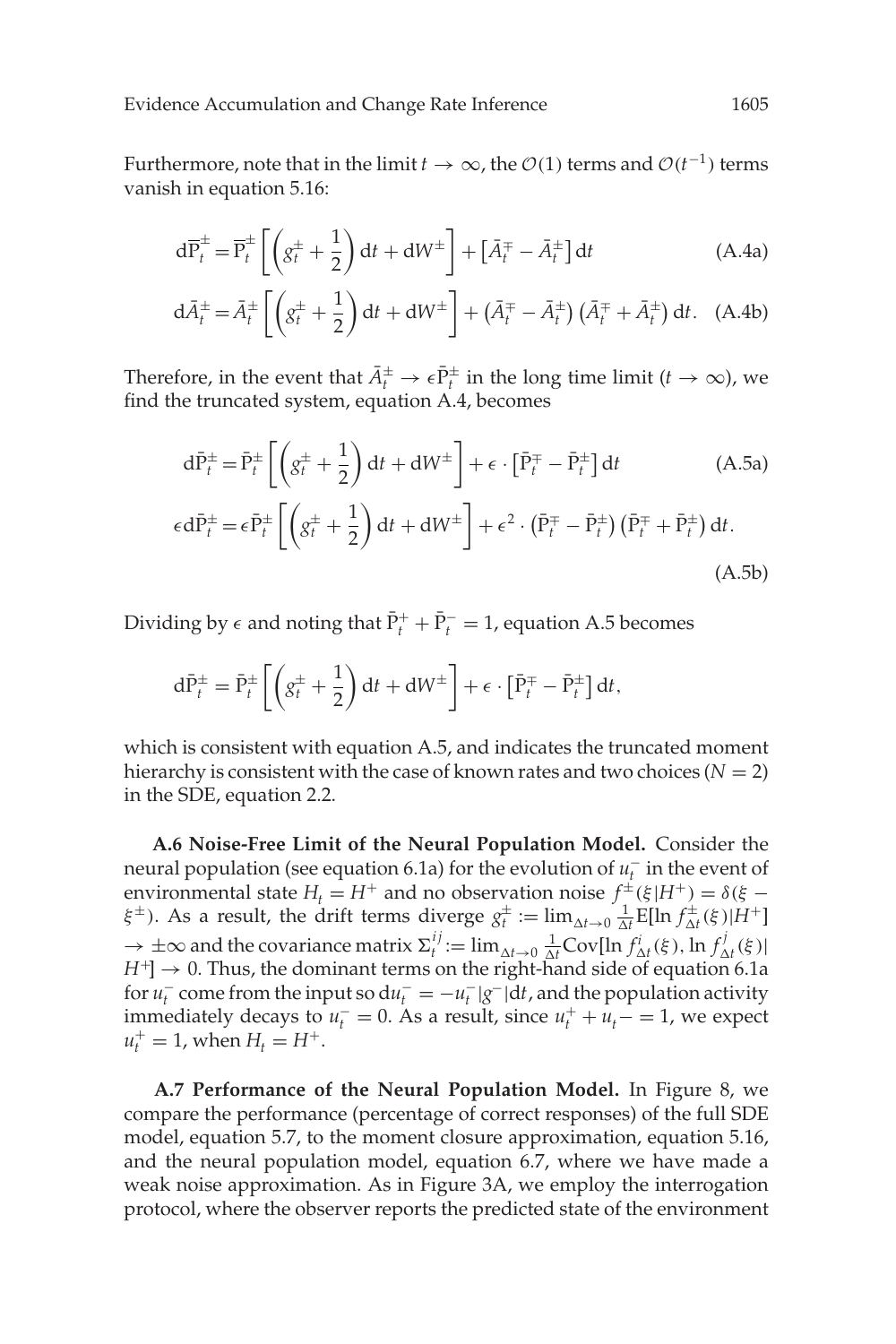Furthermore, note that in the limit $t \to \infty$, the $\mathcal{O}(1)$ terms and $\mathcal{O}(t^{-1})$ terms vanish in equation 5.16:

$$d\overline{\mathrm{P}}_t^{\pm} = \overline{\mathrm{P}}_t^{\pm}\left[\left(g_t^{\pm} + \frac{1}{2}\right)dt + dW^{\pm}\right] + \left[\bar{A}_t^{\mp} - \bar{A}_t^{\pm}\right]dt \tag{A.4a}$$

$$d\bar{A}_t^{\pm} = \bar{A}_t^{\pm}\left[\left(g_t^{\pm} + \frac{1}{2}\right)dt + dW^{\pm}\right] + \left(\bar{A}_t^{\mp} - \bar{A}_t^{\pm}\right)\left(\bar{A}_t^{\mp} + \bar{A}_t^{\pm}\right)dt. \tag{A.4b}$$

Therefore, in the event that $\bar{A}_t^{\pm} \to \epsilon\bar{\mathrm{P}}_t^{\pm}$ in the long time limit ($t \to \infty$), we find the truncated system, equation A.4, becomes

$$d\bar{\mathrm{P}}_t^{\pm} = \bar{\mathrm{P}}_t^{\pm}\left[\left(g_t^{\pm} + \frac{1}{2}\right)dt + dW^{\pm}\right] + \epsilon \cdot \left[\bar{\mathrm{P}}_t^{\mp} - \bar{\mathrm{P}}_t^{\pm}\right]dt \tag{A.5a}$$

$$\epsilon d\bar{\mathrm{P}}_t^{\pm} = \epsilon\bar{\mathrm{P}}_t^{\pm}\left[\left(g_t^{\pm} + \frac{1}{2}\right)dt + dW^{\pm}\right] + \epsilon^2 \cdot \left(\bar{\mathrm{P}}_t^{\mp} - \bar{\mathrm{P}}_t^{\pm}\right)\left(\bar{\mathrm{P}}_t^{\mp} + \bar{\mathrm{P}}_t^{\pm}\right)dt. \tag{A.5b}$$

Dividing by $\epsilon$ and noting that $\bar{\mathrm{P}}_t^{+} + \bar{\mathrm{P}}_t^{-} = 1$, equation A.5 becomes

$$d\bar{\mathrm{P}}_t^{\pm} = \bar{\mathrm{P}}_t^{\pm}\left[\left(g_t^{\pm} + \frac{1}{2}\right)dt + dW^{\pm}\right] + \epsilon \cdot \left[\bar{\mathrm{P}}_t^{\mp} - \bar{\mathrm{P}}_t^{\pm}\right]dt,$$

which is consistent with equation A.5, and indicates the truncated moment hierarchy is consistent with the case of known rates and two choices ($N = 2$) in the SDE, equation 2.2.

**A.6 Noise-Free Limit of the Neural Population Model.** Consider the neural population (see equation 6.1a) for the evolution of $u_t^-$ in the event of environmental state $H_t = H^+$ and no observation noise $f^{\pm}(\xi|H^+) = \delta(\xi - \xi^{\pm})$. As a result, the drift terms diverge $g_t^{\pm} := \lim_{\Delta t \to 0} \frac{1}{\Delta t}\mathrm{E}[\ln f_{\Delta t}^{\pm}(\xi)|H^+] \to \pm\infty$ and the covariance matrix $\Sigma_t^{ij} := \lim_{\Delta t \to 0} \frac{1}{\Delta t}\mathrm{Cov}[\ln f_{\Delta t}^{i}(\xi), \ln f_{\Delta t}^{j}(\xi)| H^+] \to 0$. Thus, the dominant terms on the right-hand side of equation 6.1a for $u_t^-$ come from the input so $du_t^- = -u_t^-|g^-|dt$, and the population activity immediately decays to $u_t^- = 0$. As a result, since $u_t^+ + u_t - = 1$, we expect $u_t^+ = 1$, when $H_t = H^+$.

**A.7 Performance of the Neural Population Model.** In Figure 8, we compare the performance (percentage of correct responses) of the full SDE model, equation 5.7, to the moment closure approximation, equation 5.16, and the neural population model, equation 6.7, where we have made a weak noise approximation. As in Figure 3A, we employ the interrogation protocol, where the observer reports the predicted state of the environment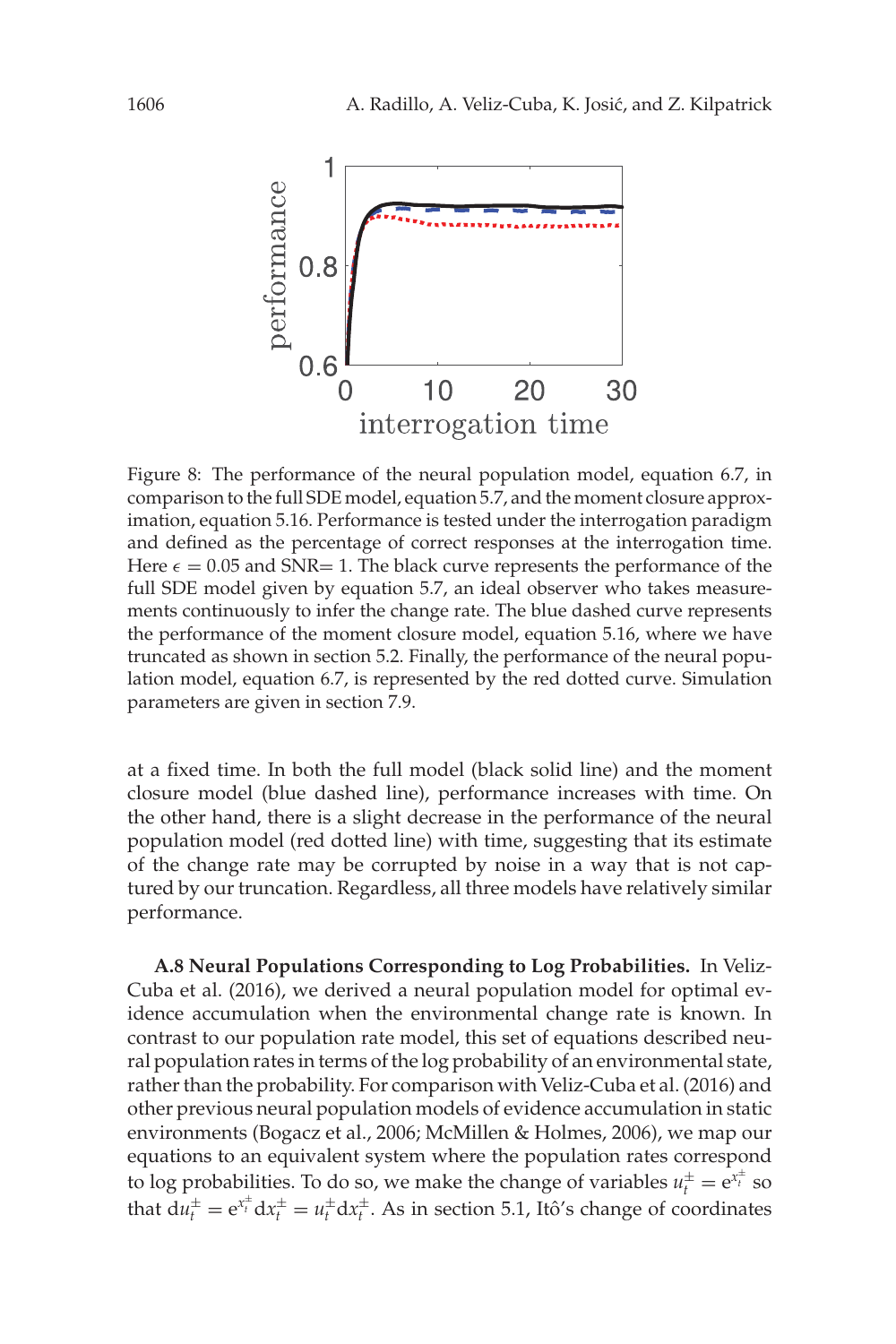Figure 8: The performance of the neural population model, equation 6.7, in comparison to the full SDE model, equation 5.7, and the moment closure approximation, equation 5.16. Performance is tested under the interrogation paradigm and defined as the percentage of correct responses at the interrogation time. Here $\epsilon = 0.05$ and SNR$= 1$. The black curve represents the performance of the full SDE model given by equation 5.7, an ideal observer who takes measurements continuously to infer the change rate. The blue dashed curve represents the performance of the moment closure model, equation 5.16, where we have truncated as shown in section 5.2. Finally, the performance of the neural population model, equation 6.7, is represented by the red dotted curve. Simulation parameters are given in section 7.9.

at a fixed time. In both the full model (black solid line) and the moment closure model (blue dashed line), performance increases with time. On the other hand, there is a slight decrease in the performance of the neural population model (red dotted line) with time, suggesting that its estimate of the change rate may be corrupted by noise in a way that is not captured by our truncation. Regardless, all three models have relatively similar performance.

**A.8 Neural Populations Corresponding to Log Probabilities.** In Veliz-Cuba et al. (2016), we derived a neural population model for optimal evidence accumulation when the environmental change rate is known. In contrast to our population rate model, this set of equations described neural population rates in terms of the log probability of an environmental state, rather than the probability. For comparison with Veliz-Cuba et al. (2016) and other previous neural population models of evidence accumulation in static environments (Bogacz et al., 2006; McMillen & Holmes, 2006), we map our equations to an equivalent system where the population rates correspond to log probabilities. To do so, we make the change of variables $u_t^{\pm} = \mathrm{e}^{x_t^{\pm}}$ so that $\mathrm{d}u_t^{\pm} = \mathrm{e}^{x_t^{\pm}}\mathrm{d}x_t^{\pm} = u_t^{\pm}\mathrm{d}x_t^{\pm}$. As in section 5.1, Itô's change of coordinates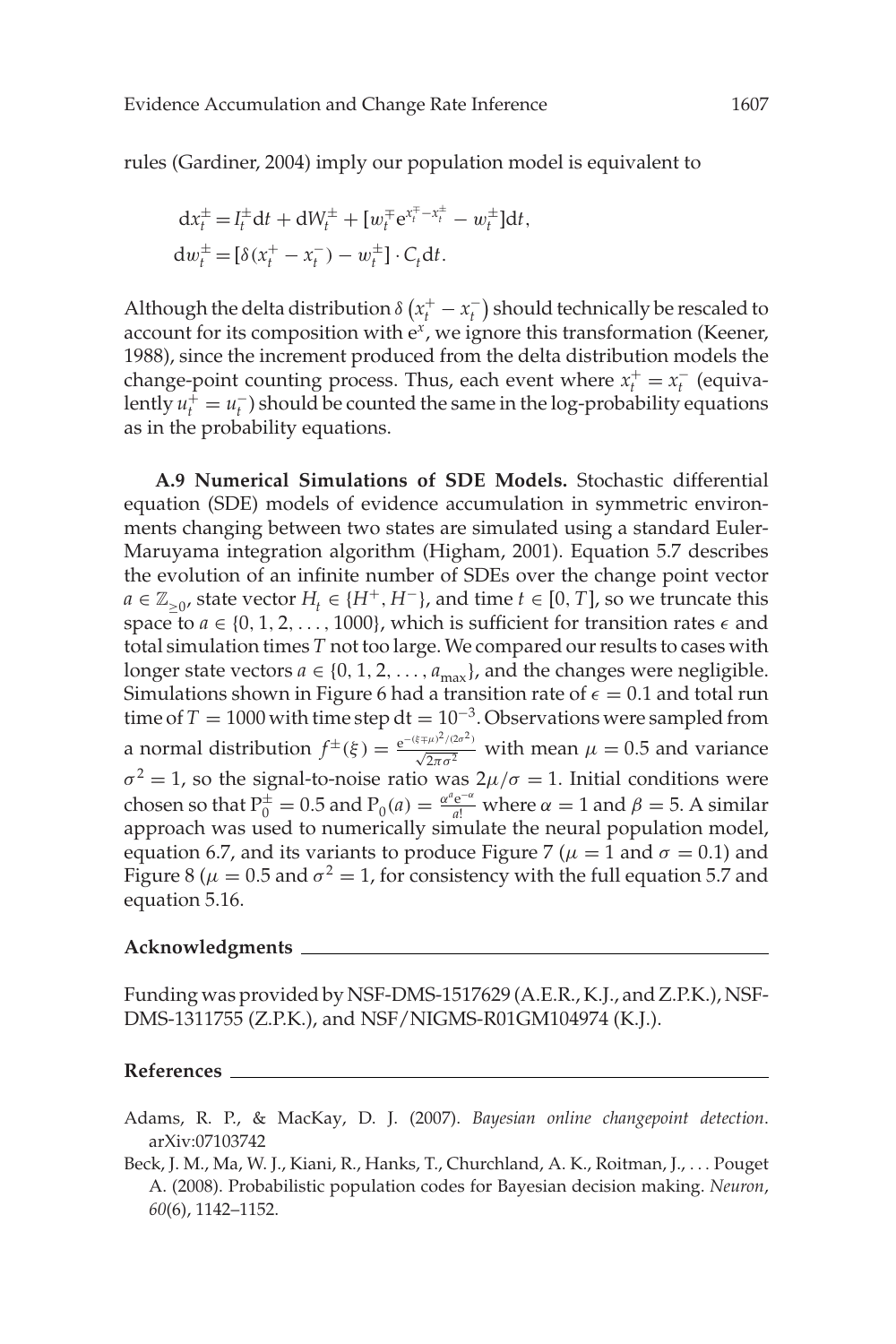rules (Gardiner, 2004) imply our population model is equivalent to

$$
\begin{aligned}
dx_t^{\pm} &= I_t^{\pm} dt + dW_t^{\pm} + [w_t^{\mp} e^{x_t^{\mp} - x_t^{\pm}} - w_t^{\pm}] dt, \\
dw_t^{\pm} &= [\delta(x_t^{+} - x_t^{-}) - w_t^{\pm}] \cdot C_t dt.
\end{aligned}
$$

Although the delta distribution $\delta\left(x_t^{+} - x_t^{-}\right)$ should technically be rescaled to account for its composition with $e^x$, we ignore this transformation (Keener, 1988), since the increment produced from the delta distribution models the change-point counting process. Thus, each event where $x_t^{+} = x_t^{-}$ (equivalently $u_t^{+} = u_t^{-}$) should be counted the same in the log-probability equations as in the probability equations.

**A.9 Numerical Simulations of SDE Models.** Stochastic differential equation (SDE) models of evidence accumulation in symmetric environments changing between two states are simulated using a standard Euler-Maruyama integration algorithm (Higham, 2001). Equation 5.7 describes the evolution of an infinite number of SDEs over the change point vector $a \in \mathbb{Z}_{\geq 0}$, state vector $H_t \in \{H^{+}, H^{-}\}$, and time $t \in [0, T]$, so we truncate this space to $a \in \{0, 1, 2, \ldots, 1000\}$, which is sufficient for transition rates $\epsilon$ and total simulation times $T$ not too large. We compared our results to cases with longer state vectors $a \in \{0, 1, 2, \ldots, a_{\max}\}$, and the changes were negligible. Simulations shown in Figure 6 had a transition rate of $\epsilon = 0.1$ and total run time of $T = 1000$ with time step $dt = 10^{-3}$. Observations were sampled from a normal distribution $f^{\pm}(\xi) = \frac{e^{-(\xi \mp \mu)^2/(2\sigma^2)}}{\sqrt{2\pi\sigma^2}}$ with mean $\mu = 0.5$ and variance $\sigma^2 = 1$, so the signal-to-noise ratio was $2\mu/\sigma = 1$. Initial conditions were chosen so that $P_0^{\pm} = 0.5$ and $P_0(a) = \frac{\alpha^a e^{-\alpha}}{a!}$ where $\alpha = 1$ and $\beta = 5$. A similar approach was used to numerically simulate the neural population model, equation 6.7, and its variants to produce Figure 7 ($\mu = 1$ and $\sigma = 0.1$) and Figure 8 ($\mu = 0.5$ and $\sigma^2 = 1$, for consistency with the full equation 5.7 and equation 5.16.

## Acknowledgments

Funding was provided by NSF-DMS-1517629 (A.E.R., K.J., and Z.P.K.), NSF-DMS-1311755 (Z.P.K.), and NSF/NIGMS-R01GM104974 (K.J.).

## References

Adams, R. P., & MacKay, D. J. (2007). *Bayesian online changepoint detection*. arXiv:07103742

Beck, J. M., Ma, W. J., Kiani, R., Hanks, T., Churchland, A. K., Roitman, J., . . . Pouget A. (2008). Probabilistic population codes for Bayesian decision making. *Neuron*, *60*(6), 1142–1152.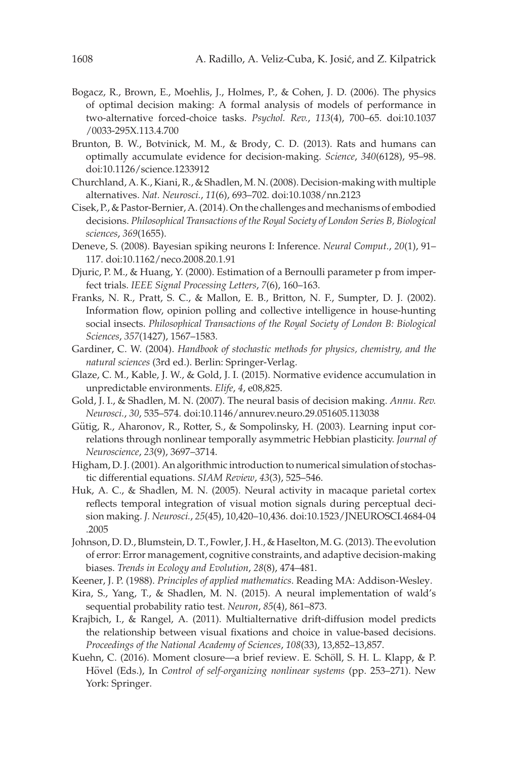Bogacz, R., Brown, E., Moehlis, J., Holmes, P., & Cohen, J. D. (2006). The physics of optimal decision making: A formal analysis of models of performance in two-alternative forced-choice tasks. *Psychol. Rev.*, *113*(4), 700–65. doi:10.1037/0033-295X.113.4.700

Brunton, B. W., Botvinick, M. M., & Brody, C. D. (2013). Rats and humans can optimally accumulate evidence for decision-making. *Science*, *340*(6128), 95–98. doi:10.1126/science.1233912

Churchland, A. K., Kiani, R., & Shadlen, M. N. (2008). Decision-making with multiple alternatives. *Nat. Neurosci.*, *11*(6), 693–702. doi:10.1038/nn.2123

Cisek, P., & Pastor-Bernier, A. (2014). On the challenges and mechanisms of embodied decisions. *Philosophical Transactions of the Royal Society of London Series B, Biological sciences*, *369*(1655).

Deneve, S. (2008). Bayesian spiking neurons I: Inference. *Neural Comput.*, *20*(1), 91–117. doi:10.1162/neco.2008.20.1.91

Djuric, P. M., & Huang, Y. (2000). Estimation of a Bernoulli parameter p from imperfect trials. *IEEE Signal Processing Letters*, *7*(6), 160–163.

Franks, N. R., Pratt, S. C., & Mallon, E. B., Britton, N. F., Sumpter, D. J. (2002). Information flow, opinion polling and collective intelligence in house-hunting social insects. *Philosophical Transactions of the Royal Society of London B: Biological Sciences*, *357*(1427), 1567–1583.

Gardiner, C. W. (2004). *Handbook of stochastic methods for physics, chemistry, and the natural sciences* (3rd ed.). Berlin: Springer-Verlag.

Glaze, C. M., Kable, J. W., & Gold, J. I. (2015). Normative evidence accumulation in unpredictable environments. *Elife*, *4*, e08,825.

Gold, J. I., & Shadlen, M. N. (2007). The neural basis of decision making. *Annu. Rev. Neurosci.*, *30*, 535–574. doi:10.1146/annurev.neuro.29.051605.113038

Gütig, R., Aharonov, R., Rotter, S., & Sompolinsky, H. (2003). Learning input correlations through nonlinear temporally asymmetric Hebbian plasticity. *Journal of Neuroscience*, *23*(9), 3697–3714.

Higham, D. J. (2001). An algorithmic introduction to numerical simulation of stochastic differential equations. *SIAM Review*, *43*(3), 525–546.

Huk, A. C., & Shadlen, M. N. (2005). Neural activity in macaque parietal cortex reflects temporal integration of visual motion signals during perceptual decision making. *J. Neurosci.*, *25*(45), 10,420–10,436. doi:10.1523/JNEUROSCI.4684-04.2005

Johnson, D. D., Blumstein, D. T., Fowler, J. H., & Haselton, M. G. (2013). The evolution of error: Error management, cognitive constraints, and adaptive decision-making biases. *Trends in Ecology and Evolution*, *28*(8), 474–481.

Keener, J. P. (1988). *Principles of applied mathematics*. Reading MA: Addison-Wesley.

Kira, S., Yang, T., & Shadlen, M. N. (2015). A neural implementation of wald's sequential probability ratio test. *Neuron*, *85*(4), 861–873.

Krajbich, I., & Rangel, A. (2011). Multialternative drift-diffusion model predicts the relationship between visual fixations and choice in value-based decisions. *Proceedings of the National Academy of Sciences*, *108*(33), 13,852–13,857.

Kuehn, C. (2016). Moment closure—a brief review. E. Schöll, S. H. L. Klapp, & P. Hövel (Eds.), In *Control of self-organizing nonlinear systems* (pp. 253–271). New York: Springer.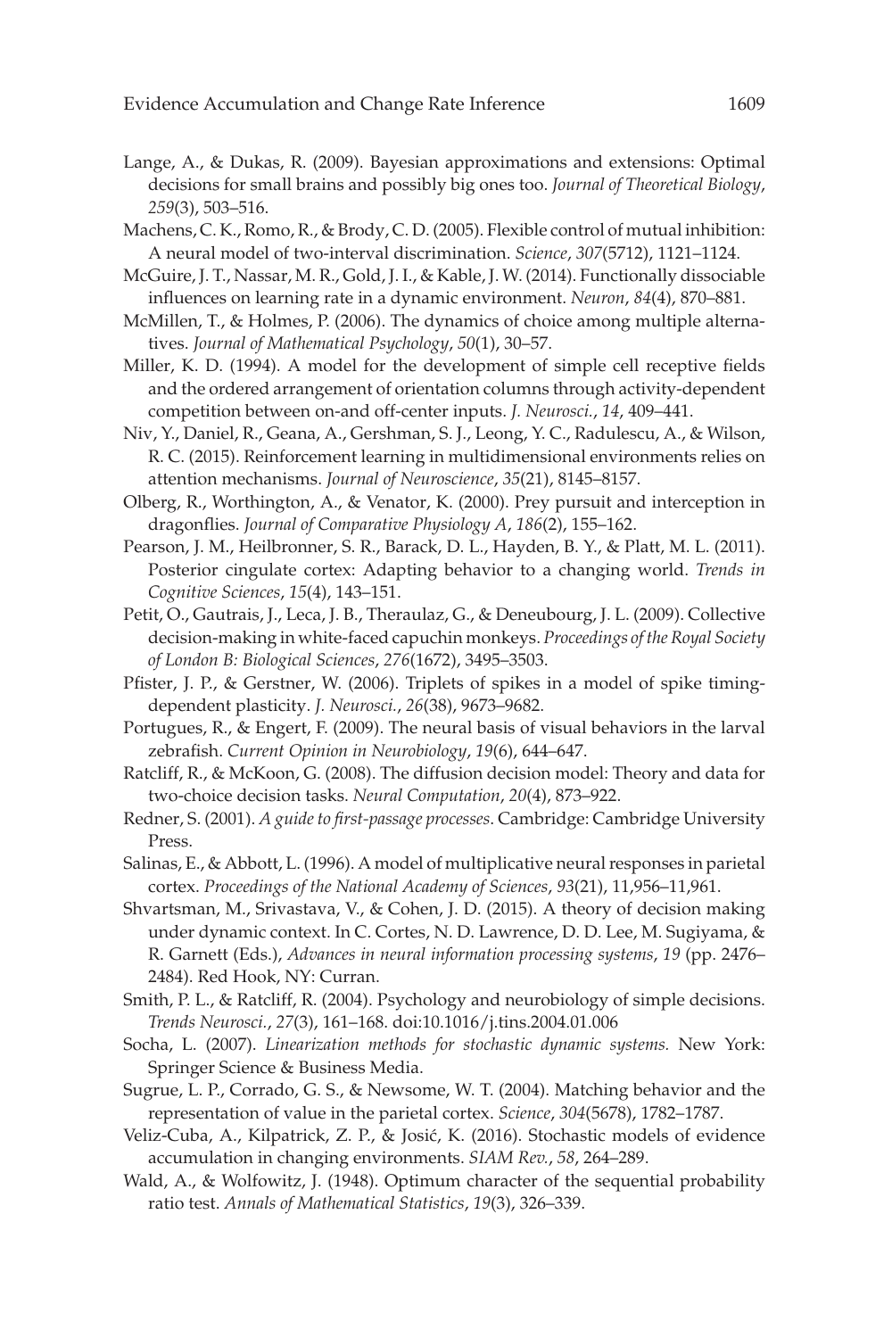Lange, A., & Dukas, R. (2009). Bayesian approximations and extensions: Optimal decisions for small brains and possibly big ones too. *Journal of Theoretical Biology*, *259*(3), 503–516.

Machens, C. K., Romo, R., & Brody, C. D. (2005). Flexible control of mutual inhibition: A neural model of two-interval discrimination. *Science*, *307*(5712), 1121–1124.

McGuire, J. T., Nassar, M. R., Gold, J. I., & Kable, J. W. (2014). Functionally dissociable influences on learning rate in a dynamic environment. *Neuron*, *84*(4), 870–881.

McMillen, T., & Holmes, P. (2006). The dynamics of choice among multiple alternatives. *Journal of Mathematical Psychology*, *50*(1), 30–57.

Miller, K. D. (1994). A model for the development of simple cell receptive fields and the ordered arrangement of orientation columns through activity-dependent competition between on-and off-center inputs. *J. Neurosci.*, *14*, 409–441.

Niv, Y., Daniel, R., Geana, A., Gershman, S. J., Leong, Y. C., Radulescu, A., & Wilson, R. C. (2015). Reinforcement learning in multidimensional environments relies on attention mechanisms. *Journal of Neuroscience*, *35*(21), 8145–8157.

Olberg, R., Worthington, A., & Venator, K. (2000). Prey pursuit and interception in dragonflies. *Journal of Comparative Physiology A*, *186*(2), 155–162.

Pearson, J. M., Heilbronner, S. R., Barack, D. L., Hayden, B. Y., & Platt, M. L. (2011). Posterior cingulate cortex: Adapting behavior to a changing world. *Trends in Cognitive Sciences*, *15*(4), 143–151.

Petit, O., Gautrais, J., Leca, J. B., Theraulaz, G., & Deneubourg, J. L. (2009). Collective decision-making in white-faced capuchin monkeys. *Proceedings of the Royal Society of London B: Biological Sciences*, *276*(1672), 3495–3503.

Pfister, J. P., & Gerstner, W. (2006). Triplets of spikes in a model of spike timing-dependent plasticity. *J. Neurosci.*, *26*(38), 9673–9682.

Portugues, R., & Engert, F. (2009). The neural basis of visual behaviors in the larval zebrafish. *Current Opinion in Neurobiology*, *19*(6), 644–647.

Ratcliff, R., & McKoon, G. (2008). The diffusion decision model: Theory and data for two-choice decision tasks. *Neural Computation*, *20*(4), 873–922.

Redner, S. (2001). *A guide to first-passage processes*. Cambridge: Cambridge University Press.

Salinas, E., & Abbott, L. (1996). A model of multiplicative neural responses in parietal cortex. *Proceedings of the National Academy of Sciences*, *93*(21), 11,956–11,961.

Shvartsman, M., Srivastava, V., & Cohen, J. D. (2015). A theory of decision making under dynamic context. In C. Cortes, N. D. Lawrence, D. D. Lee, M. Sugiyama, & R. Garnett (Eds.), *Advances in neural information processing systems*, *19* (pp. 2476–2484). Red Hook, NY: Curran.

Smith, P. L., & Ratcliff, R. (2004). Psychology and neurobiology of simple decisions. *Trends Neurosci.*, *27*(3), 161–168. doi:10.1016/j.tins.2004.01.006

Socha, L. (2007). *Linearization methods for stochastic dynamic systems.* New York: Springer Science & Business Media.

Sugrue, L. P., Corrado, G. S., & Newsome, W. T. (2004). Matching behavior and the representation of value in the parietal cortex. *Science*, *304*(5678), 1782–1787.

Veliz-Cuba, A., Kilpatrick, Z. P., & Josić, K. (2016). Stochastic models of evidence accumulation in changing environments. *SIAM Rev.*, *58*, 264–289.

Wald, A., & Wolfowitz, J. (1948). Optimum character of the sequential probability ratio test. *Annals of Mathematical Statistics*, *19*(3), 326–339.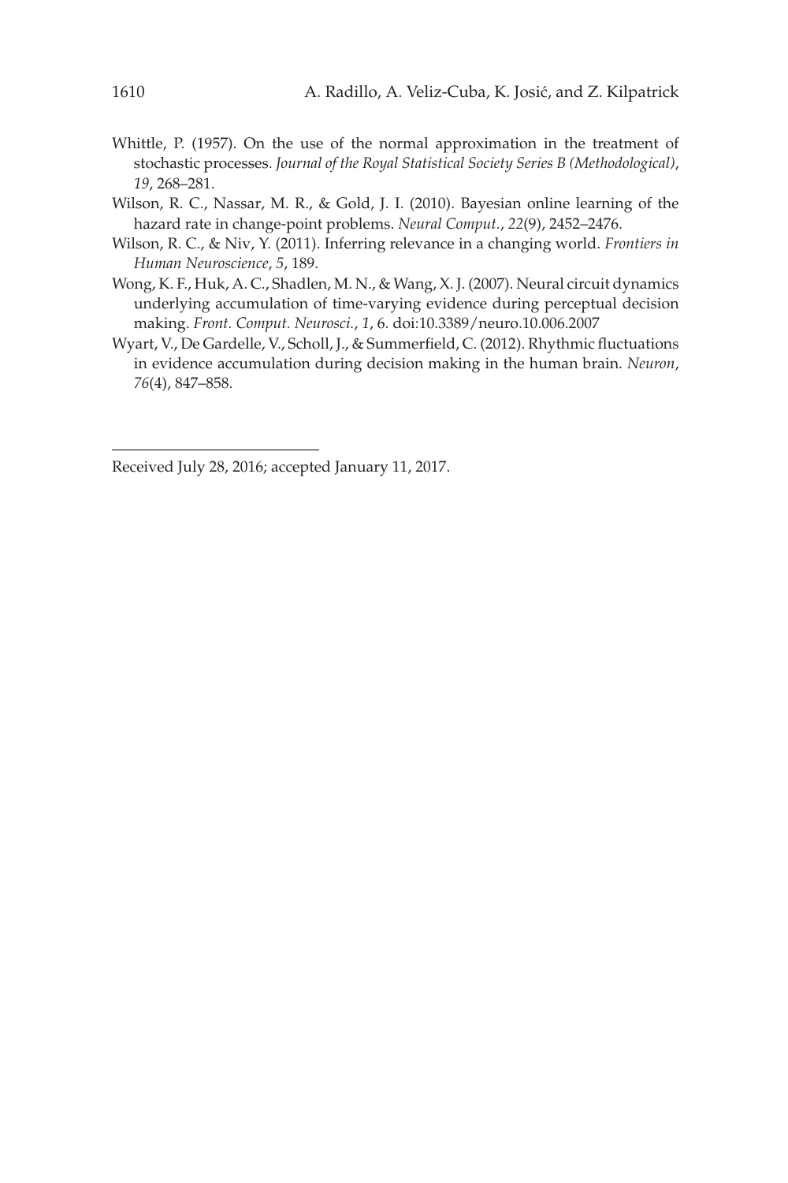Whittle, P. (1957). On the use of the normal approximation in the treatment of stochastic processes. *Journal of the Royal Statistical Society Series B (Methodological)*, *19*, 268–281.

Wilson, R. C., Nassar, M. R., & Gold, J. I. (2010). Bayesian online learning of the hazard rate in change-point problems. *Neural Comput.*, *22*(9), 2452–2476.

Wilson, R. C., & Niv, Y. (2011). Inferring relevance in a changing world. *Frontiers in Human Neuroscience*, *5*, 189.

Wong, K. F., Huk, A. C., Shadlen, M. N., & Wang, X. J. (2007). Neural circuit dynamics underlying accumulation of time-varying evidence during perceptual decision making. *Front. Comput. Neurosci.*, *1*, 6. doi:10.3389/neuro.10.006.2007

Wyart, V., De Gardelle, V., Scholl, J., & Summerfield, C. (2012). Rhythmic fluctuations in evidence accumulation during decision making in the human brain. *Neuron*, *76*(4), 847–858.

---

Received July 28, 2016; accepted January 11, 2017.